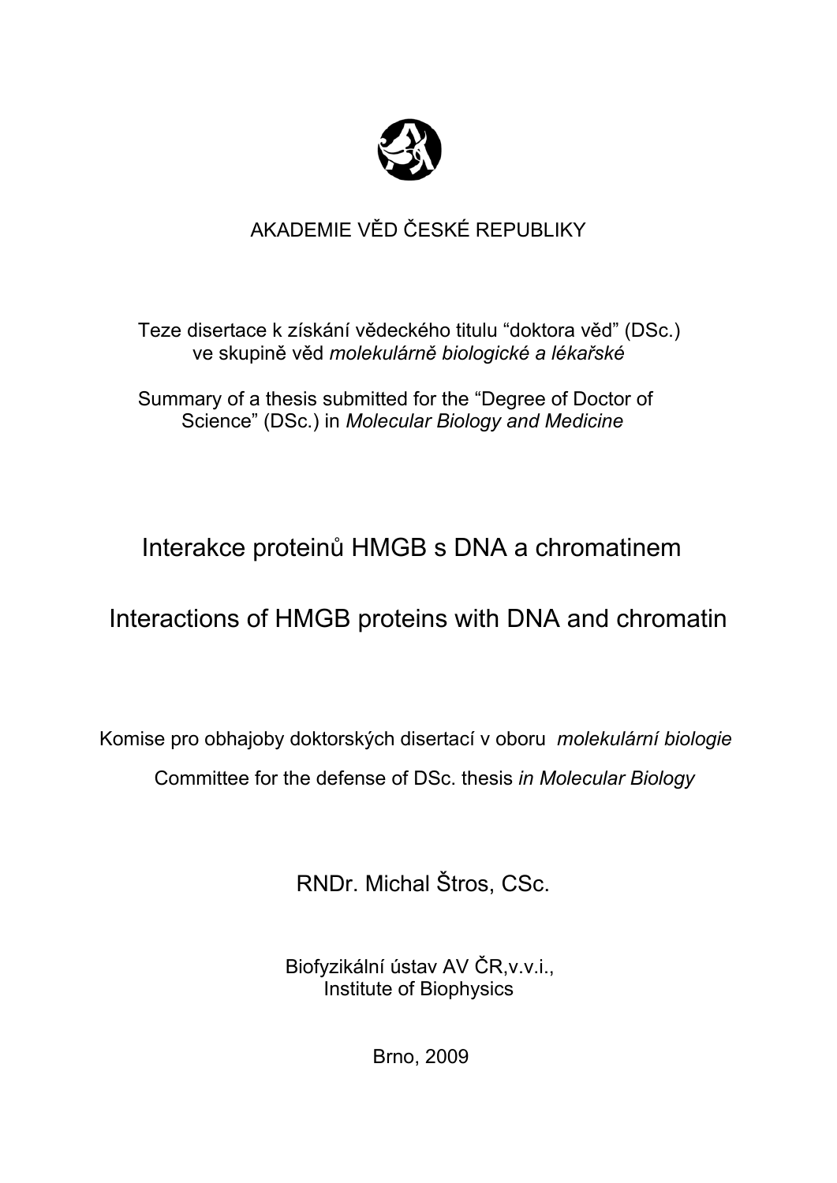AKADEMIE VĚD ČESKÉ REPUBLIKY

Teze disertace k získání vědeckého titulu "doktora věd" (DSc.)
ve skupině věd *molekulárně biologické a lékařské*

Summary of a thesis submitted for the "Degree of Doctor of Science" (DSc.) in *Molecular Biology and Medicine*

# Interakce proteinů HMGB s DNA a chromatinem

# Interactions of HMGB proteins with DNA and chromatin

Komise pro obhajoby doktorských disertací v oboru *molekulární biologie*

Committee for the defense of DSc. thesis *in Molecular Biology*

RNDr. Michal Štros, CSc.

Biofyzikální ústav AV ČR,v.v.i.,
Institute of Biophysics

Brno, 2009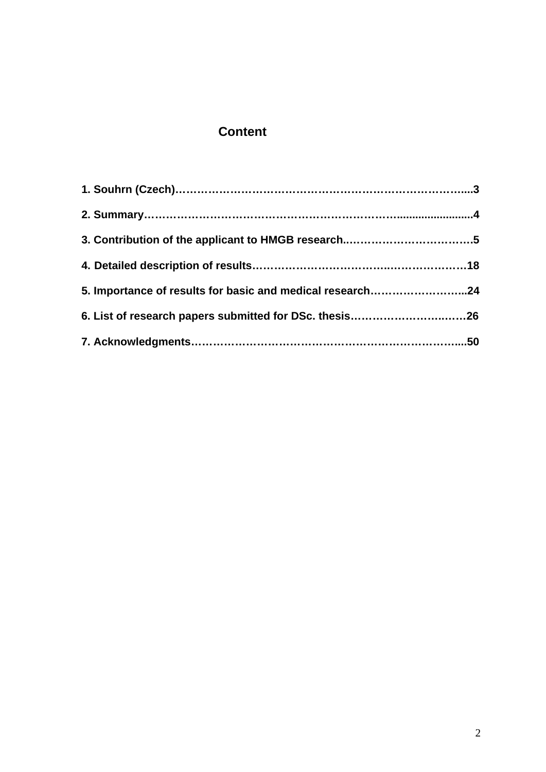# Content

**1. Souhrn (Czech)……………………………………………………………………….....3**

**2. Summary………………………………………………………………….......................4**

**3. Contribution of the applicant to HMGB research..…………………………….5**

**4. Detailed description of results…………………………………..………………18**

**5. Importance of results for basic and medical research……………………...24**

**6. List of research papers submitted for DSc. thesis…………………….……26**

**7. Acknowledgments………………………………………………………………....50**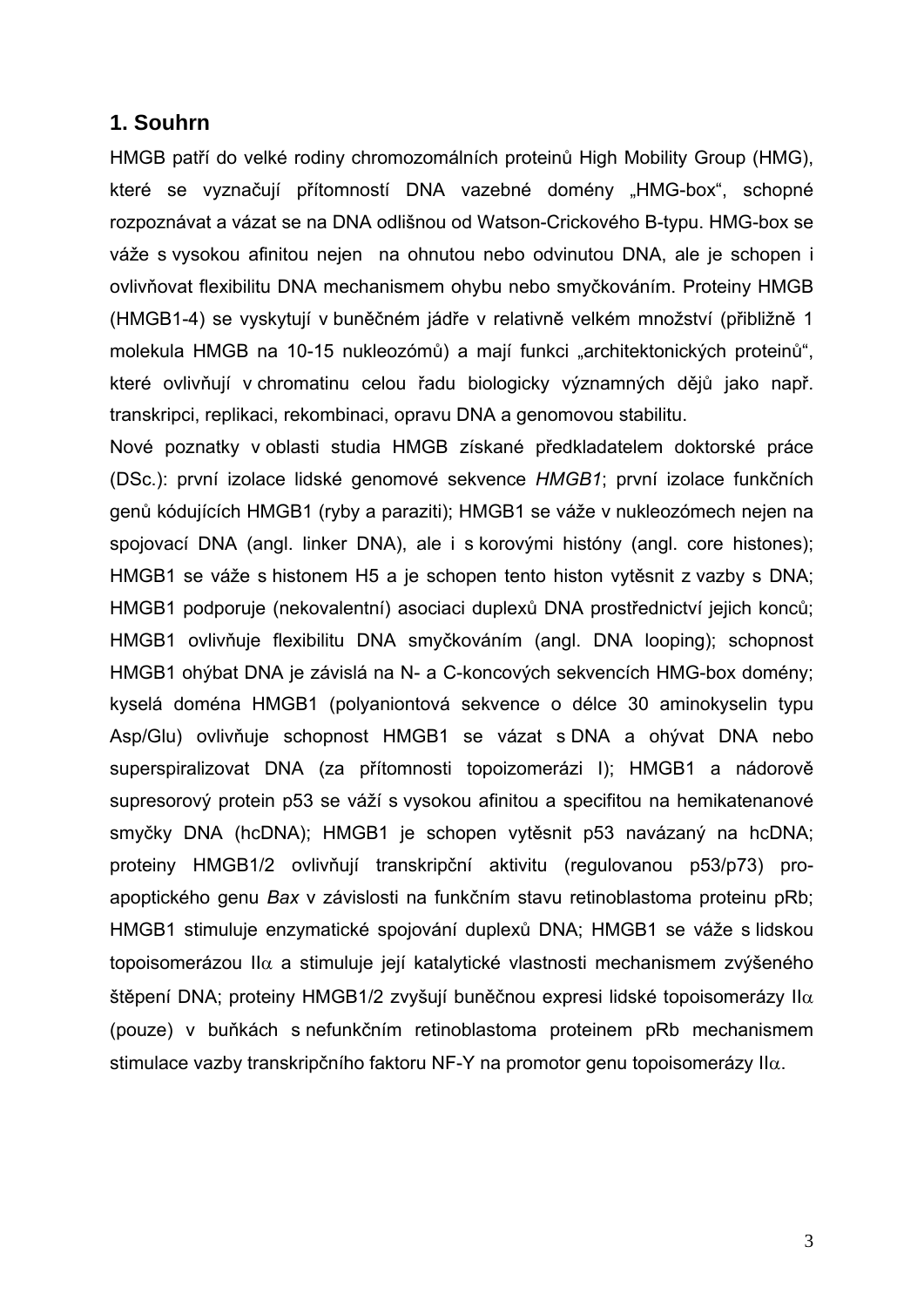## 1. Souhrn

HMGB patří do velké rodiny chromozomálních proteinů High Mobility Group (HMG), které se vyznačují přítomností DNA vazebné domény „HMG-box“, schopné rozpoznávat a vázat se na DNA odlišnou od Watson-Crickového B-typu. HMG-box se váže s vysokou afinitou nejen na ohnutou nebo odvinutou DNA, ale je schopen i ovlivňovat flexibilitu DNA mechanismem ohybu nebo smyčkováním. Proteiny HMGB (HMGB1-4) se vyskytují v buněčném jádře v relativně velkém množství (přibližně 1 molekula HMGB na 10-15 nukleozómů) a mají funkci „architektonických proteinů“, které ovlivňují v chromatinu celou řadu biologicky významných dějů jako např. transkripci, replikaci, rekombinaci, opravu DNA a genomovou stabilitu.

Nové poznatky v oblasti studia HMGB získané předkladatelem doktorské práce (DSc.): první izolace lidské genomové sekvence *HMGB1*; první izolace funkčních genů kódujících HMGB1 (ryby a paraziti); HMGB1 se váže v nukleozómech nejen na spojovací DNA (angl. linker DNA), ale i s korovými históny (angl. core histones); HMGB1 se váže s histonem H5 a je schopen tento histon vytěsnit z vazby s DNA; HMGB1 podporuje (nekovalentní) asociaci duplexů DNA prostřednictví jejich konců; HMGB1 ovlivňuje flexibilitu DNA smyčkováním (angl. DNA looping); schopnost HMGB1 ohýbat DNA je závislá na N- a C-koncových sekvencích HMG-box domény; kyselá doména HMGB1 (polyaniontová sekvence o délce 30 aminokyselin typu Asp/Glu) ovlivňuje schopnost HMGB1 se vázat s DNA a ohývat DNA nebo superspiralizovat DNA (za přítomnosti topoizomerázi I); HMGB1 a nádorově supresorový protein p53 se váží s vysokou afinitou a specifitou na hemikatenanové smyčky DNA (hcDNA); HMGB1 je schopen vytěsnit p53 navázaný na hcDNA; proteiny HMGB1/2 ovlivňují transkripční aktivitu (regulovanou p53/p73) pro-apoptického genu *Bax* v závislosti na funkčním stavu retinoblastoma proteinu pRb; HMGB1 stimuluje enzymatické spojování duplexů DNA; HMGB1 se váže s lidskou topoisomerázou II$\alpha$ a stimuluje její katalytické vlastnosti mechanismem zvýšeného štěpení DNA; proteiny HMGB1/2 zvyšují buněčnou expresi lidské topoisomerázy II$\alpha$ (pouze) v buňkách s nefunkčním retinoblastoma proteinem pRb mechanismem stimulace vazby transkripčního faktoru NF-Y na promotor genu topoisomerázy II$\alpha$.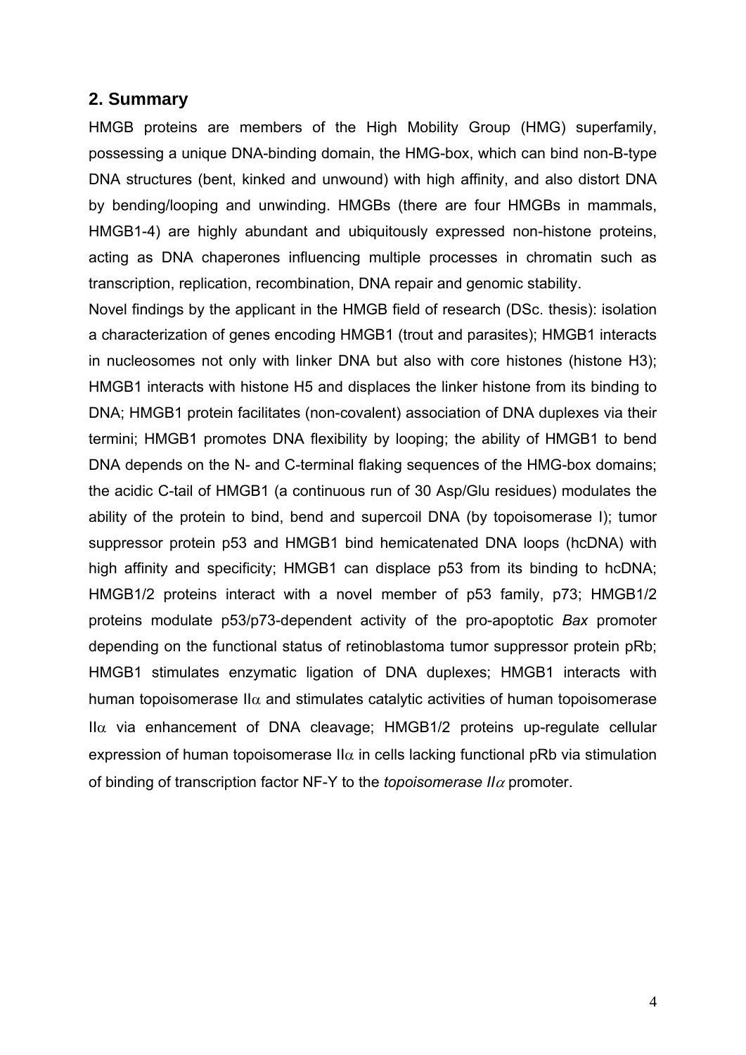## 2. Summary

HMGB proteins are members of the High Mobility Group (HMG) superfamily, possessing a unique DNA-binding domain, the HMG-box, which can bind non-B-type DNA structures (bent, kinked and unwound) with high affinity, and also distort DNA by bending/looping and unwinding. HMGBs (there are four HMGBs in mammals, HMGB1-4) are highly abundant and ubiquitously expressed non-histone proteins, acting as DNA chaperones influencing multiple processes in chromatin such as transcription, replication, recombination, DNA repair and genomic stability.

Novel findings by the applicant in the HMGB field of research (DSc. thesis): isolation a characterization of genes encoding HMGB1 (trout and parasites); HMGB1 interacts in nucleosomes not only with linker DNA but also with core histones (histone H3); HMGB1 interacts with histone H5 and displaces the linker histone from its binding to DNA; HMGB1 protein facilitates (non-covalent) association of DNA duplexes via their termini; HMGB1 promotes DNA flexibility by looping; the ability of HMGB1 to bend DNA depends on the N- and C-terminal flaking sequences of the HMG-box domains; the acidic C-tail of HMGB1 (a continuous run of 30 Asp/Glu residues) modulates the ability of the protein to bind, bend and supercoil DNA (by topoisomerase I); tumor suppressor protein p53 and HMGB1 bind hemicatenated DNA loops (hcDNA) with high affinity and specificity; HMGB1 can displace p53 from its binding to hcDNA; HMGB1/2 proteins interact with a novel member of p53 family, p73; HMGB1/2 proteins modulate p53/p73-dependent activity of the pro-apoptotic *Bax* promoter depending on the functional status of retinoblastoma tumor suppressor protein pRb; HMGB1 stimulates enzymatic ligation of DNA duplexes; HMGB1 interacts with human topoisomerase II$\alpha$ and stimulates catalytic activities of human topoisomerase II$\alpha$ via enhancement of DNA cleavage; HMGB1/2 proteins up-regulate cellular expression of human topoisomerase II$\alpha$ in cells lacking functional pRb via stimulation of binding of transcription factor NF-Y to the *topoisomerase II*$\alpha$ promoter.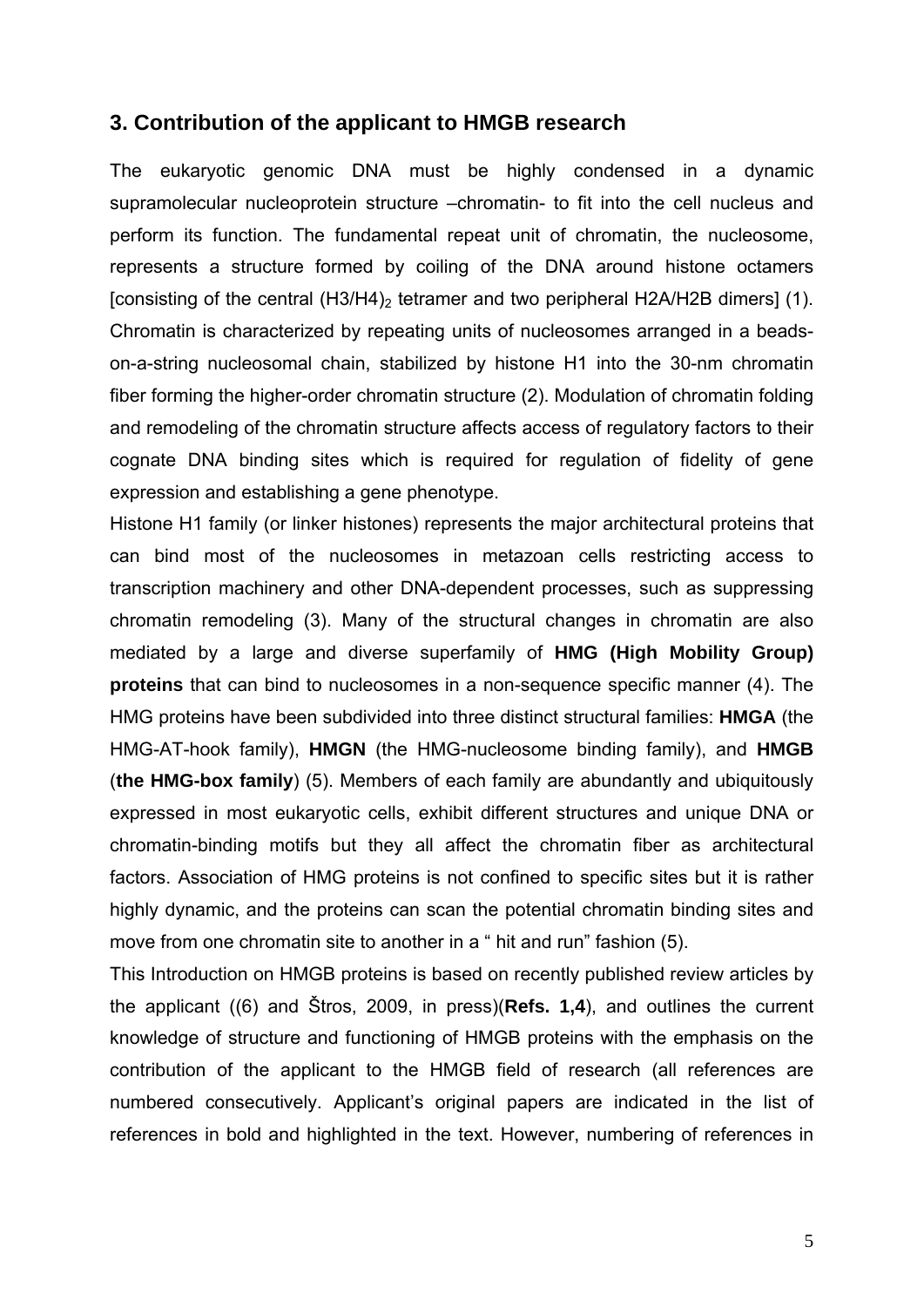## 3. Contribution of the applicant to HMGB research

The eukaryotic genomic DNA must be highly condensed in a dynamic supramolecular nucleoprotein structure –chromatin- to fit into the cell nucleus and perform its function. The fundamental repeat unit of chromatin, the nucleosome, represents a structure formed by coiling of the DNA around histone octamers [consisting of the central $(H3/H4)_2$ tetramer and two peripheral H2A/H2B dimers] (1). Chromatin is characterized by repeating units of nucleosomes arranged in a beads-on-a-string nucleosomal chain, stabilized by histone H1 into the 30-nm chromatin fiber forming the higher-order chromatin structure (2). Modulation of chromatin folding and remodeling of the chromatin structure affects access of regulatory factors to their cognate DNA binding sites which is required for regulation of fidelity of gene expression and establishing a gene phenotype.

Histone H1 family (or linker histones) represents the major architectural proteins that can bind most of the nucleosomes in metazoan cells restricting access to transcription machinery and other DNA-dependent processes, such as suppressing chromatin remodeling (3). Many of the structural changes in chromatin are also mediated by a large and diverse superfamily of **HMG (High Mobility Group) proteins** that can bind to nucleosomes in a non-sequence specific manner (4). The HMG proteins have been subdivided into three distinct structural families: **HMGA** (the HMG-AT-hook family), **HMGN** (the HMG-nucleosome binding family), and **HMGB** (**the HMG-box family**) (5). Members of each family are abundantly and ubiquitously expressed in most eukaryotic cells, exhibit different structures and unique DNA or chromatin-binding motifs but they all affect the chromatin fiber as architectural factors. Association of HMG proteins is not confined to specific sites but it is rather highly dynamic, and the proteins can scan the potential chromatin binding sites and move from one chromatin site to another in a " hit and run" fashion (5).

This Introduction on HMGB proteins is based on recently published review articles by the applicant ((6) and Štros, 2009, in press)(**Refs. 1,4**), and outlines the current knowledge of structure and functioning of HMGB proteins with the emphasis on the contribution of the applicant to the HMGB field of research (all references are numbered consecutively. Applicant's original papers are indicated in the list of references in bold and highlighted in the text. However, numbering of references in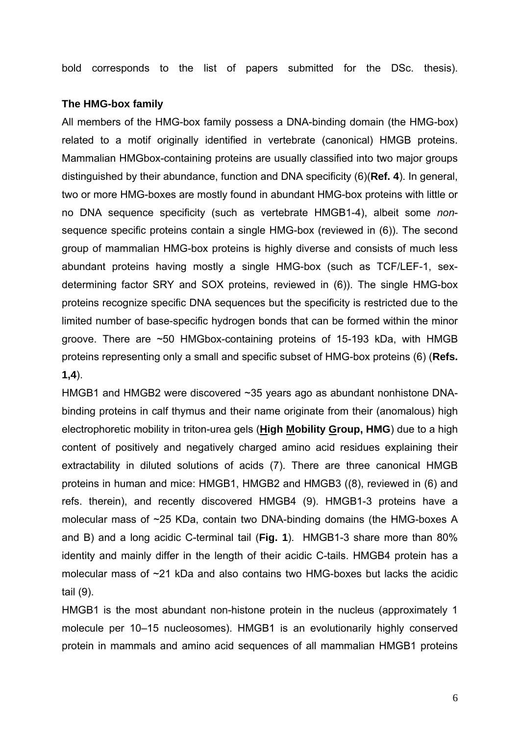bold corresponds to the list of papers submitted for the DSc. thesis).

**The HMG-box family**

All members of the HMG-box family possess a DNA-binding domain (the HMG-box) related to a motif originally identified in vertebrate (canonical) HMGB proteins. Mammalian HMGbox-containing proteins are usually classified into two major groups distinguished by their abundance, function and DNA specificity (6)(**Ref. 4**). In general, two or more HMG-boxes are mostly found in abundant HMG-box proteins with little or no DNA sequence specificity (such as vertebrate HMGB1-4), albeit some *non*-sequence specific proteins contain a single HMG-box (reviewed in (6)). The second group of mammalian HMG-box proteins is highly diverse and consists of much less abundant proteins having mostly a single HMG-box (such as TCF/LEF-1, sex-determining factor SRY and SOX proteins, reviewed in (6)). The single HMG-box proteins recognize specific DNA sequences but the specificity is restricted due to the limited number of base-specific hydrogen bonds that can be formed within the minor groove. There are ~50 HMGbox-containing proteins of 15-193 kDa, with HMGB proteins representing only a small and specific subset of HMG-box proteins (6) (**Refs. 1,4**).

HMGB1 and HMGB2 were discovered ~35 years ago as abundant nonhistone DNA-binding proteins in calf thymus and their name originate from their (anomalous) high electrophoretic mobility in triton-urea gels (**High Mobility Group, HMG**) due to a high content of positively and negatively charged amino acid residues explaining their extractability in diluted solutions of acids (7). There are three canonical HMGB proteins in human and mice: HMGB1, HMGB2 and HMGB3 ((8), reviewed in (6) and refs. therein), and recently discovered HMGB4 (9). HMGB1-3 proteins have a molecular mass of ~25 KDa, contain two DNA-binding domains (the HMG-boxes A and B) and a long acidic C-terminal tail (**Fig. 1**). HMGB1-3 share more than 80% identity and mainly differ in the length of their acidic C-tails. HMGB4 protein has a molecular mass of ~21 kDa and also contains two HMG-boxes but lacks the acidic tail (9).

HMGB1 is the most abundant non-histone protein in the nucleus (approximately 1 molecule per 10–15 nucleosomes). HMGB1 is an evolutionarily highly conserved protein in mammals and amino acid sequences of all mammalian HMGB1 proteins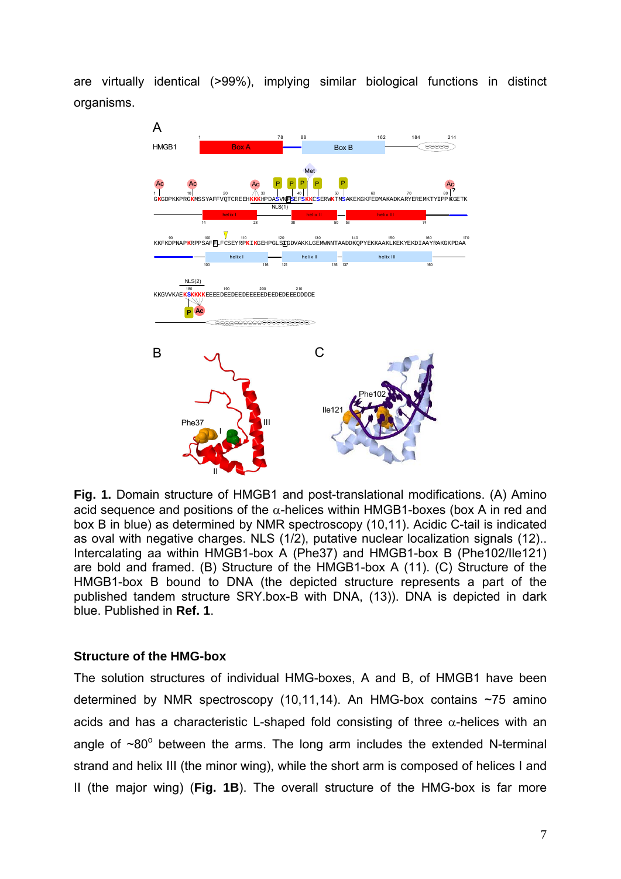are virtually identical (>99%), implying similar biological functions in distinct organisms.

**Fig. 1.** Domain structure of HMGB1 and post-translational modifications. (A) Amino acid sequence and positions of the α-helices within HMGB1-boxes (box A in red and box B in blue) as determined by NMR spectroscopy (10,11). Acidic C-tail is indicated as oval with negative charges. NLS (1/2), putative nuclear localization signals (12).. Intercalating aa within HMGB1-box A (Phe37) and HMGB1-box B (Phe102/Ile121) are bold and framed. (B) Structure of the HMGB1-box A (11). (C) Structure of the HMGB1-box B bound to DNA (the depicted structure represents a part of the published tandem structure SRY.box-B with DNA, (13)). DNA is depicted in dark blue. Published in **Ref. 1**.

### Structure of the HMG-box

The solution structures of individual HMG-boxes, A and B, of HMGB1 have been determined by NMR spectroscopy (10,11,14). An HMG-box contains ~75 amino acids and has a characteristic L-shaped fold consisting of three α-helices with an angle of ~80° between the arms. The long arm includes the extended N-terminal strand and helix III (the minor wing), while the short arm is composed of helices I and II (the major wing) (**Fig. 1B**). The overall structure of the HMG-box is far more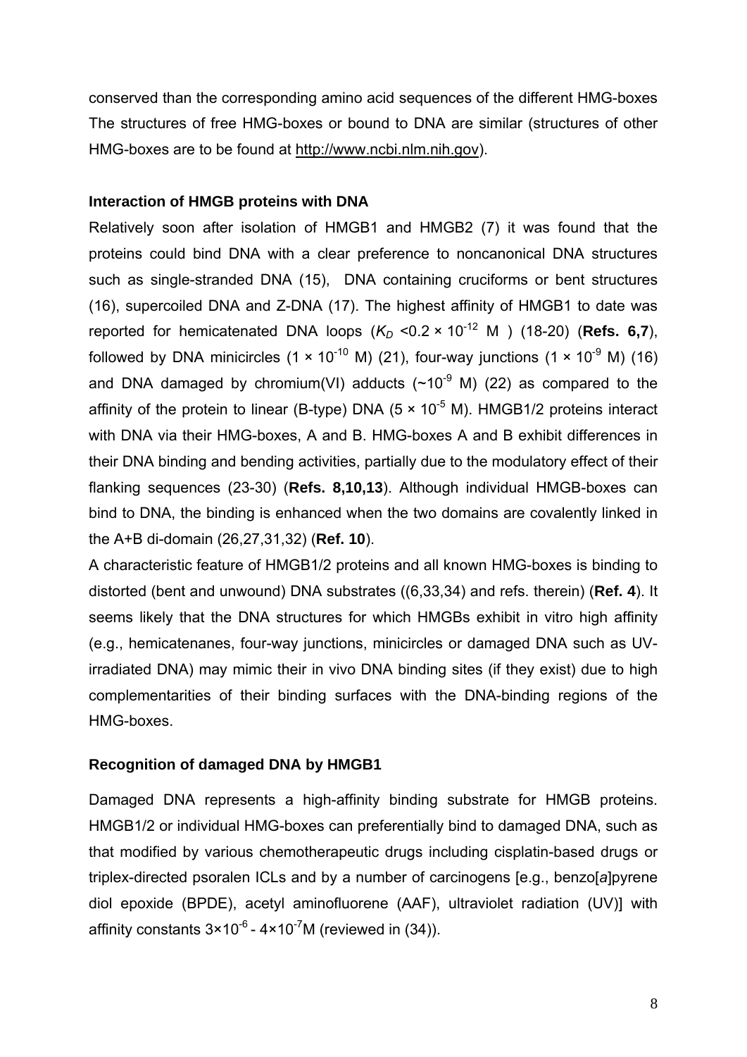conserved than the corresponding amino acid sequences of the different HMG-boxes The structures of free HMG-boxes or bound to DNA are similar (structures of other HMG-boxes are to be found at http://www.ncbi.nlm.nih.gov).

### Interaction of HMGB proteins with DNA

Relatively soon after isolation of HMGB1 and HMGB2 (7) it was found that the proteins could bind DNA with a clear preference to noncanonical DNA structures such as single-stranded DNA (15), DNA containing cruciforms or bent structures (16), supercoiled DNA and Z-DNA (17). The highest affinity of HMGB1 to date was reported for hemicatenated DNA loops ($K_D$ <$0.2 \times 10^{-12}$ M ) (18-20) (**Refs. 6,7**), followed by DNA minicircles ($1 \times 10^{-10}$ M) (21), four-way junctions ($1 \times 10^{-9}$ M) (16) and DNA damaged by chromium(VI) adducts (~$10^{-9}$ M) (22) as compared to the affinity of the protein to linear (B-type) DNA ($5 \times 10^{-5}$ M). HMGB1/2 proteins interact with DNA via their HMG-boxes, A and B. HMG-boxes A and B exhibit differences in their DNA binding and bending activities, partially due to the modulatory effect of their flanking sequences (23-30) (**Refs. 8,10,13**). Although individual HMGB-boxes can bind to DNA, the binding is enhanced when the two domains are covalently linked in the A+B di-domain (26,27,31,32) (**Ref. 10**).

A characteristic feature of HMGB1/2 proteins and all known HMG-boxes is binding to distorted (bent and unwound) DNA substrates ((6,33,34) and refs. therein) (**Ref. 4**). It seems likely that the DNA structures for which HMGBs exhibit in vitro high affinity (e.g., hemicatenanes, four-way junctions, minicircles or damaged DNA such as UV-irradiated DNA) may mimic their in vivo DNA binding sites (if they exist) due to high complementarities of their binding surfaces with the DNA-binding regions of the HMG-boxes.

### Recognition of damaged DNA by HMGB1

Damaged DNA represents a high-affinity binding substrate for HMGB proteins. HMGB1/2 or individual HMG-boxes can preferentially bind to damaged DNA, such as that modified by various chemotherapeutic drugs including cisplatin-based drugs or triplex-directed psoralen ICLs and by a number of carcinogens [e.g., benzo[*a*]pyrene diol epoxide (BPDE), acetyl aminofluorene (AAF), ultraviolet radiation (UV)] with affinity constants $3\times10^{-6}$ - $4\times10^{-7}$M (reviewed in (34)).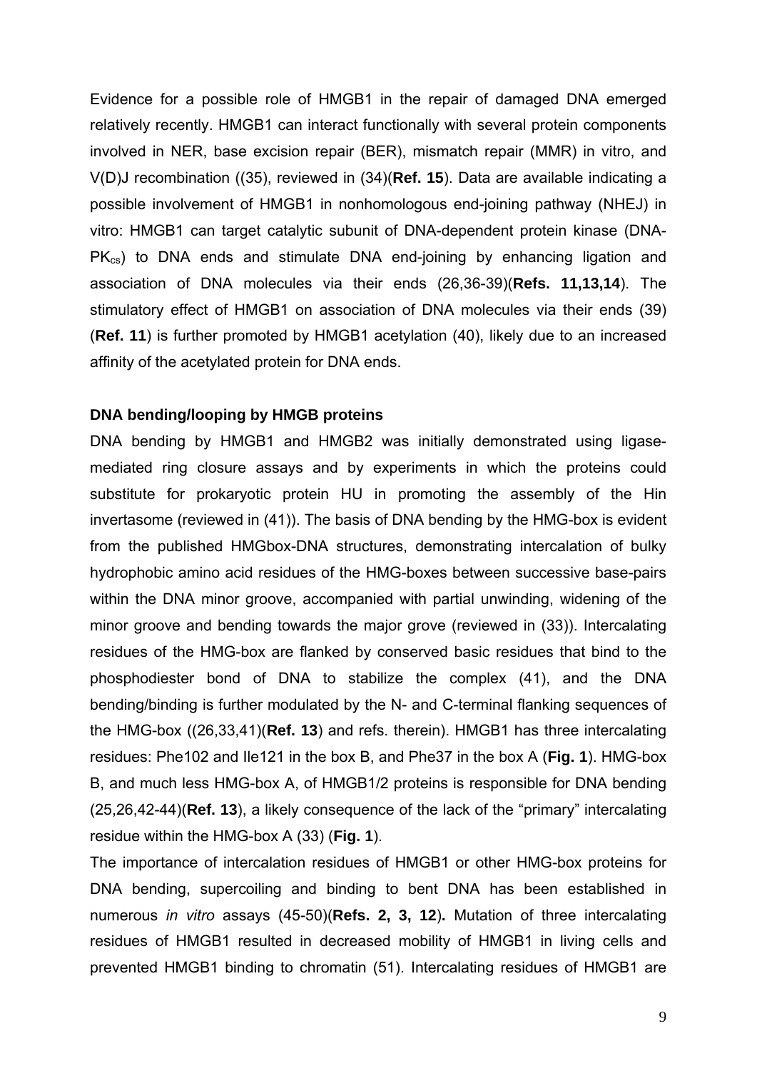Evidence for a possible role of HMGB1 in the repair of damaged DNA emerged relatively recently. HMGB1 can interact functionally with several protein components involved in NER, base excision repair (BER), mismatch repair (MMR) in vitro, and V(D)J recombination ((35), reviewed in (34)(**Ref. 15**). Data are available indicating a possible involvement of HMGB1 in nonhomologous end-joining pathway (NHEJ) in vitro: HMGB1 can target catalytic subunit of DNA-dependent protein kinase (DNA-$PK_{cs}$) to DNA ends and stimulate DNA end-joining by enhancing ligation and association of DNA molecules via their ends (26,36-39)(**Refs. 11,13,14**). The stimulatory effect of HMGB1 on association of DNA molecules via their ends (39) (**Ref. 11**) is further promoted by HMGB1 acetylation (40), likely due to an increased affinity of the acetylated protein for DNA ends.

**DNA bending/looping by HMGB proteins**

DNA bending by HMGB1 and HMGB2 was initially demonstrated using ligase-mediated ring closure assays and by experiments in which the proteins could substitute for prokaryotic protein HU in promoting the assembly of the Hin invertasome (reviewed in (41)). The basis of DNA bending by the HMG-box is evident from the published HMGbox-DNA structures, demonstrating intercalation of bulky hydrophobic amino acid residues of the HMG-boxes between successive base-pairs within the DNA minor groove, accompanied with partial unwinding, widening of the minor groove and bending towards the major grove (reviewed in (33)). Intercalating residues of the HMG-box are flanked by conserved basic residues that bind to the phosphodiester bond of DNA to stabilize the complex (41), and the DNA bending/binding is further modulated by the N- and C-terminal flanking sequences of the HMG-box ((26,33,41)(**Ref. 13**) and refs. therein). HMGB1 has three intercalating residues: Phe102 and Ile121 in the box B, and Phe37 in the box A (**Fig. 1**). HMG-box B, and much less HMG-box A, of HMGB1/2 proteins is responsible for DNA bending (25,26,42-44)(**Ref. 13**), a likely consequence of the lack of the "primary" intercalating residue within the HMG-box A (33) (**Fig. 1**).

The importance of intercalation residues of HMGB1 or other HMG-box proteins for DNA bending, supercoiling and binding to bent DNA has been established in numerous *in vitro* assays (45-50)(**Refs. 2, 3, 12**)**.** Mutation of three intercalating residues of HMGB1 resulted in decreased mobility of HMGB1 in living cells and prevented HMGB1 binding to chromatin (51). Intercalating residues of HMGB1 are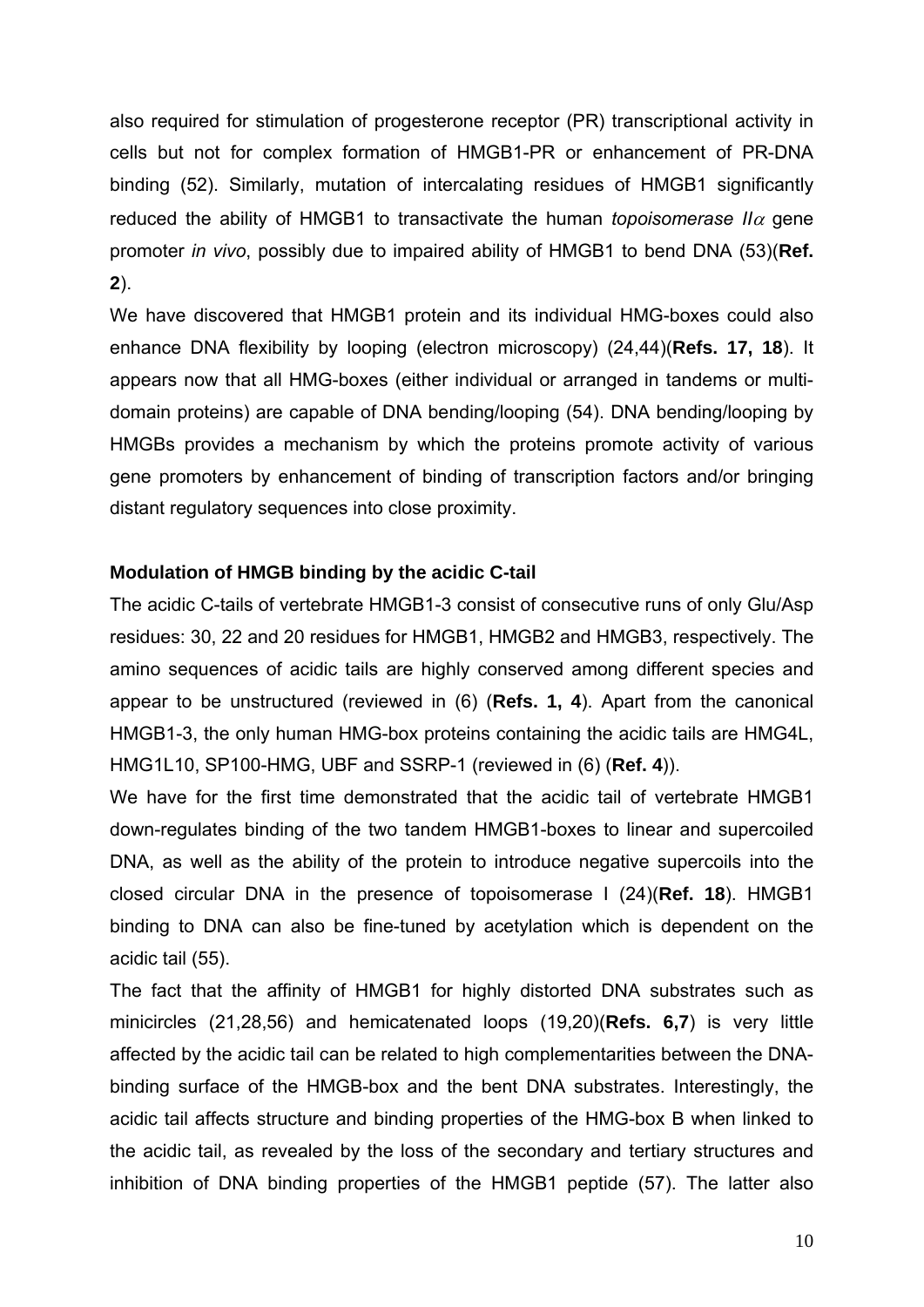also required for stimulation of progesterone receptor (PR) transcriptional activity in cells but not for complex formation of HMGB1-PR or enhancement of PR-DNA binding (52). Similarly, mutation of intercalating residues of HMGB1 significantly reduced the ability of HMGB1 to transactivate the human *topoisomerase II$\alpha$* gene promoter *in vivo*, possibly due to impaired ability of HMGB1 to bend DNA (53)(**Ref. 2**).

We have discovered that HMGB1 protein and its individual HMG-boxes could also enhance DNA flexibility by looping (electron microscopy) (24,44)(**Refs. 17, 18**). It appears now that all HMG-boxes (either individual or arranged in tandems or multi-domain proteins) are capable of DNA bending/looping (54). DNA bending/looping by HMGBs provides a mechanism by which the proteins promote activity of various gene promoters by enhancement of binding of transcription factors and/or bringing distant regulatory sequences into close proximity.

### Modulation of HMGB binding by the acidic C-tail

The acidic C-tails of vertebrate HMGB1-3 consist of consecutive runs of only Glu/Asp residues: 30, 22 and 20 residues for HMGB1, HMGB2 and HMGB3, respectively. The amino sequences of acidic tails are highly conserved among different species and appear to be unstructured (reviewed in (6) (**Refs. 1, 4**). Apart from the canonical HMGB1-3, the only human HMG-box proteins containing the acidic tails are HMG4L, HMG1L10, SP100-HMG, UBF and SSRP-1 (reviewed in (6) (**Ref. 4**)).

We have for the first time demonstrated that the acidic tail of vertebrate HMGB1 down-regulates binding of the two tandem HMGB1-boxes to linear and supercoiled DNA, as well as the ability of the protein to introduce negative supercoils into the closed circular DNA in the presence of topoisomerase I (24)(**Ref. 18**). HMGB1 binding to DNA can also be fine-tuned by acetylation which is dependent on the acidic tail (55).

The fact that the affinity of HMGB1 for highly distorted DNA substrates such as minicircles (21,28,56) and hemicatenated loops (19,20)(**Refs. 6,7**) is very little affected by the acidic tail can be related to high complementarities between the DNA-binding surface of the HMGB-box and the bent DNA substrates. Interestingly, the acidic tail affects structure and binding properties of the HMG-box B when linked to the acidic tail, as revealed by the loss of the secondary and tertiary structures and inhibition of DNA binding properties of the HMGB1 peptide (57). The latter also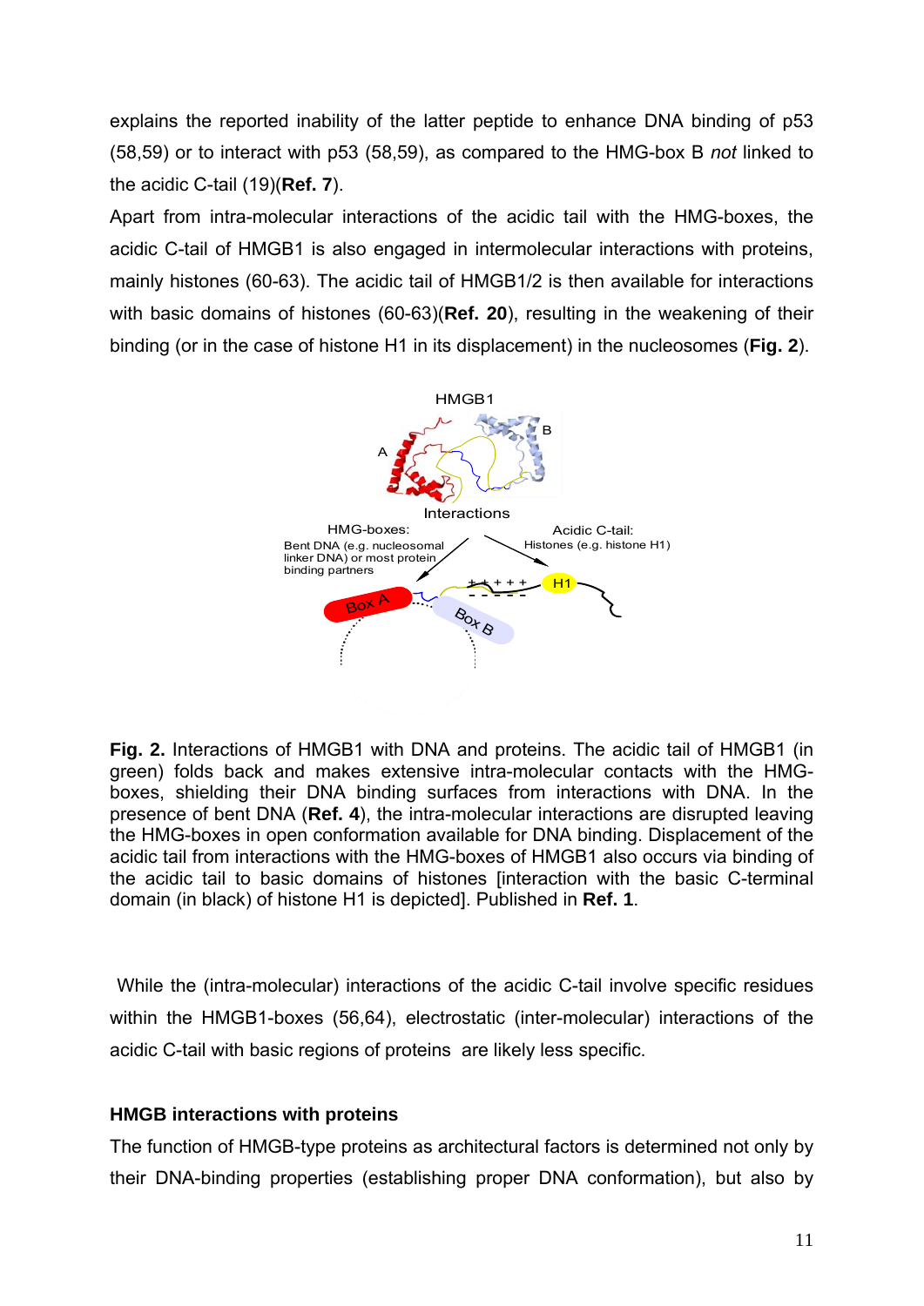explains the reported inability of the latter peptide to enhance DNA binding of p53 (58,59) or to interact with p53 (58,59), as compared to the HMG-box B *not* linked to the acidic C-tail (19)(**Ref. 7**).

Apart from intra-molecular interactions of the acidic tail with the HMG-boxes, the acidic C-tail of HMGB1 is also engaged in intermolecular interactions with proteins, mainly histones (60-63). The acidic tail of HMGB1/2 is then available for interactions with basic domains of histones (60-63)(**Ref. 20**), resulting in the weakening of their binding (or in the case of histone H1 in its displacement) in the nucleosomes (**Fig. 2**).

**Fig. 2.** Interactions of HMGB1 with DNA and proteins. The acidic tail of HMGB1 (in green) folds back and makes extensive intra-molecular contacts with the HMG-boxes, shielding their DNA binding surfaces from interactions with DNA. In the presence of bent DNA (**Ref. 4**), the intra-molecular interactions are disrupted leaving the HMG-boxes in open conformation available for DNA binding. Displacement of the acidic tail from interactions with the HMG-boxes of HMGB1 also occurs via binding of the acidic tail to basic domains of histones [interaction with the basic C-terminal domain (in black) of histone H1 is depicted]. Published in **Ref. 1**.

While the (intra-molecular) interactions of the acidic C-tail involve specific residues within the HMGB1-boxes (56,64), electrostatic (inter-molecular) interactions of the acidic C-tail with basic regions of proteins are likely less specific.

#### HMGB interactions with proteins

The function of HMGB-type proteins as architectural factors is determined not only by their DNA-binding properties (establishing proper DNA conformation), but also by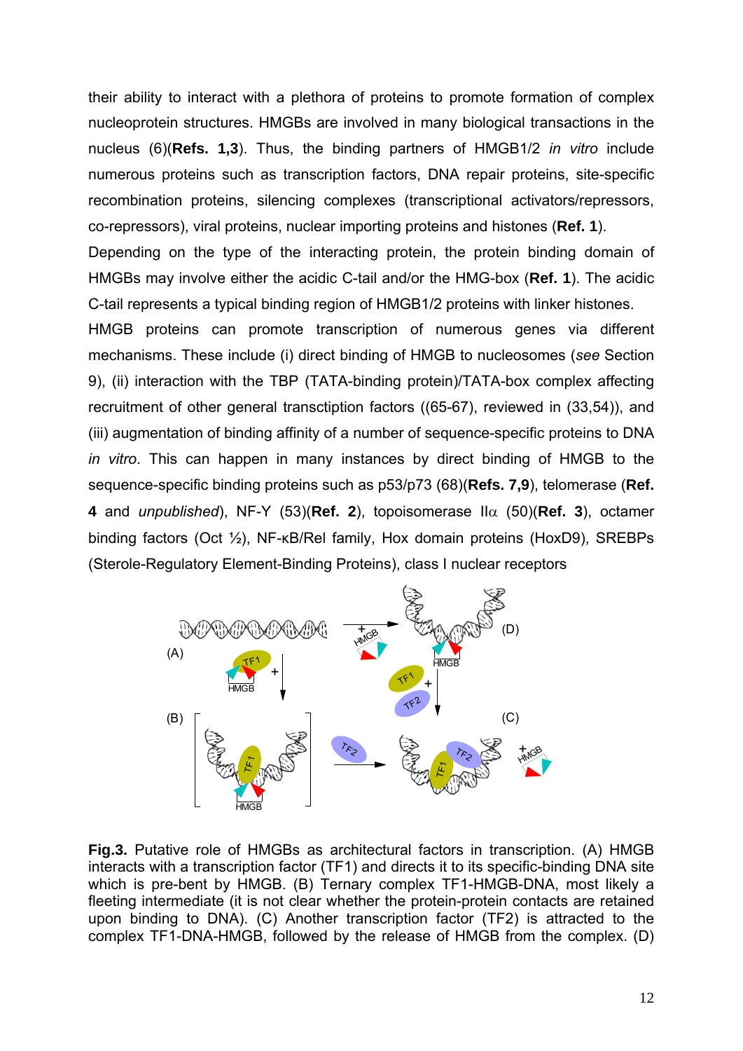their ability to interact with a plethora of proteins to promote formation of complex nucleoprotein structures. HMGBs are involved in many biological transactions in the nucleus (6)(**Refs. 1,3**). Thus, the binding partners of HMGB1/2 *in vitro* include numerous proteins such as transcription factors, DNA repair proteins, site-specific recombination proteins, silencing complexes (transcriptional activators/repressors, co-repressors), viral proteins, nuclear importing proteins and histones (**Ref. 1**).

Depending on the type of the interacting protein, the protein binding domain of HMGBs may involve either the acidic C-tail and/or the HMG-box (**Ref. 1**). The acidic C-tail represents a typical binding region of HMGB1/2 proteins with linker histones.

HMGB proteins can promote transcription of numerous genes via different mechanisms. These include (i) direct binding of HMGB to nucleosomes (*see* Section 9), (ii) interaction with the TBP (TATA-binding protein)/TATA-box complex affecting recruitment of other general transctiption factors ((65-67), reviewed in (33,54)), and (iii) augmentation of binding affinity of a number of sequence-specific proteins to DNA *in vitro*. This can happen in many instances by direct binding of HMGB to the sequence-specific binding proteins such as p53/p73 (68)(**Refs. 7,9**), telomerase (**Ref. 4** and *unpublished*), NF-Y (53)(**Ref. 2**), topoisomerase II$\alpha$ (50)(**Ref. 3**), octamer binding factors (Oct ½), NF-κB/Rel family, Hox domain proteins (HoxD9), SREBPs (Sterole-Regulatory Element-Binding Proteins), class I nuclear receptors

**Fig.3.** Putative role of HMGBs as architectural factors in transcription. (A) HMGB interacts with a transcription factor (TF1) and directs it to its specific-binding DNA site which is pre-bent by HMGB. (B) Ternary complex TF1-HMGB-DNA, most likely a fleeting intermediate (it is not clear whether the protein-protein contacts are retained upon binding to DNA). (C) Another transcription factor (TF2) is attracted to the complex TF1-DNA-HMGB, followed by the release of HMGB from the complex. (D)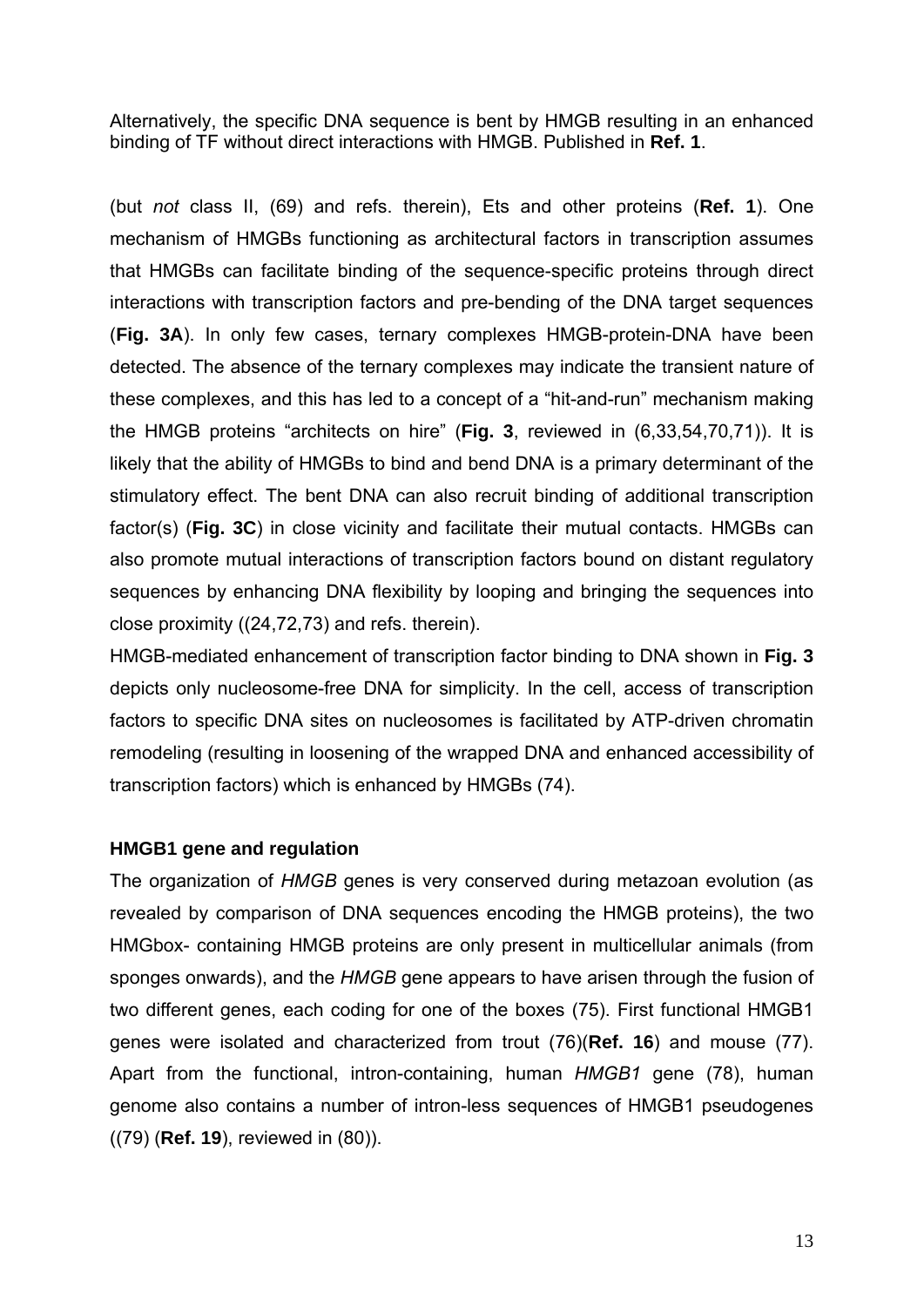Alternatively, the specific DNA sequence is bent by HMGB resulting in an enhanced binding of TF without direct interactions with HMGB. Published in **Ref. 1**.

(but *not* class II, (69) and refs. therein), Ets and other proteins (**Ref. 1**). One mechanism of HMGBs functioning as architectural factors in transcription assumes that HMGBs can facilitate binding of the sequence-specific proteins through direct interactions with transcription factors and pre-bending of the DNA target sequences (**Fig. 3A**). In only few cases, ternary complexes HMGB-protein-DNA have been detected. The absence of the ternary complexes may indicate the transient nature of these complexes, and this has led to a concept of a "hit-and-run" mechanism making the HMGB proteins "architects on hire" (**Fig. 3**, reviewed in (6,33,54,70,71)). It is likely that the ability of HMGBs to bind and bend DNA is a primary determinant of the stimulatory effect. The bent DNA can also recruit binding of additional transcription factor(s) (**Fig. 3C**) in close vicinity and facilitate their mutual contacts. HMGBs can also promote mutual interactions of transcription factors bound on distant regulatory sequences by enhancing DNA flexibility by looping and bringing the sequences into close proximity ((24,72,73) and refs. therein).

HMGB-mediated enhancement of transcription factor binding to DNA shown in **Fig. 3** depicts only nucleosome-free DNA for simplicity. In the cell, access of transcription factors to specific DNA sites on nucleosomes is facilitated by ATP-driven chromatin remodeling (resulting in loosening of the wrapped DNA and enhanced accessibility of transcription factors) which is enhanced by HMGBs (74).

### HMGB1 gene and regulation

The organization of *HMGB* genes is very conserved during metazoan evolution (as revealed by comparison of DNA sequences encoding the HMGB proteins), the two HMGbox- containing HMGB proteins are only present in multicellular animals (from sponges onwards), and the *HMGB* gene appears to have arisen through the fusion of two different genes, each coding for one of the boxes (75). First functional HMGB1 genes were isolated and characterized from trout (76)(**Ref. 16**) and mouse (77). Apart from the functional, intron-containing, human *HMGB1* gene (78), human genome also contains a number of intron-less sequences of HMGB1 pseudogenes ((79) (**Ref. 19**), reviewed in (80)).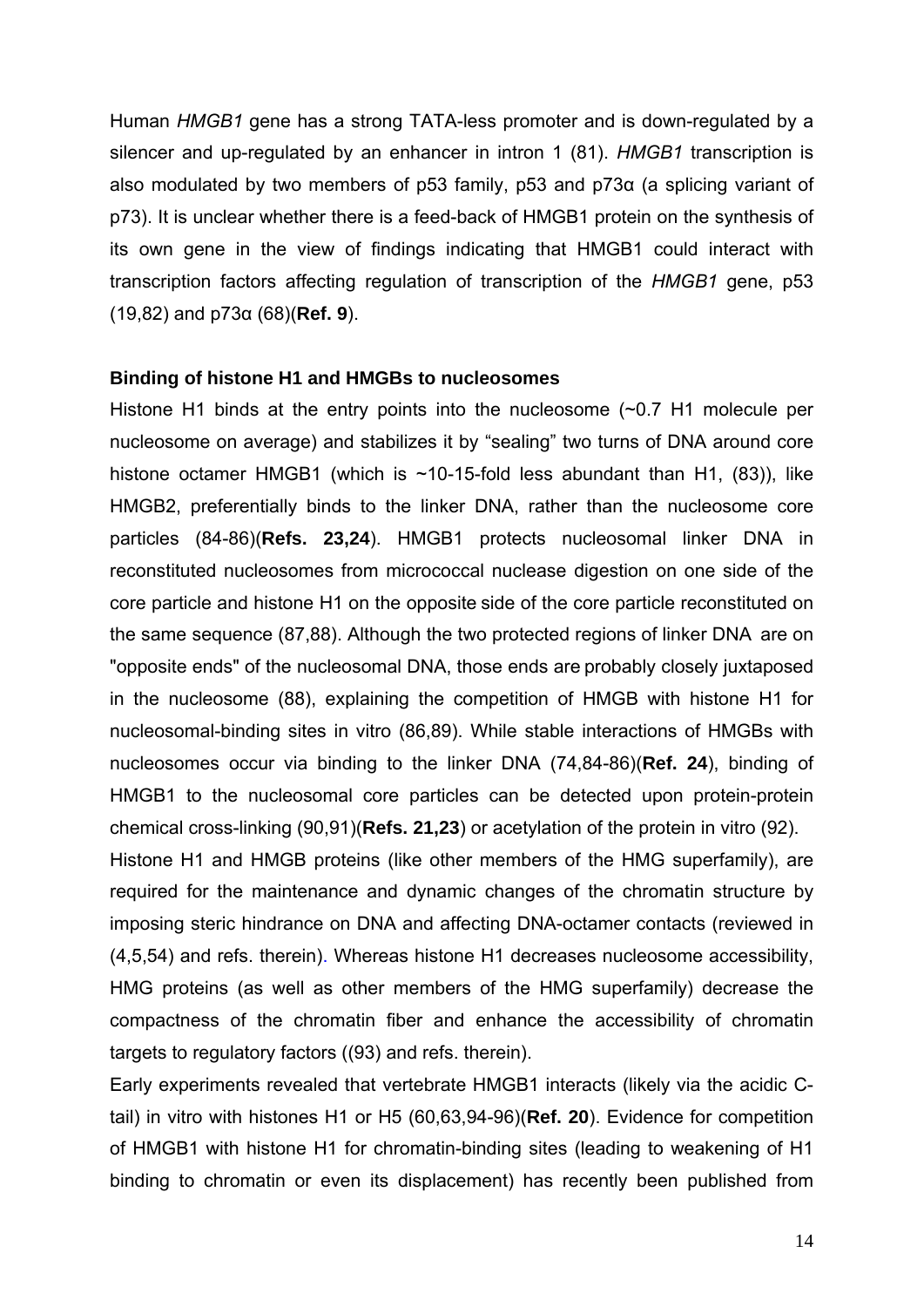Human *HMGB1* gene has a strong TATA-less promoter and is down-regulated by a silencer and up-regulated by an enhancer in intron 1 (81). *HMGB1* transcription is also modulated by two members of p53 family, p53 and p73α (a splicing variant of p73). It is unclear whether there is a feed-back of HMGB1 protein on the synthesis of its own gene in the view of findings indicating that HMGB1 could interact with transcription factors affecting regulation of transcription of the *HMGB1* gene, p53 (19,82) and p73α (68)(**Ref. 9**).

**Binding of histone H1 and HMGBs to nucleosomes**

Histone H1 binds at the entry points into the nucleosome (~0.7 H1 molecule per nucleosome on average) and stabilizes it by "sealing" two turns of DNA around core histone octamer HMGB1 (which is ~10-15-fold less abundant than H1, (83)), like HMGB2, preferentially binds to the linker DNA, rather than the nucleosome core particles (84-86)(**Refs. 23,24**). HMGB1 protects nucleosomal linker DNA in reconstituted nucleosomes from micrococcal nuclease digestion on one side of the core particle and histone H1 on the opposite side of the core particle reconstituted on the same sequence (87,88). Although the two protected regions of linker DNA are on "opposite ends" of the nucleosomal DNA, those ends are probably closely juxtaposed in the nucleosome (88), explaining the competition of HMGB with histone H1 for nucleosomal-binding sites in vitro (86,89). While stable interactions of HMGBs with nucleosomes occur via binding to the linker DNA (74,84-86)(**Ref. 24**), binding of HMGB1 to the nucleosomal core particles can be detected upon protein-protein chemical cross-linking (90,91)(**Refs. 21,23**) or acetylation of the protein in vitro (92).

Histone H1 and HMGB proteins (like other members of the HMG superfamily), are required for the maintenance and dynamic changes of the chromatin structure by imposing steric hindrance on DNA and affecting DNA-octamer contacts (reviewed in (4,5,54) and refs. therein). Whereas histone H1 decreases nucleosome accessibility, HMG proteins (as well as other members of the HMG superfamily) decrease the compactness of the chromatin fiber and enhance the accessibility of chromatin targets to regulatory factors ((93) and refs. therein).

Early experiments revealed that vertebrate HMGB1 interacts (likely via the acidic C-tail) in vitro with histones H1 or H5 (60,63,94-96)(**Ref. 20**). Evidence for competition of HMGB1 with histone H1 for chromatin-binding sites (leading to weakening of H1 binding to chromatin or even its displacement) has recently been published from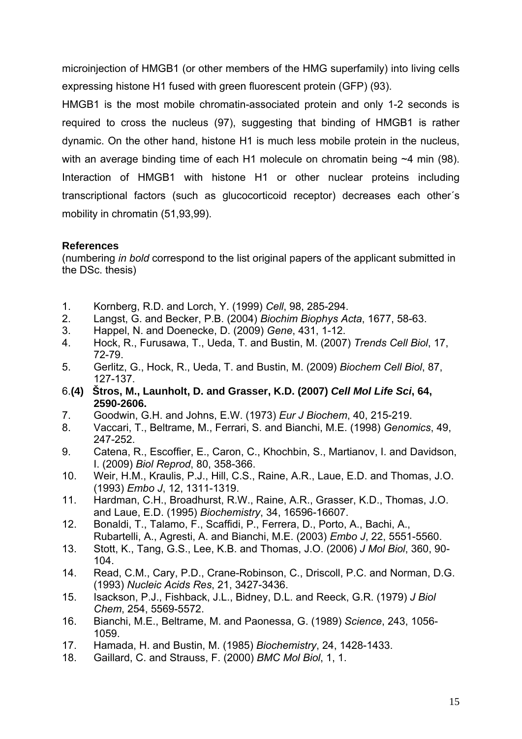microinjection of HMGB1 (or other members of the HMG superfamily) into living cells expressing histone H1 fused with green fluorescent protein (GFP) (93).

HMGB1 is the most mobile chromatin-associated protein and only 1-2 seconds is required to cross the nucleus (97), suggesting that binding of HMGB1 is rather dynamic. On the other hand, histone H1 is much less mobile protein in the nucleus, with an average binding time of each H1 molecule on chromatin being ~4 min (98). Interaction of HMGB1 with histone H1 or other nuclear proteins including transcriptional factors (such as glucocorticoid receptor) decreases each other´s mobility in chromatin (51,93,99).

## References

(numbering *in bold* correspond to the list original papers of the applicant submitted in the DSc. thesis)

1. Kornberg, R.D. and Lorch, Y. (1999) *Cell*, 98, 285-294.
2. Langst, G. and Becker, P.B. (2004) *Biochim Biophys Acta*, 1677, 58-63.
3. Happel, N. and Doenecke, D. (2009) *Gene*, 431, 1-12.
4. Hock, R., Furusawa, T., Ueda, T. and Bustin, M. (2007) *Trends Cell Biol*, 17, 72-79.
5. Gerlitz, G., Hock, R., Ueda, T. and Bustin, M. (2009) *Biochem Cell Biol*, 87, 127-137.
6. **(4) Štros, M., Launholt, D. and Grasser, K.D. (2007) *Cell Mol Life Sci*, 64, 2590-2606.**
7. Goodwin, G.H. and Johns, E.W. (1973) *Eur J Biochem*, 40, 215-219.
8. Vaccari, T., Beltrame, M., Ferrari, S. and Bianchi, M.E. (1998) *Genomics*, 49, 247-252.
9. Catena, R., Escoffier, E., Caron, C., Khochbin, S., Martianov, I. and Davidson, I. (2009) *Biol Reprod*, 80, 358-366.
10. Weir, H.M., Kraulis, P.J., Hill, C.S., Raine, A.R., Laue, E.D. and Thomas, J.O. (1993) *Embo J*, 12, 1311-1319.
11. Hardman, C.H., Broadhurst, R.W., Raine, A.R., Grasser, K.D., Thomas, J.O. and Laue, E.D. (1995) *Biochemistry*, 34, 16596-16607.
12. Bonaldi, T., Talamo, F., Scaffidi, P., Ferrera, D., Porto, A., Bachi, A., Rubartelli, A., Agresti, A. and Bianchi, M.E. (2003) *Embo J*, 22, 5551-5560.
13. Stott, K., Tang, G.S., Lee, K.B. and Thomas, J.O. (2006) *J Mol Biol*, 360, 90-104.
14. Read, C.M., Cary, P.D., Crane-Robinson, C., Driscoll, P.C. and Norman, D.G. (1993) *Nucleic Acids Res*, 21, 3427-3436.
15. Isackson, P.J., Fishback, J.L., Bidney, D.L. and Reeck, G.R. (1979) *J Biol Chem*, 254, 5569-5572.
16. Bianchi, M.E., Beltrame, M. and Paonessa, G. (1989) *Science*, 243, 1056-1059.
17. Hamada, H. and Bustin, M. (1985) *Biochemistry*, 24, 1428-1433.
18. Gaillard, C. and Strauss, F. (2000) *BMC Mol Biol*, 1, 1.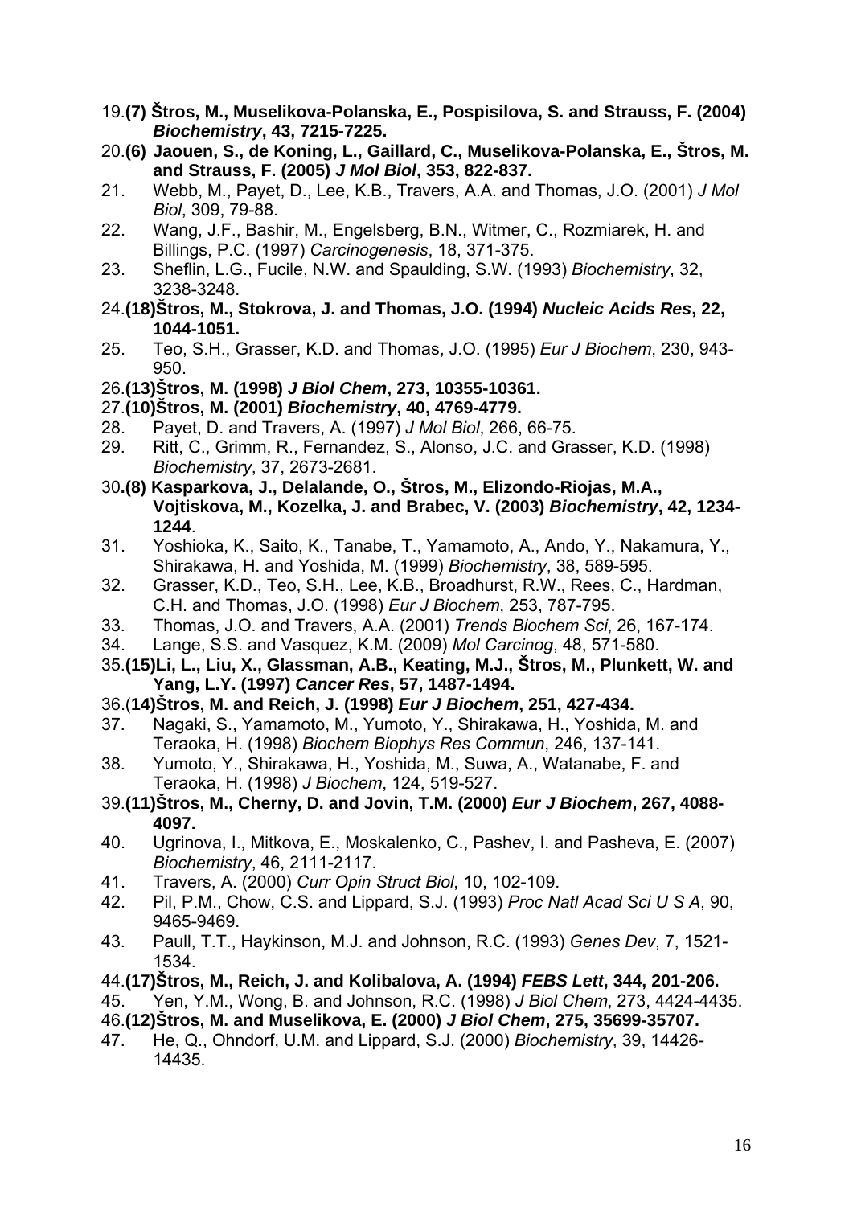19. **(7) Štros, M., Muselikova-Polanska, E., Pospisilova, S. and Strauss, F. (2004) *Biochemistry*, 43, 7215-7225.**
20. **(6) Jaouen, S., de Koning, L., Gaillard, C., Muselikova-Polanska, E., Štros, M. and Strauss, F. (2005) *J Mol Biol*, 353, 822-837.**
21. Webb, M., Payet, D., Lee, K.B., Travers, A.A. and Thomas, J.O. (2001) *J Mol Biol*, 309, 79-88.
22. Wang, J.F., Bashir, M., Engelsberg, B.N., Witmer, C., Rozmiarek, H. and Billings, P.C. (1997) *Carcinogenesis*, 18, 371-375.
23. Sheflin, L.G., Fucile, N.W. and Spaulding, S.W. (1993) *Biochemistry*, 32, 3238-3248.
24. **(18)Štros, M., Stokrova, J. and Thomas, J.O. (1994) *Nucleic Acids Res*, 22, 1044-1051.**
25. Teo, S.H., Grasser, K.D. and Thomas, J.O. (1995) *Eur J Biochem*, 230, 943-950.
26. **(13)Štros, M. (1998) *J Biol Chem*, 273, 10355-10361.**
27. **(10)Štros, M. (2001) *Biochemistry*, 40, 4769-4779.**
28. Payet, D. and Travers, A. (1997) *J Mol Biol*, 266, 66-75.
29. Ritt, C., Grimm, R., Fernandez, S., Alonso, J.C. and Grasser, K.D. (1998) *Biochemistry*, 37, 2673-2681.
30. **(8) Kasparkova, J., Delalande, O., Štros, M., Elizondo-Riojas, M.A., Vojtiskova, M., Kozelka, J. and Brabec, V. (2003) *Biochemistry*, 42, 1234-1244**.
31. Yoshioka, K., Saito, K., Tanabe, T., Yamamoto, A., Ando, Y., Nakamura, Y., Shirakawa, H. and Yoshida, M. (1999) *Biochemistry*, 38, 589-595.
32. Grasser, K.D., Teo, S.H., Lee, K.B., Broadhurst, R.W., Rees, C., Hardman, C.H. and Thomas, J.O. (1998) *Eur J Biochem*, 253, 787-795.
33. Thomas, J.O. and Travers, A.A. (2001) *Trends Biochem Sci*, 26, 167-174.
34. Lange, S.S. and Vasquez, K.M. (2009) *Mol Carcinog*, 48, 571-580.
35. **(15)Li, L., Liu, X., Glassman, A.B., Keating, M.J., Štros, M., Plunkett, W. and Yang, L.Y. (1997) *Cancer Res*, 57, 1487-1494.**
36. (**14)Štros, M. and Reich, J. (1998) *Eur J Biochem*, 251, 427-434.**
37. Nagaki, S., Yamamoto, M., Yumoto, Y., Shirakawa, H., Yoshida, M. and Teraoka, H. (1998) *Biochem Biophys Res Commun*, 246, 137-141.
38. Yumoto, Y., Shirakawa, H., Yoshida, M., Suwa, A., Watanabe, F. and Teraoka, H. (1998) *J Biochem*, 124, 519-527.
39. **(11)Štros, M., Cherny, D. and Jovin, T.M. (2000) *Eur J Biochem*, 267, 4088-4097.**
40. Ugrinova, I., Mitkova, E., Moskalenko, C., Pashev, I. and Pasheva, E. (2007) *Biochemistry*, 46, 2111-2117.
41. Travers, A. (2000) *Curr Opin Struct Biol*, 10, 102-109.
42. Pil, P.M., Chow, C.S. and Lippard, S.J. (1993) *Proc Natl Acad Sci U S A*, 90, 9465-9469.
43. Paull, T.T., Haykinson, M.J. and Johnson, R.C. (1993) *Genes Dev*, 7, 1521-1534.
44. **(17)Štros, M., Reich, J. and Kolibalova, A. (1994) *FEBS Lett*, 344, 201-206.**
45. Yen, Y.M., Wong, B. and Johnson, R.C. (1998) *J Biol Chem*, 273, 4424-4435.
46. **(12)Štros, M. and Muselikova, E. (2000) *J Biol Chem*, 275, 35699-35707.**
47. He, Q., Ohndorf, U.M. and Lippard, S.J. (2000) *Biochemistry*, 39, 14426-14435.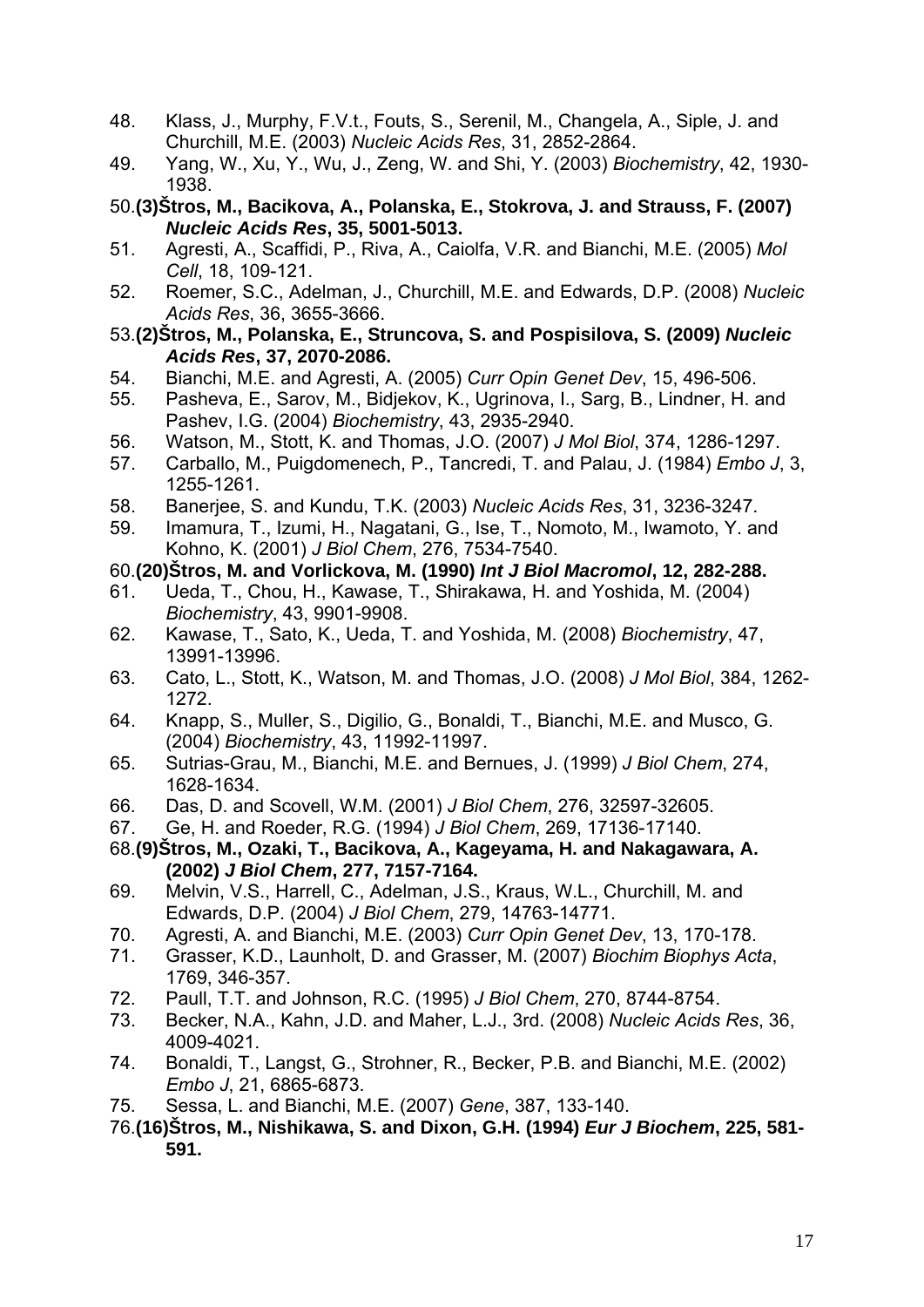48. Klass, J., Murphy, F.V.t., Fouts, S., Serenil, M., Changela, A., Siple, J. and Churchill, M.E. (2003) *Nucleic Acids Res*, 31, 2852-2864.
49. Yang, W., Xu, Y., Wu, J., Zeng, W. and Shi, Y. (2003) *Biochemistry*, 42, 1930-1938.
50. **(3)Štros, M., Bacikova, A., Polanska, E., Stokrova, J. and Strauss, F. (2007) *Nucleic Acids Res*, 35, 5001-5013.**
51. Agresti, A., Scaffidi, P., Riva, A., Caiolfa, V.R. and Bianchi, M.E. (2005) *Mol Cell*, 18, 109-121.
52. Roemer, S.C., Adelman, J., Churchill, M.E. and Edwards, D.P. (2008) *Nucleic Acids Res*, 36, 3655-3666.
53. **(2)Štros, M., Polanska, E., Struncova, S. and Pospisilova, S. (2009) *Nucleic Acids Res*, 37, 2070-2086.**
54. Bianchi, M.E. and Agresti, A. (2005) *Curr Opin Genet Dev*, 15, 496-506.
55. Pasheva, E., Sarov, M., Bidjekov, K., Ugrinova, I., Sarg, B., Lindner, H. and Pashev, I.G. (2004) *Biochemistry*, 43, 2935-2940.
56. Watson, M., Stott, K. and Thomas, J.O. (2007) *J Mol Biol*, 374, 1286-1297.
57. Carballo, M., Puigdomenech, P., Tancredi, T. and Palau, J. (1984) *Embo J*, 3, 1255-1261.
58. Banerjee, S. and Kundu, T.K. (2003) *Nucleic Acids Res*, 31, 3236-3247.
59. Imamura, T., Izumi, H., Nagatani, G., Ise, T., Nomoto, M., Iwamoto, Y. and Kohno, K. (2001) *J Biol Chem*, 276, 7534-7540.
60. **(20)Štros, M. and Vorlickova, M. (1990) *Int J Biol Macromol*, 12, 282-288.**
61. Ueda, T., Chou, H., Kawase, T., Shirakawa, H. and Yoshida, M. (2004) *Biochemistry*, 43, 9901-9908.
62. Kawase, T., Sato, K., Ueda, T. and Yoshida, M. (2008) *Biochemistry*, 47, 13991-13996.
63. Cato, L., Stott, K., Watson, M. and Thomas, J.O. (2008) *J Mol Biol*, 384, 1262-1272.
64. Knapp, S., Muller, S., Digilio, G., Bonaldi, T., Bianchi, M.E. and Musco, G. (2004) *Biochemistry*, 43, 11992-11997.
65. Sutrias-Grau, M., Bianchi, M.E. and Bernues, J. (1999) *J Biol Chem*, 274, 1628-1634.
66. Das, D. and Scovell, W.M. (2001) *J Biol Chem*, 276, 32597-32605.
67. Ge, H. and Roeder, R.G. (1994) *J Biol Chem*, 269, 17136-17140.
68. **(9)Štros, M., Ozaki, T., Bacikova, A., Kageyama, H. and Nakagawara, A. (2002) *J Biol Chem*, 277, 7157-7164.**
69. Melvin, V.S., Harrell, C., Adelman, J.S., Kraus, W.L., Churchill, M. and Edwards, D.P. (2004) *J Biol Chem*, 279, 14763-14771.
70. Agresti, A. and Bianchi, M.E. (2003) *Curr Opin Genet Dev*, 13, 170-178.
71. Grasser, K.D., Launholt, D. and Grasser, M. (2007) *Biochim Biophys Acta*, 1769, 346-357.
72. Paull, T.T. and Johnson, R.C. (1995) *J Biol Chem*, 270, 8744-8754.
73. Becker, N.A., Kahn, J.D. and Maher, L.J., 3rd. (2008) *Nucleic Acids Res*, 36, 4009-4021.
74. Bonaldi, T., Langst, G., Strohner, R., Becker, P.B. and Bianchi, M.E. (2002) *Embo J*, 21, 6865-6873.
75. Sessa, L. and Bianchi, M.E. (2007) *Gene*, 387, 133-140.
76. **(16)Štros, M., Nishikawa, S. and Dixon, G.H. (1994) *Eur J Biochem*, 225, 581-591.**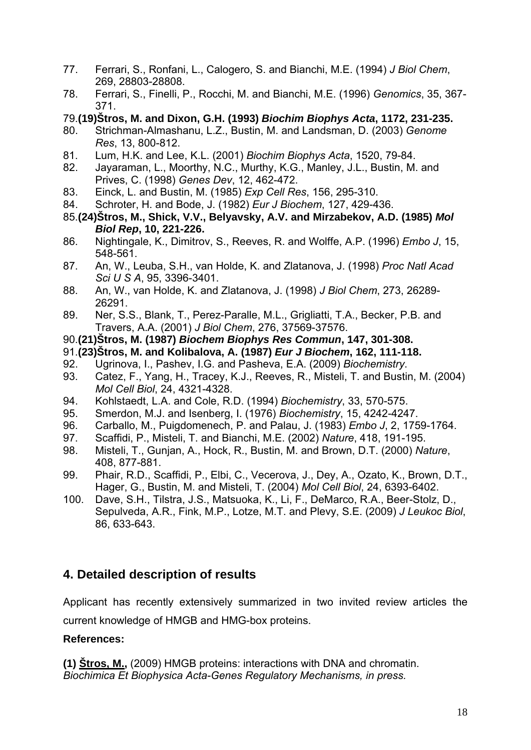77. Ferrari, S., Ronfani, L., Calogero, S. and Bianchi, M.E. (1994) *J Biol Chem*, 269, 28803-28808.
78. Ferrari, S., Finelli, P., Rocchi, M. and Bianchi, M.E. (1996) *Genomics*, 35, 367-371.
79. **(19)Štros, M. and Dixon, G.H. (1993) *Biochim Biophys Acta*, 1172, 231-235.**
80. Strichman-Almashanu, L.Z., Bustin, M. and Landsman, D. (2003) *Genome Res*, 13, 800-812.
81. Lum, H.K. and Lee, K.L. (2001) *Biochim Biophys Acta*, 1520, 79-84.
82. Jayaraman, L., Moorthy, N.C., Murthy, K.G., Manley, J.L., Bustin, M. and Prives, C. (1998) *Genes Dev*, 12, 462-472.
83. Einck, L. and Bustin, M. (1985) *Exp Cell Res*, 156, 295-310.
84. Schroter, H. and Bode, J. (1982) *Eur J Biochem*, 127, 429-436.
85. **(24)Štros, M., Shick, V.V., Belyavsky, A.V. and Mirzabekov, A.D. (1985) *Mol Biol Rep*, 10, 221-226.**
86. Nightingale, K., Dimitrov, S., Reeves, R. and Wolffe, A.P. (1996) *Embo J*, 15, 548-561.
87. An, W., Leuba, S.H., van Holde, K. and Zlatanova, J. (1998) *Proc Natl Acad Sci U S A*, 95, 3396-3401.
88. An, W., van Holde, K. and Zlatanova, J. (1998) *J Biol Chem*, 273, 26289-26291.
89. Ner, S.S., Blank, T., Perez-Paralle, M.L., Grigliatti, T.A., Becker, P.B. and Travers, A.A. (2001) *J Biol Chem*, 276, 37569-37576.
90. **(21)Štros, M. (1987) *Biochem Biophys Res Commun*, 147, 301-308.**
91. **(23)Štros, M. and Kolibalova, A. (1987) *Eur J Biochem*, 162, 111-118.**
92. Ugrinova, I., Pashev, I.G. and Pasheva, E.A. (2009) *Biochemistry*.
93. Catez, F., Yang, H., Tracey, K.J., Reeves, R., Misteli, T. and Bustin, M. (2004) *Mol Cell Biol*, 24, 4321-4328.
94. Kohlstaedt, L.A. and Cole, R.D. (1994) *Biochemistry*, 33, 570-575.
95. Smerdon, M.J. and Isenberg, I. (1976) *Biochemistry*, 15, 4242-4247.
96. Carballo, M., Puigdomenech, P. and Palau, J. (1983) *Embo J*, 2, 1759-1764.
97. Scaffidi, P., Misteli, T. and Bianchi, M.E. (2002) *Nature*, 418, 191-195.
98. Misteli, T., Gunjan, A., Hock, R., Bustin, M. and Brown, D.T. (2000) *Nature*, 408, 877-881.
99. Phair, R.D., Scaffidi, P., Elbi, C., Vecerova, J., Dey, A., Ozato, K., Brown, D.T., Hager, G., Bustin, M. and Misteli, T. (2004) *Mol Cell Biol*, 24, 6393-6402.
100. Dave, S.H., Tilstra, J.S., Matsuoka, K., Li, F., DeMarco, R.A., Beer-Stolz, D., Sepulveda, A.R., Fink, M.P., Lotze, M.T. and Plevy, S.E. (2009) *J Leukoc Biol*, 86, 633-643.

## 4. Detailed description of results

Applicant has recently extensively summarized in two invited review articles the current knowledge of HMGB and HMG-box proteins.

**References:**

**(1) Štros, M.,** (2009) HMGB proteins: interactions with DNA and chromatin. *Biochimica Et Biophysica Acta-Genes Regulatory Mechanisms, in press.*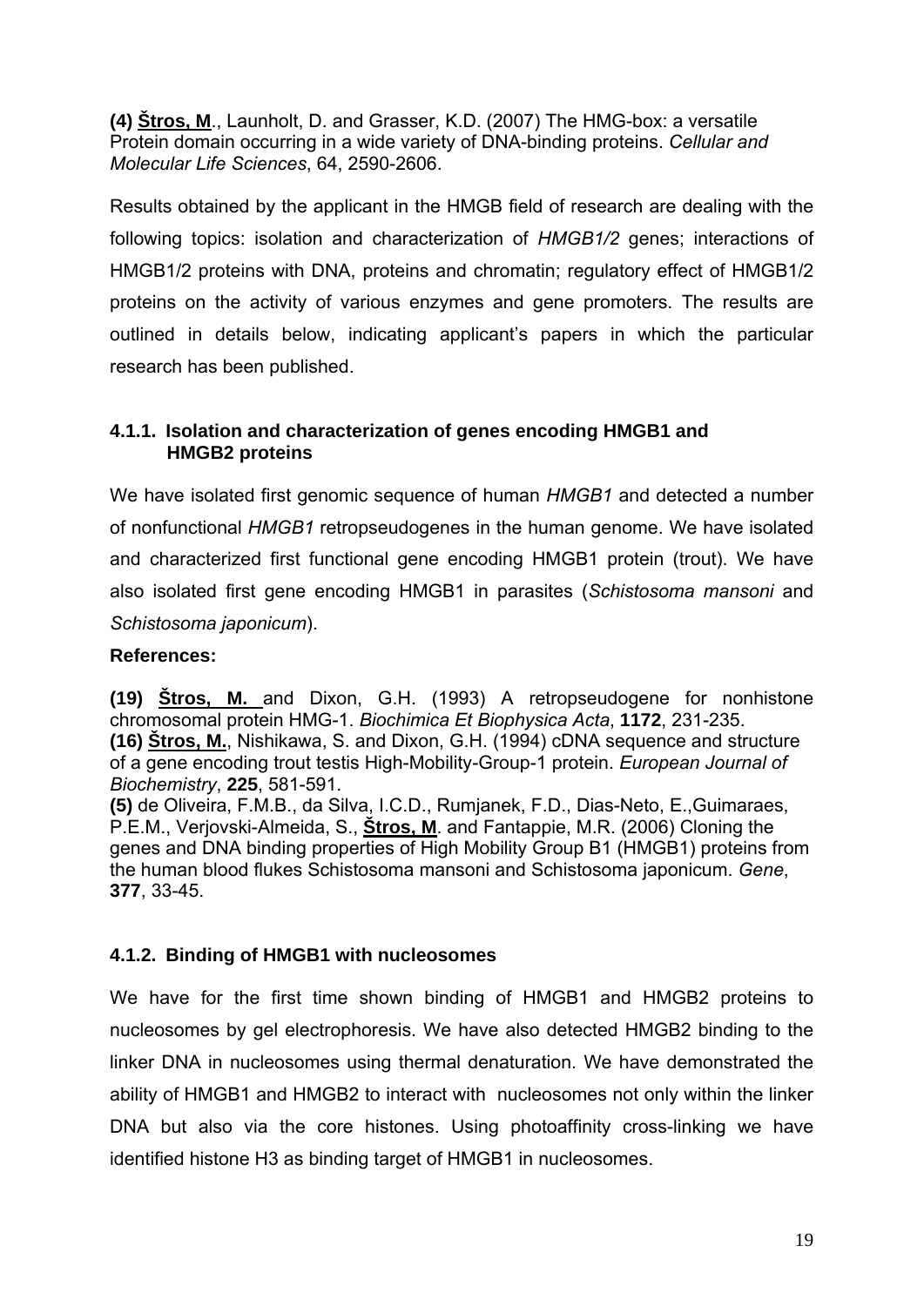**(4) <u>Štros, M</u>**., Launholt, D. and Grasser, K.D. (2007) The HMG-box: a versatile Protein domain occurring in a wide variety of DNA-binding proteins. *Cellular and Molecular Life Sciences*, 64, 2590-2606.

Results obtained by the applicant in the HMGB field of research are dealing with the following topics: isolation and characterization of *HMGB1/2* genes; interactions of HMGB1/2 proteins with DNA, proteins and chromatin; regulatory effect of HMGB1/2 proteins on the activity of various enzymes and gene promoters. The results are outlined in details below, indicating applicant's papers in which the particular research has been published.

#### 4.1.1. Isolation and characterization of genes encoding HMGB1 and HMGB2 proteins

We have isolated first genomic sequence of human *HMGB1* and detected a number of nonfunctional *HMGB1* retropseudogenes in the human genome. We have isolated and characterized first functional gene encoding HMGB1 protein (trout). We have also isolated first gene encoding HMGB1 in parasites (*Schistosoma mansoni* and *Schistosoma japonicum*).

**References:**

**(19) <u>Štros, M.</u>** and Dixon, G.H. (1993) A retropseudogene for nonhistone chromosomal protein HMG-1. *Biochimica Et Biophysica Acta*, **1172**, 231-235.
**(16) <u>Štros, M.</u>**, Nishikawa, S. and Dixon, G.H. (1994) cDNA sequence and structure of a gene encoding trout testis High-Mobility-Group-1 protein. *European Journal of Biochemistry*, **225**, 581-591.
**(5)** de Oliveira, F.M.B., da Silva, I.C.D., Rumjanek, F.D., Dias-Neto, E.,Guimaraes, P.E.M., Verjovski-Almeida, S., **<u>Štros, M</u>**. and Fantappie, M.R. (2006) Cloning the genes and DNA binding properties of High Mobility Group B1 (HMGB1) proteins from the human blood flukes Schistosoma mansoni and Schistosoma japonicum. *Gene*, **377**, 33-45.

#### 4.1.2. Binding of HMGB1 with nucleosomes

We have for the first time shown binding of HMGB1 and HMGB2 proteins to nucleosomes by gel electrophoresis. We have also detected HMGB2 binding to the linker DNA in nucleosomes using thermal denaturation. We have demonstrated the ability of HMGB1 and HMGB2 to interact with nucleosomes not only within the linker DNA but also via the core histones. Using photoaffinity cross-linking we have identified histone H3 as binding target of HMGB1 in nucleosomes.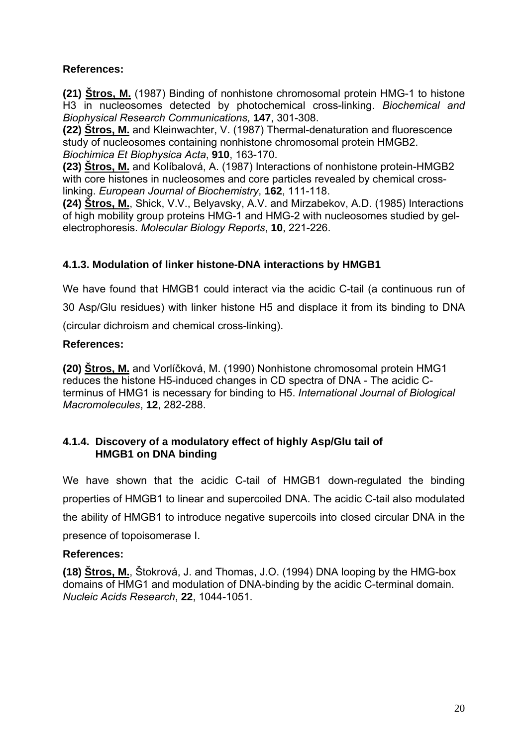**References:**

**(21)** **<u>Štros, M.</u>** (1987) Binding of nonhistone chromosomal protein HMG-1 to histone H3 in nucleosomes detected by photochemical cross-linking. *Biochemical and Biophysical Research Communications,* **147**, 301-308.
**(22)** **<u>Štros, M.</u>** and Kleinwachter, V. (1987) Thermal-denaturation and fluorescence study of nucleosomes containing nonhistone chromosomal protein HMGB2. *Biochimica Et Biophysica Acta*, **910**, 163-170.
**(23)** **<u>Štros, M.</u>** and Kolíbalová, A. (1987) Interactions of nonhistone protein-HMGB2 with core histones in nucleosomes and core particles revealed by chemical cross-linking. *European Journal of Biochemistry*, **162**, 111-118.
**(24)** **<u>Štros, M.</u>**, Shick, V.V., Belyavsky, A.V. and Mirzabekov, A.D. (1985) Interactions of high mobility group proteins HMG-1 and HMG-2 with nucleosomes studied by gel-electrophoresis. *Molecular Biology Reports*, **10**, 221-226.

### 4.1.3. Modulation of linker histone-DNA interactions by HMGB1

We have found that HMGB1 could interact via the acidic C-tail (a continuous run of 30 Asp/Glu residues) with linker histone H5 and displace it from its binding to DNA (circular dichroism and chemical cross-linking).

**References:**

**(20)** **<u>Štros, M.</u>** and Vorlíčková, M. (1990) Nonhistone chromosomal protein HMG1 reduces the histone H5-induced changes in CD spectra of DNA - The acidic C-terminus of HMG1 is necessary for binding to H5. *International Journal of Biological Macromolecules*, **12**, 282-288.

### 4.1.4. Discovery of a modulatory effect of highly Asp/Glu tail of HMGB1 on DNA binding

We have shown that the acidic C-tail of HMGB1 down-regulated the binding properties of HMGB1 to linear and supercoiled DNA. The acidic C-tail also modulated the ability of HMGB1 to introduce negative supercoils into closed circular DNA in the presence of topoisomerase I.

**References:**

**(18)** **<u>Štros, M.</u>**, Štokrová, J. and Thomas, J.O. (1994) DNA looping by the HMG-box domains of HMG1 and modulation of DNA-binding by the acidic C-terminal domain. *Nucleic Acids Research*, **22**, 1044-1051.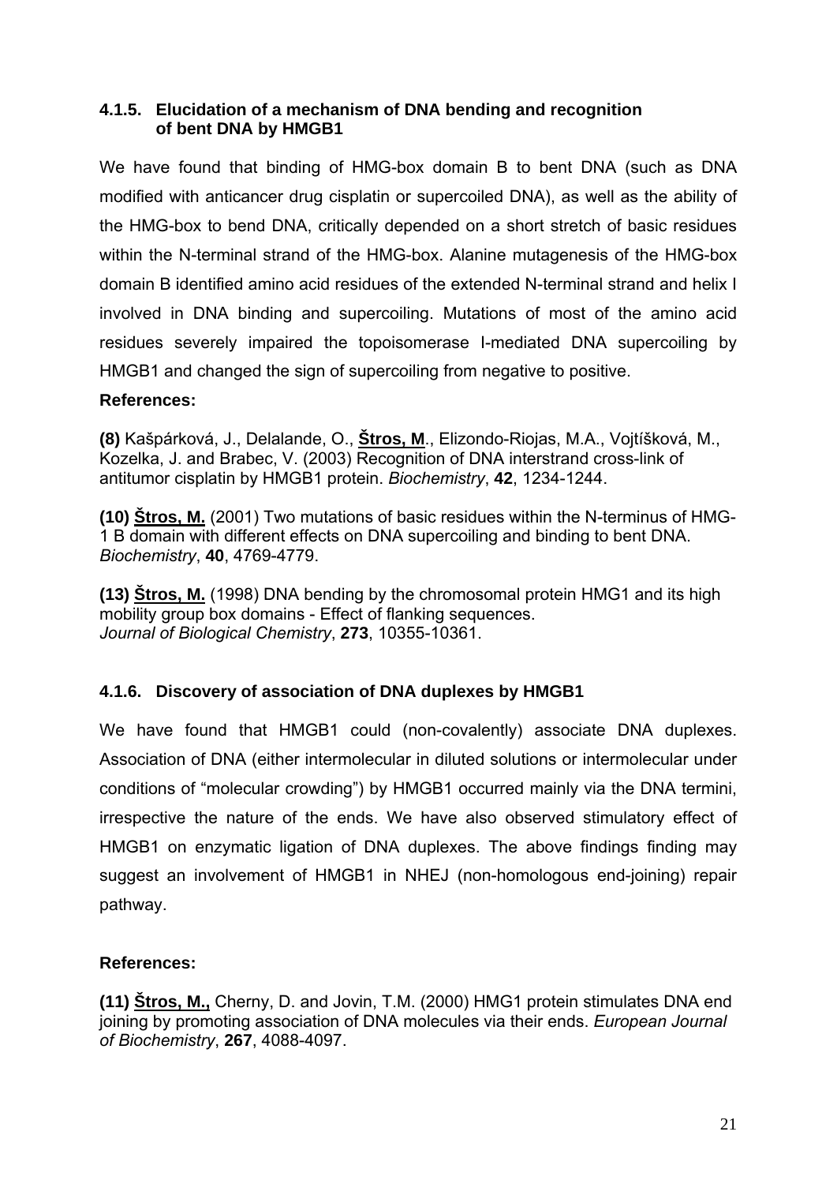### 4.1.5. Elucidation of a mechanism of DNA bending and recognition of bent DNA by HMGB1

We have found that binding of HMG-box domain B to bent DNA (such as DNA modified with anticancer drug cisplatin or supercoiled DNA), as well as the ability of the HMG-box to bend DNA, critically depended on a short stretch of basic residues within the N-terminal strand of the HMG-box. Alanine mutagenesis of the HMG-box domain B identified amino acid residues of the extended N-terminal strand and helix I involved in DNA binding and supercoiling. Mutations of most of the amino acid residues severely impaired the topoisomerase I-mediated DNA supercoiling by HMGB1 and changed the sign of supercoiling from negative to positive.

**References:**

**(8)** Kašpárková, J., Delalande, O., **Štros, M**., Elizondo-Riojas, M.A., Vojtíšková, M., Kozelka, J. and Brabec, V. (2003) Recognition of DNA interstrand cross-link of antitumor cisplatin by HMGB1 protein. *Biochemistry*, **42**, 1234-1244.

**(10) Štros, M.** (2001) Two mutations of basic residues within the N-terminus of HMG-1 B domain with different effects on DNA supercoiling and binding to bent DNA. *Biochemistry*, **40**, 4769-4779.

**(13) Štros, M.** (1998) DNA bending by the chromosomal protein HMG1 and its high mobility group box domains - Effect of flanking sequences. *Journal of Biological Chemistry*, **273**, 10355-10361.

### 4.1.6. Discovery of association of DNA duplexes by HMGB1

We have found that HMGB1 could (non-covalently) associate DNA duplexes. Association of DNA (either intermolecular in diluted solutions or intermolecular under conditions of "molecular crowding") by HMGB1 occurred mainly via the DNA termini, irrespective the nature of the ends. We have also observed stimulatory effect of HMGB1 on enzymatic ligation of DNA duplexes. The above findings finding may suggest an involvement of HMGB1 in NHEJ (non-homologous end-joining) repair pathway.

**References:**

**(11) Štros, M.,** Cherny, D. and Jovin, T.M. (2000) HMG1 protein stimulates DNA end joining by promoting association of DNA molecules via their ends. *European Journal of Biochemistry*, **267**, 4088-4097.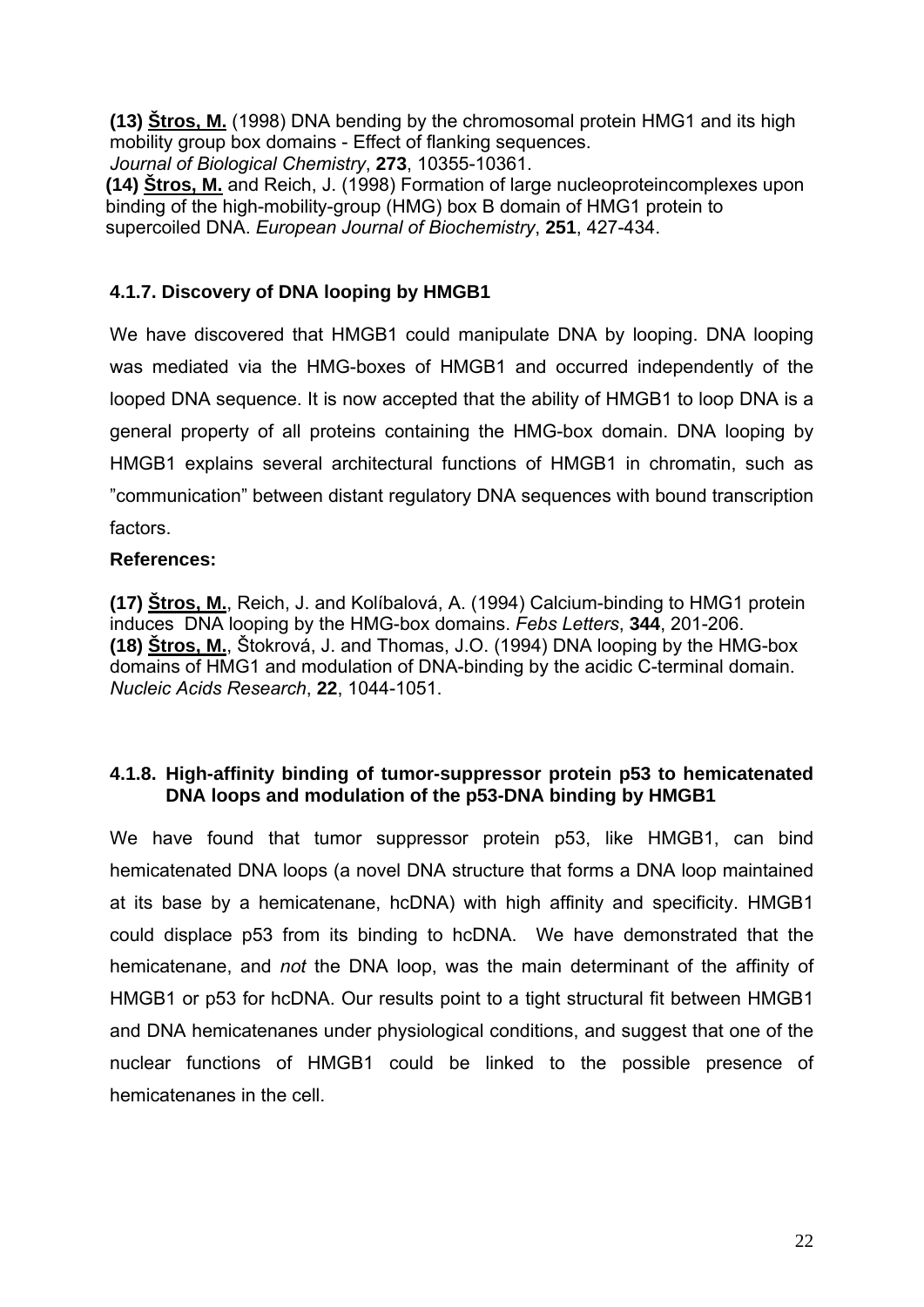**(13) <u>Štros, M.</u>** (1998) DNA bending by the chromosomal protein HMG1 and its high mobility group box domains - Effect of flanking sequences. *Journal of Biological Chemistry*, **273**, 10355-10361.
**(14) <u>Štros, M.</u>** and Reich, J. (1998) Formation of large nucleoproteincomplexes upon binding of the high-mobility-group (HMG) box B domain of HMG1 protein to supercoiled DNA. *European Journal of Biochemistry*, **251**, 427-434.

### 4.1.7. Discovery of DNA looping by HMGB1

We have discovered that HMGB1 could manipulate DNA by looping. DNA looping was mediated via the HMG-boxes of HMGB1 and occurred independently of the looped DNA sequence. It is now accepted that the ability of HMGB1 to loop DNA is a general property of all proteins containing the HMG-box domain. DNA looping by HMGB1 explains several architectural functions of HMGB1 in chromatin, such as "communication" between distant regulatory DNA sequences with bound transcription factors.

**References:**

**(17) <u>Štros, M.</u>**, Reich, J. and Kolíbalová, A. (1994) Calcium-binding to HMG1 protein induces DNA looping by the HMG-box domains. *Febs Letters*, **344**, 201-206.
**(18) <u>Štros, M.</u>**, Štokrová, J. and Thomas, J.O. (1994) DNA looping by the HMG-box domains of HMG1 and modulation of DNA-binding by the acidic C-terminal domain. *Nucleic Acids Research*, **22**, 1044-1051.

### 4.1.8. High-affinity binding of tumor-suppressor protein p53 to hemicatenated DNA loops and modulation of the p53-DNA binding by HMGB1

We have found that tumor suppressor protein p53, like HMGB1, can bind hemicatenated DNA loops (a novel DNA structure that forms a DNA loop maintained at its base by a hemicatenane, hcDNA) with high affinity and specificity. HMGB1 could displace p53 from its binding to hcDNA. We have demonstrated that the hemicatenane, and *not* the DNA loop, was the main determinant of the affinity of HMGB1 or p53 for hcDNA. Our results point to a tight structural fit between HMGB1 and DNA hemicatenanes under physiological conditions, and suggest that one of the nuclear functions of HMGB1 could be linked to the possible presence of hemicatenanes in the cell.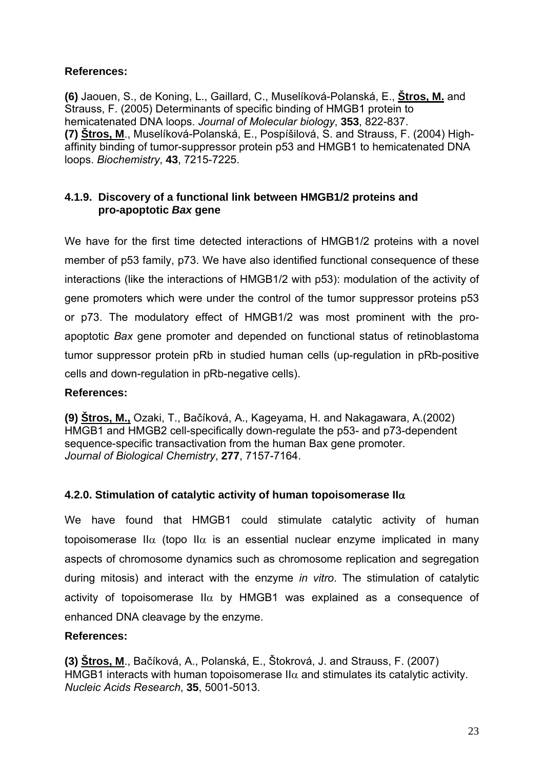**References:**

**(6)** Jaouen, S., de Koning, L., Gaillard, C., Muselíková-Polanská, E., **Štros, M.** and Strauss, F. (2005) Determinants of specific binding of HMGB1 protein to hemicatenated DNA loops. *Journal of Molecular biology*, **353**, 822-837.
**(7)** **Štros, M**., Muselíková-Polanská, E., Pospíšilová, S. and Strauss, F. (2004) High-affinity binding of tumor-suppressor protein p53 and HMGB1 to hemicatenated DNA loops. *Biochemistry*, **43**, 7215-7225.

### 4.1.9. Discovery of a functional link between HMGB1/2 proteins and pro-apoptotic *Bax* gene

We have for the first time detected interactions of HMGB1/2 proteins with a novel member of p53 family, p73. We have also identified functional consequence of these interactions (like the interactions of HMGB1/2 with p53): modulation of the activity of gene promoters which were under the control of the tumor suppressor proteins p53 or p73. The modulatory effect of HMGB1/2 was most prominent with the pro-apoptotic *Bax* gene promoter and depended on functional status of retinoblastoma tumor suppressor protein pRb in studied human cells (up-regulation in pRb-positive cells and down-regulation in pRb-negative cells).

**References:**

**(9)** **Štros, M.,** Ozaki, T., Bačíková, A., Kageyama, H. and Nakagawara, A.(2002) HMGB1 and HMGB2 cell-specifically down-regulate the p53- and p73-dependent sequence-specific transactivation from the human Bax gene promoter. *Journal of Biological Chemistry*, **277**, 7157-7164.

### 4.2.0. Stimulation of catalytic activity of human topoisomerase IIα

We have found that HMGB1 could stimulate catalytic activity of human topoisomerase IIα (topo IIα is an essential nuclear enzyme implicated in many aspects of chromosome dynamics such as chromosome replication and segregation during mitosis) and interact with the enzyme *in vitro*. The stimulation of catalytic activity of topoisomerase IIα by HMGB1 was explained as a consequence of enhanced DNA cleavage by the enzyme.

**References:**

**(3)** **Štros, M**., Bačíková, A., Polanská, E., Štokrová, J. and Strauss, F. (2007) HMGB1 interacts with human topoisomerase IIα and stimulates its catalytic activity. *Nucleic Acids Research*, **35**, 5001-5013.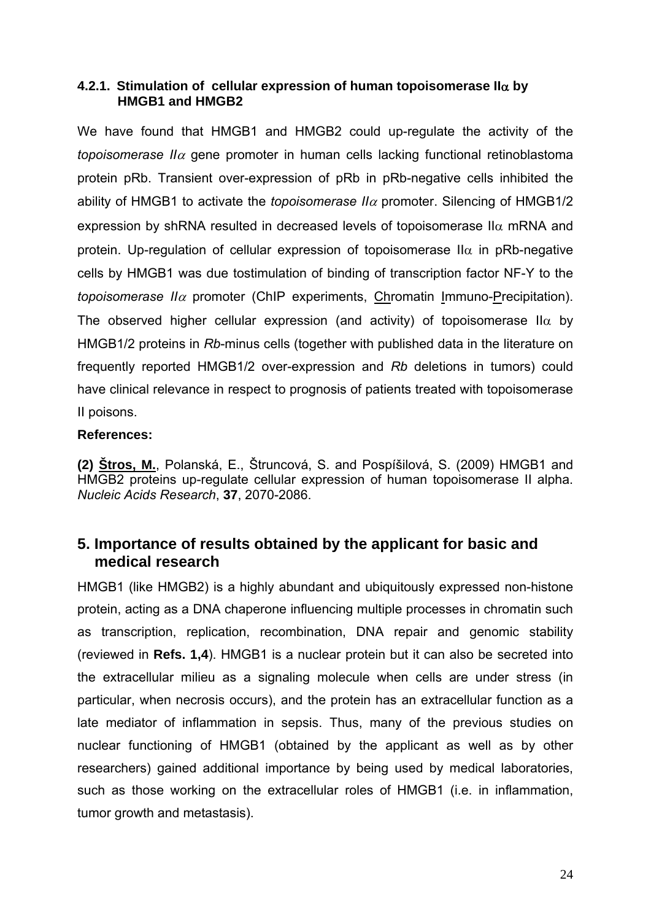### 4.2.1. Stimulation of cellular expression of human topoisomerase II$\alpha$ by HMGB1 and HMGB2

We have found that HMGB1 and HMGB2 could up-regulate the activity of the *topoisomerase II$\alpha$* gene promoter in human cells lacking functional retinoblastoma protein pRb. Transient over-expression of pRb in pRb-negative cells inhibited the ability of HMGB1 to activate the *topoisomerase II$\alpha$* promoter. Silencing of HMGB1/2 expression by shRNA resulted in decreased levels of topoisomerase II$\alpha$ mRNA and protein. Up-regulation of cellular expression of topoisomerase II$\alpha$ in pRb-negative cells by HMGB1 was due tostimulation of binding of transcription factor NF-Y to the *topoisomerase II$\alpha$* promoter (ChIP experiments, <u>Ch</u>romatin <u>I</u>mmuno-<u>P</u>recipitation). The observed higher cellular expression (and activity) of topoisomerase II$\alpha$ by HMGB1/2 proteins in *Rb*-minus cells (together with published data in the literature on frequently reported HMGB1/2 over-expression and *Rb* deletions in tumors) could have clinical relevance in respect to prognosis of patients treated with topoisomerase II poisons.

**References:**

**(2) <u>Štros, M.</u>**, Polanská, E., Štruncová, S. and Pospíšilová, S. (2009) HMGB1 and HMGB2 proteins up-regulate cellular expression of human topoisomerase II alpha. *Nucleic Acids Research*, **37**, 2070-2086.

## 5. Importance of results obtained by the applicant for basic and medical research

HMGB1 (like HMGB2) is a highly abundant and ubiquitously expressed non-histone protein, acting as a DNA chaperone influencing multiple processes in chromatin such as transcription, replication, recombination, DNA repair and genomic stability (reviewed in **Refs. 1,4**). HMGB1 is a nuclear protein but it can also be secreted into the extracellular milieu as a signaling molecule when cells are under stress (in particular, when necrosis occurs), and the protein has an extracellular function as a late mediator of inflammation in sepsis. Thus, many of the previous studies on nuclear functioning of HMGB1 (obtained by the applicant as well as by other researchers) gained additional importance by being used by medical laboratories, such as those working on the extracellular roles of HMGB1 (i.e. in inflammation, tumor growth and metastasis).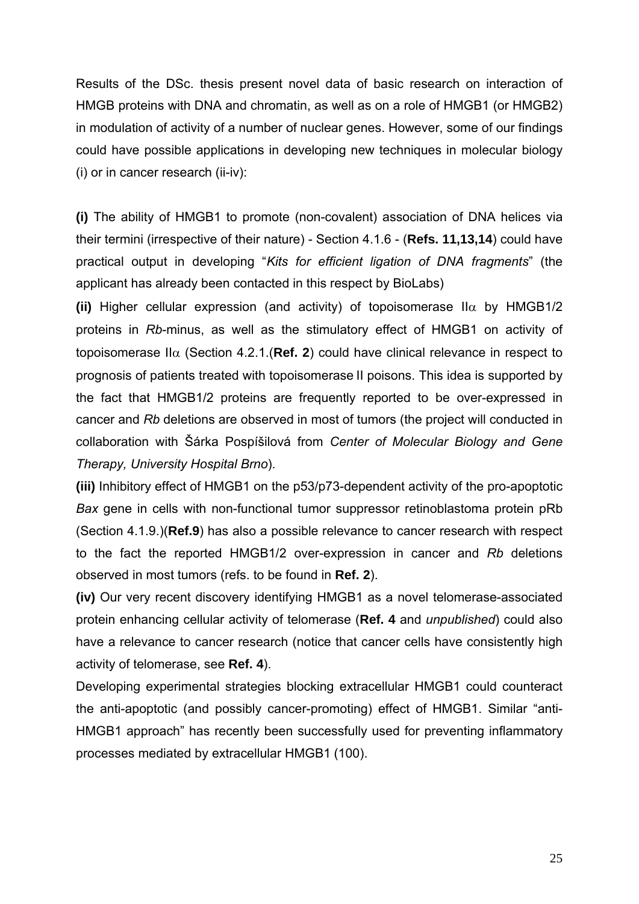Results of the DSc. thesis present novel data of basic research on interaction of HMGB proteins with DNA and chromatin, as well as on a role of HMGB1 (or HMGB2) in modulation of activity of a number of nuclear genes. However, some of our findings could have possible applications in developing new techniques in molecular biology (i) or in cancer research (ii-iv):

**(i)** The ability of HMGB1 to promote (non-covalent) association of DNA helices via their termini (irrespective of their nature) - Section 4.1.6 - (**Refs. 11,13,14**) could have practical output in developing "*Kits for efficient ligation of DNA fragments*" (the applicant has already been contacted in this respect by BioLabs)

**(ii)** Higher cellular expression (and activity) of topoisomerase II$\alpha$ by HMGB1/2 proteins in *Rb*-minus, as well as the stimulatory effect of HMGB1 on activity of topoisomerase II$\alpha$ (Section 4.2.1.(**Ref. 2**) could have clinical relevance in respect to prognosis of patients treated with topoisomerase II poisons. This idea is supported by the fact that HMGB1/2 proteins are frequently reported to be over-expressed in cancer and *Rb* deletions are observed in most of tumors (the project will conducted in collaboration with Šárka Pospíšilová from *Center of Molecular Biology and Gene Therapy, University Hospital Brno*).

**(iii)** Inhibitory effect of HMGB1 on the p53/p73-dependent activity of the pro-apoptotic *Bax* gene in cells with non-functional tumor suppressor retinoblastoma protein pRb (Section 4.1.9.)(**Ref.9**) has also a possible relevance to cancer research with respect to the fact the reported HMGB1/2 over-expression in cancer and *Rb* deletions observed in most tumors (refs. to be found in **Ref. 2**).

**(iv)** Our very recent discovery identifying HMGB1 as a novel telomerase-associated protein enhancing cellular activity of telomerase (**Ref. 4** and *unpublished*) could also have a relevance to cancer research (notice that cancer cells have consistently high activity of telomerase, see **Ref. 4**).

Developing experimental strategies blocking extracellular HMGB1 could counteract the anti-apoptotic (and possibly cancer-promoting) effect of HMGB1. Similar "anti-HMGB1 approach" has recently been successfully used for preventing inflammatory processes mediated by extracellular HMGB1 (100).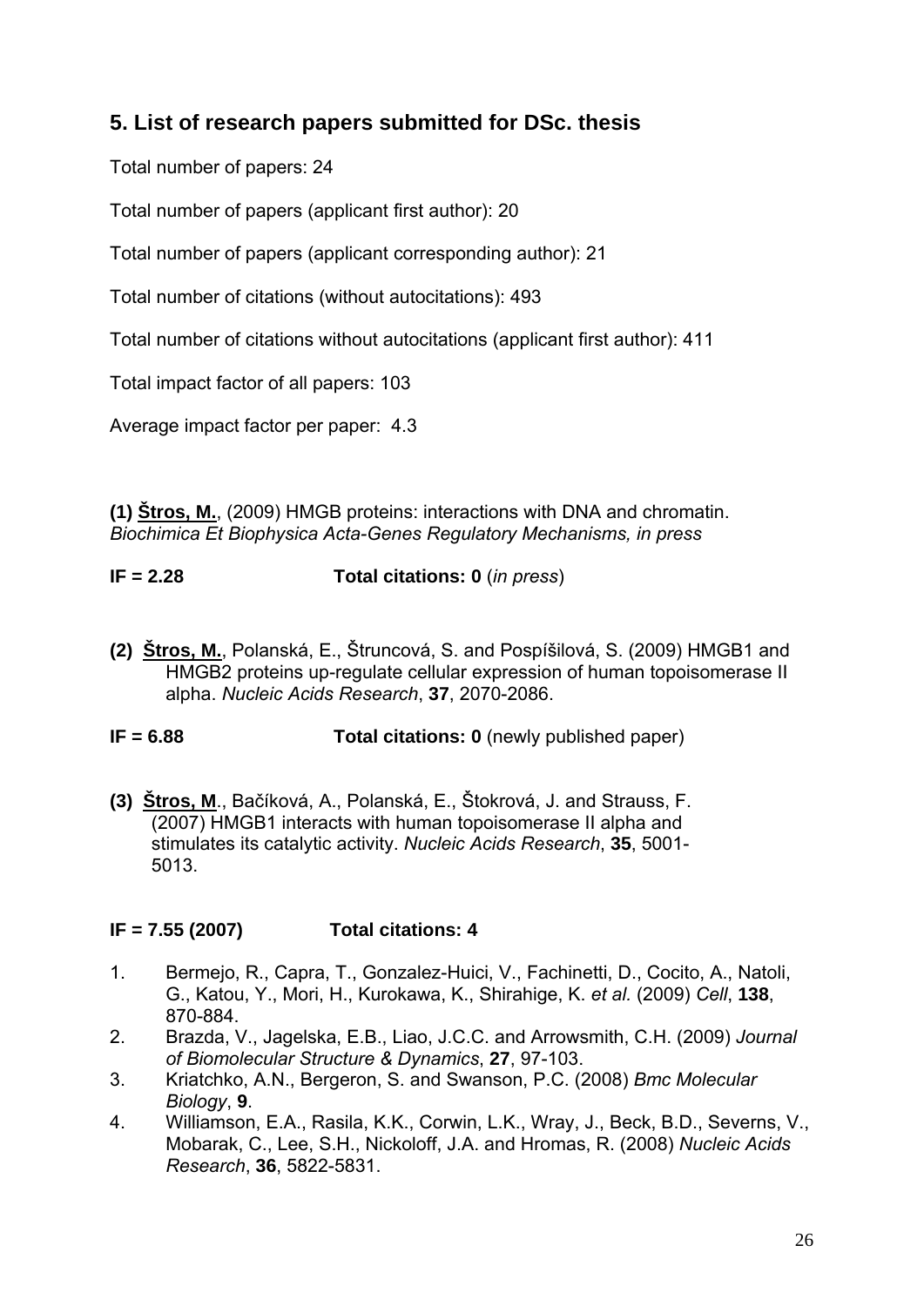## 5. List of research papers submitted for DSc. thesis

Total number of papers: 24

Total number of papers (applicant first author): 20

Total number of papers (applicant corresponding author): 21

Total number of citations (without autocitations): 493

Total number of citations without autocitations (applicant first author): 411

Total impact factor of all papers: 103

Average impact factor per paper: 4.3

**(1)** **<u>Štros, M.</u>**, (2009) HMGB proteins: interactions with DNA and chromatin. *Biochimica Et Biophysica Acta-Genes Regulatory Mechanisms, in press*

**IF = 2.28** **Total citations: 0** (*in press*)

**(2)** **<u>Štros, M.</u>**, Polanská, E., Štruncová, S. and Pospíšilová, S. (2009) HMGB1 and HMGB2 proteins up-regulate cellular expression of human topoisomerase II alpha. *Nucleic Acids Research*, **37**, 2070-2086.

**IF = 6.88** **Total citations: 0** (newly published paper)

**(3)** **<u>Štros, M</u>**., Bačíková, A., Polanská, E., Štokrová, J. and Strauss, F. (2007) HMGB1 interacts with human topoisomerase II alpha and stimulates its catalytic activity. *Nucleic Acids Research*, **35**, 5001-5013.

**IF = 7.55 (2007)** **Total citations: 4**

1. Bermejo, R., Capra, T., Gonzalez-Huici, V., Fachinetti, D., Cocito, A., Natoli, G., Katou, Y., Mori, H., Kurokawa, K., Shirahige, K. *et al.* (2009) *Cell*, **138**, 870-884.
2. Brazda, V., Jagelska, E.B., Liao, J.C.C. and Arrowsmith, C.H. (2009) *Journal of Biomolecular Structure & Dynamics*, **27**, 97-103.
3. Kriatchko, A.N., Bergeron, S. and Swanson, P.C. (2008) *Bmc Molecular Biology*, **9**.
4. Williamson, E.A., Rasila, K.K., Corwin, L.K., Wray, J., Beck, B.D., Severns, V., Mobarak, C., Lee, S.H., Nickoloff, J.A. and Hromas, R. (2008) *Nucleic Acids Research*, **36**, 5822-5831.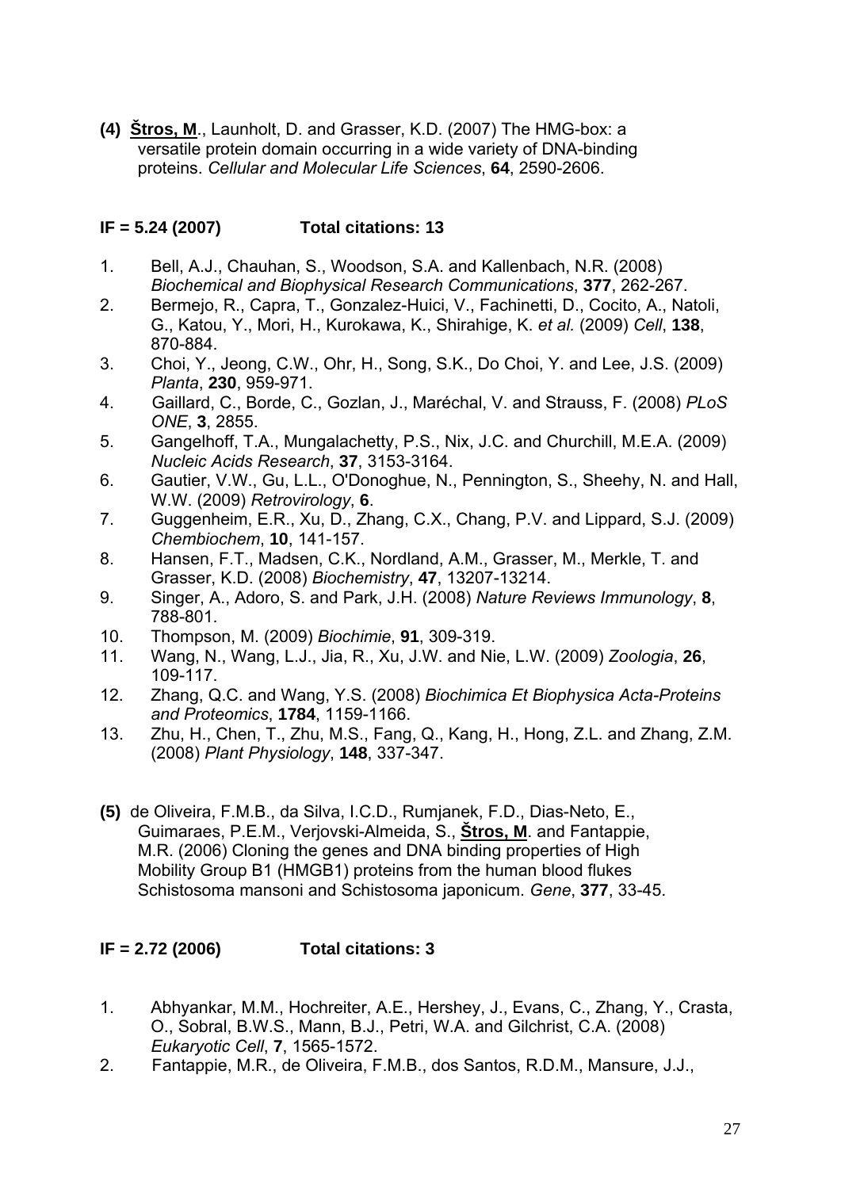**(4)** **<u>Štros, M</u>**., Launholt, D. and Grasser, K.D. (2007) The HMG-box: a versatile protein domain occurring in a wide variety of DNA-binding proteins. *Cellular and Molecular Life Sciences*, **64**, 2590-2606.

**IF = 5.24 (2007) Total citations: 13**

1. Bell, A.J., Chauhan, S., Woodson, S.A. and Kallenbach, N.R. (2008) *Biochemical and Biophysical Research Communications*, **377**, 262-267.
2. Bermejo, R., Capra, T., Gonzalez-Huici, V., Fachinetti, D., Cocito, A., Natoli, G., Katou, Y., Mori, H., Kurokawa, K., Shirahige, K. *et al.* (2009) *Cell*, **138**, 870-884.
3. Choi, Y., Jeong, C.W., Ohr, H., Song, S.K., Do Choi, Y. and Lee, J.S. (2009) *Planta*, **230**, 959-971.
4. Gaillard, C., Borde, C., Gozlan, J., Maréchal, V. and Strauss, F. (2008) *PLoS ONE*, **3**, 2855.
5. Gangelhoff, T.A., Mungalachetty, P.S., Nix, J.C. and Churchill, M.E.A. (2009) *Nucleic Acids Research*, **37**, 3153-3164.
6. Gautier, V.W., Gu, L.L., O'Donoghue, N., Pennington, S., Sheehy, N. and Hall, W.W. (2009) *Retrovirology*, **6**.
7. Guggenheim, E.R., Xu, D., Zhang, C.X., Chang, P.V. and Lippard, S.J. (2009) *Chembiochem*, **10**, 141-157.
8. Hansen, F.T., Madsen, C.K., Nordland, A.M., Grasser, M., Merkle, T. and Grasser, K.D. (2008) *Biochemistry*, **47**, 13207-13214.
9. Singer, A., Adoro, S. and Park, J.H. (2008) *Nature Reviews Immunology*, **8**, 788-801.
10. Thompson, M. (2009) *Biochimie*, **91**, 309-319.
11. Wang, N., Wang, L.J., Jia, R., Xu, J.W. and Nie, L.W. (2009) *Zoologia*, **26**, 109-117.
12. Zhang, Q.C. and Wang, Y.S. (2008) *Biochimica Et Biophysica Acta-Proteins and Proteomics*, **1784**, 1159-1166.
13. Zhu, H., Chen, T., Zhu, M.S., Fang, Q., Kang, H., Hong, Z.L. and Zhang, Z.M. (2008) *Plant Physiology*, **148**, 337-347.

**(5)** de Oliveira, F.M.B., da Silva, I.C.D., Rumjanek, F.D., Dias-Neto, E., Guimaraes, P.E.M., Verjovski-Almeida, S., **<u>Štros, M</u>**. and Fantappie, M.R. (2006) Cloning the genes and DNA binding properties of High Mobility Group B1 (HMGB1) proteins from the human blood flukes Schistosoma mansoni and Schistosoma japonicum. *Gene*, **377**, 33-45.

**IF = 2.72 (2006) Total citations: 3**

1. Abhyankar, M.M., Hochreiter, A.E., Hershey, J., Evans, C., Zhang, Y., Crasta, O., Sobral, B.W.S., Mann, B.J., Petri, W.A. and Gilchrist, C.A. (2008) *Eukaryotic Cell*, **7**, 1565-1572.
2. Fantappie, M.R., de Oliveira, F.M.B., dos Santos, R.D.M., Mansure, J.J.,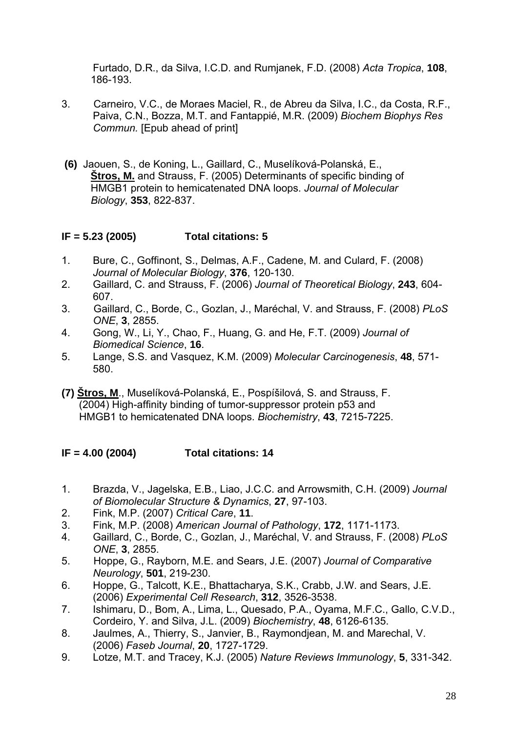Furtado, D.R., da Silva, I.C.D. and Rumjanek, F.D. (2008) *Acta Tropica*, **108**, 186-193.

3. Carneiro, V.C., de Moraes Maciel, R., de Abreu da Silva, I.C., da Costa, R.F., Paiva, C.N., Bozza, M.T. and Fantappié, M.R. (2009) *Biochem Biophys Res Commun.* [Epub ahead of print]

**(6)** Jaouen, S., de Koning, L., Gaillard, C., Muselíková-Polanská, E., **Štros, M.** and Strauss, F. (2005) Determinants of specific binding of HMGB1 protein to hemicatenated DNA loops. *Journal of Molecular Biology*, **353**, 822-837.

**IF = 5.23 (2005)    Total citations: 5**

1. Bure, C., Goffinont, S., Delmas, A.F., Cadene, M. and Culard, F. (2008) *Journal of Molecular Biology*, **376**, 120-130.
2. Gaillard, C. and Strauss, F. (2006) *Journal of Theoretical Biology*, **243**, 604-607.
3. Gaillard, C., Borde, C., Gozlan, J., Maréchal, V. and Strauss, F. (2008) *PLoS ONE*, **3**, 2855.
4. Gong, W., Li, Y., Chao, F., Huang, G. and He, F.T. (2009) *Journal of Biomedical Science*, **16**.
5. Lange, S.S. and Vasquez, K.M. (2009) *Molecular Carcinogenesis*, **48**, 571-580.

**(7) Štros, M**., Muselíková-Polanská, E., Pospíšilová, S. and Strauss, F. (2004) High-affinity binding of tumor-suppressor protein p53 and HMGB1 to hemicatenated DNA loops. *Biochemistry*, **43**, 7215-7225.

**IF = 4.00 (2004)    Total citations: 14**

1. Brazda, V., Jagelska, E.B., Liao, J.C.C. and Arrowsmith, C.H. (2009) *Journal of Biomolecular Structure & Dynamics*, **27**, 97-103.
2. Fink, M.P. (2007) *Critical Care*, **11**.
3. Fink, M.P. (2008) *American Journal of Pathology*, **172**, 1171-1173.
4. Gaillard, C., Borde, C., Gozlan, J., Maréchal, V. and Strauss, F. (2008) *PLoS ONE*, **3**, 2855.
5. Hoppe, G., Rayborn, M.E. and Sears, J.E. (2007) *Journal of Comparative Neurology*, **501**, 219-230.
6. Hoppe, G., Talcott, K.E., Bhattacharya, S.K., Crabb, J.W. and Sears, J.E. (2006) *Experimental Cell Research*, **312**, 3526-3538.
7. Ishimaru, D., Bom, A., Lima, L., Quesado, P.A., Oyama, M.F.C., Gallo, C.V.D., Cordeiro, Y. and Silva, J.L. (2009) *Biochemistry*, **48**, 6126-6135.
8. Jaulmes, A., Thierry, S., Janvier, B., Raymondjean, M. and Marechal, V. (2006) *Faseb Journal*, **20**, 1727-1729.
9. Lotze, M.T. and Tracey, K.J. (2005) *Nature Reviews Immunology*, **5**, 331-342.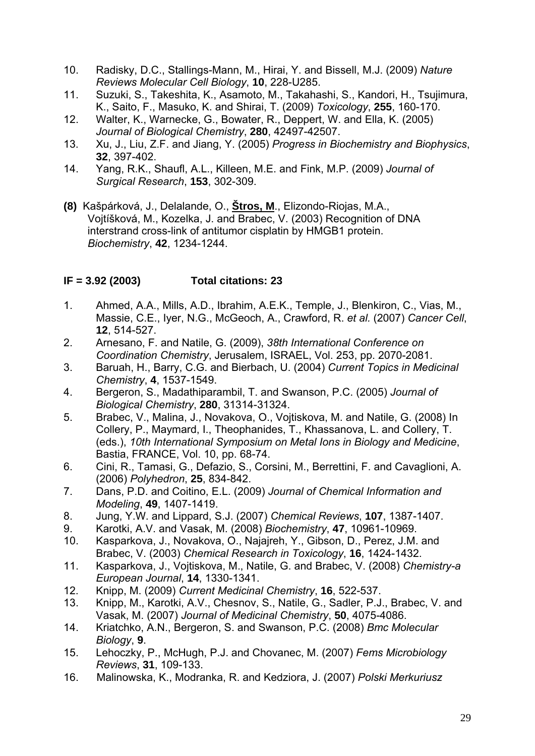10. Radisky, D.C., Stallings-Mann, M., Hirai, Y. and Bissell, M.J. (2009) *Nature Reviews Molecular Cell Biology*, **10**, 228-U285.
11. Suzuki, S., Takeshita, K., Asamoto, M., Takahashi, S., Kandori, H., Tsujimura, K., Saito, F., Masuko, K. and Shirai, T. (2009) *Toxicology*, **255**, 160-170.
12. Walter, K., Warnecke, G., Bowater, R., Deppert, W. and Ella, K. (2005) *Journal of Biological Chemistry*, **280**, 42497-42507.
13. Xu, J., Liu, Z.F. and Jiang, Y. (2005) *Progress in Biochemistry and Biophysics*, **32**, 397-402.
14. Yang, R.K., Shaufl, A.L., Killeen, M.E. and Fink, M.P. (2009) *Journal of Surgical Research*, **153**, 302-309.

**(8)** Kašpárková, J., Delalande, O., **<u>Štros, M</u>**., Elizondo-Riojas, M.A., Vojtíšková, M., Kozelka, J. and Brabec, V. (2003) Recognition of DNA interstrand cross-link of antitumor cisplatin by HMGB1 protein. *Biochemistry*, **42**, 1234-1244.

**IF = 3.92 (2003)  Total citations: 23**

1. Ahmed, A.A., Mills, A.D., Ibrahim, A.E.K., Temple, J., Blenkiron, C., Vias, M., Massie, C.E., Iyer, N.G., McGeoch, A., Crawford, R. *et al.* (2007) *Cancer Cell*, **12**, 514-527.
2. Arnesano, F. and Natile, G. (2009), *38th International Conference on Coordination Chemistry*, Jerusalem, ISRAEL, Vol. 253, pp. 2070-2081.
3. Baruah, H., Barry, C.G. and Bierbach, U. (2004) *Current Topics in Medicinal Chemistry*, **4**, 1537-1549.
4. Bergeron, S., Madathiparambil, T. and Swanson, P.C. (2005) *Journal of Biological Chemistry*, **280**, 31314-31324.
5. Brabec, V., Malina, J., Novakova, O., Vojtiskova, M. and Natile, G. (2008) In Collery, P., Maymard, I., Theophanides, T., Khassanova, L. and Collery, T. (eds.), *10th International Symposium on Metal Ions in Biology and Medicine*, Bastia, FRANCE, Vol. 10, pp. 68-74.
6. Cini, R., Tamasi, G., Defazio, S., Corsini, M., Berrettini, F. and Cavaglioni, A. (2006) *Polyhedron*, **25**, 834-842.
7. Dans, P.D. and Coitino, E.L. (2009) *Journal of Chemical Information and Modeling*, **49**, 1407-1419.
8. Jung, Y.W. and Lippard, S.J. (2007) *Chemical Reviews*, **107**, 1387-1407.
9. Karotki, A.V. and Vasak, M. (2008) *Biochemistry*, **47**, 10961-10969.
10. Kasparkova, J., Novakova, O., Najajreh, Y., Gibson, D., Perez, J.M. and Brabec, V. (2003) *Chemical Research in Toxicology*, **16**, 1424-1432.
11. Kasparkova, J., Vojtiskova, M., Natile, G. and Brabec, V. (2008) *Chemistry-a European Journal*, **14**, 1330-1341.
12. Knipp, M. (2009) *Current Medicinal Chemistry*, **16**, 522-537.
13. Knipp, M., Karotki, A.V., Chesnov, S., Natile, G., Sadler, P.J., Brabec, V. and Vasak, M. (2007) *Journal of Medicinal Chemistry*, **50**, 4075-4086.
14. Kriatchko, A.N., Bergeron, S. and Swanson, P.C. (2008) *Bmc Molecular Biology*, **9**.
15. Lehoczky, P., McHugh, P.J. and Chovanec, M. (2007) *Fems Microbiology Reviews*, **31**, 109-133.
16. Malinowska, K., Modranka, R. and Kedziora, J. (2007) *Polski Merkuriusz*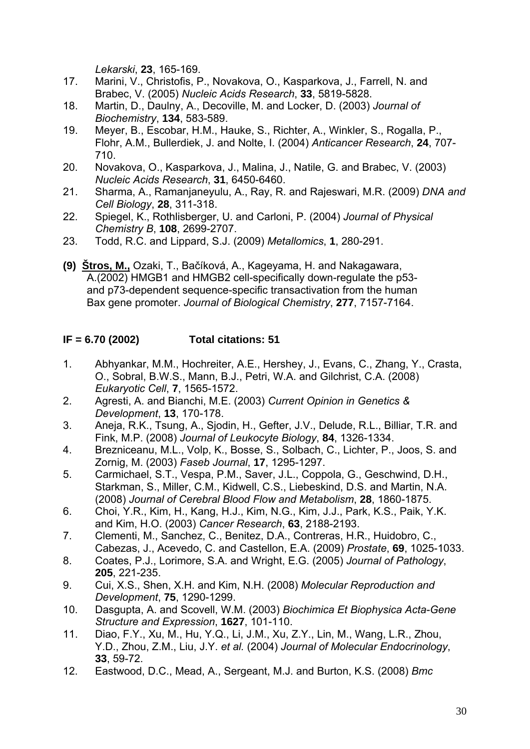*Lekarski*, **23**, 165-169.

17. Marini, V., Christofis, P., Novakova, O., Kasparkova, J., Farrell, N. and Brabec, V. (2005) *Nucleic Acids Research*, **33**, 5819-5828.
18. Martin, D., Daulny, A., Decoville, M. and Locker, D. (2003) *Journal of Biochemistry*, **134**, 583-589.
19. Meyer, B., Escobar, H.M., Hauke, S., Richter, A., Winkler, S., Rogalla, P., Flohr, A.M., Bullerdiek, J. and Nolte, I. (2004) *Anticancer Research*, **24**, 707-710.
20. Novakova, O., Kasparkova, J., Malina, J., Natile, G. and Brabec, V. (2003) *Nucleic Acids Research*, **31**, 6450-6460.
21. Sharma, A., Ramanjaneyulu, A., Ray, R. and Rajeswari, M.R. (2009) *DNA and Cell Biology*, **28**, 311-318.
22. Spiegel, K., Rothlisberger, U. and Carloni, P. (2004) *Journal of Physical Chemistry B*, **108**, 2699-2707.
23. Todd, R.C. and Lippard, S.J. (2009) *Metallomics*, **1**, 280-291.

**(9)** **Štros, M.,** Ozaki, T., Bačíková, A., Kageyama, H. and Nakagawara, A.(2002) HMGB1 and HMGB2 cell-specifically down-regulate the p53- and p73-dependent sequence-specific transactivation from the human Bax gene promoter. *Journal of Biological Chemistry*, **277**, 7157-7164.

**IF = 6.70 (2002) Total citations: 51**

1. Abhyankar, M.M., Hochreiter, A.E., Hershey, J., Evans, C., Zhang, Y., Crasta, O., Sobral, B.W.S., Mann, B.J., Petri, W.A. and Gilchrist, C.A. (2008) *Eukaryotic Cell*, **7**, 1565-1572.
2. Agresti, A. and Bianchi, M.E. (2003) *Current Opinion in Genetics & Development*, **13**, 170-178.
3. Aneja, R.K., Tsung, A., Sjodin, H., Gefter, J.V., Delude, R.L., Billiar, T.R. and Fink, M.P. (2008) *Journal of Leukocyte Biology*, **84**, 1326-1334.
4. Brezniceanu, M.L., Volp, K., Bosse, S., Solbach, C., Lichter, P., Joos, S. and Zornig, M. (2003) *Faseb Journal*, **17**, 1295-1297.
5. Carmichael, S.T., Vespa, P.M., Saver, J.L., Coppola, G., Geschwind, D.H., Starkman, S., Miller, C.M., Kidwell, C.S., Liebeskind, D.S. and Martin, N.A. (2008) *Journal of Cerebral Blood Flow and Metabolism*, **28**, 1860-1875.
6. Choi, Y.R., Kim, H., Kang, H.J., Kim, N.G., Kim, J.J., Park, K.S., Paik, Y.K. and Kim, H.O. (2003) *Cancer Research*, **63**, 2188-2193.
7. Clementi, M., Sanchez, C., Benitez, D.A., Contreras, H.R., Huidobro, C., Cabezas, J., Acevedo, C. and Castellon, E.A. (2009) *Prostate*, **69**, 1025-1033.
8. Coates, P.J., Lorimore, S.A. and Wright, E.G. (2005) *Journal of Pathology*, **205**, 221-235.
9. Cui, X.S., Shen, X.H. and Kim, N.H. (2008) *Molecular Reproduction and Development*, **75**, 1290-1299.
10. Dasgupta, A. and Scovell, W.M. (2003) *Biochimica Et Biophysica Acta-Gene Structure and Expression*, **1627**, 101-110.
11. Diao, F.Y., Xu, M., Hu, Y.Q., Li, J.M., Xu, Z.Y., Lin, M., Wang, L.R., Zhou, Y.D., Zhou, Z.M., Liu, J.Y. *et al.* (2004) *Journal of Molecular Endocrinology*, **33**, 59-72.
12. Eastwood, D.C., Mead, A., Sergeant, M.J. and Burton, K.S. (2008) *Bmc*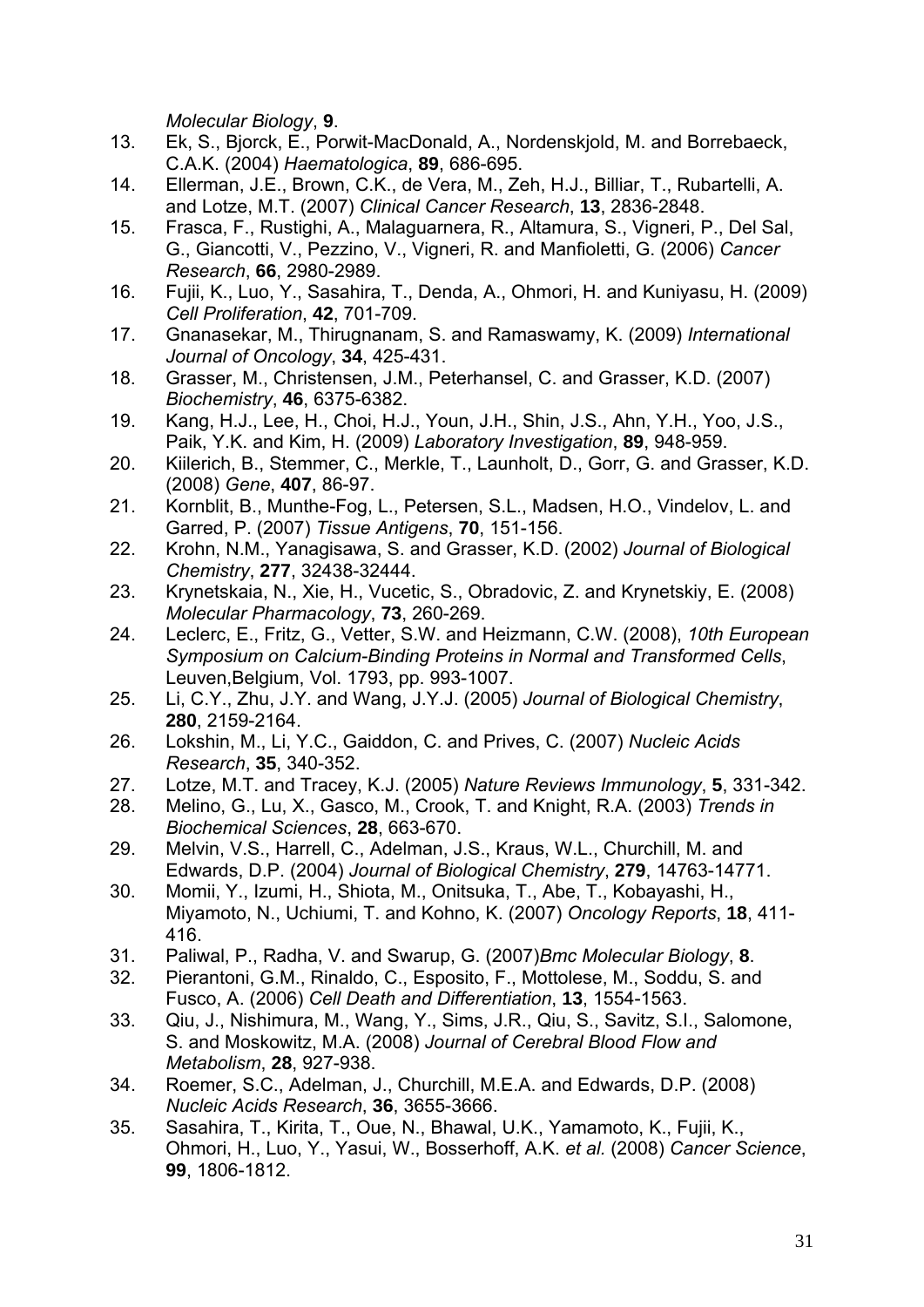*Molecular Biology*, **9**.

13. Ek, S., Bjorck, E., Porwit-MacDonald, A., Nordenskjold, M. and Borrebaeck, C.A.K. (2004) *Haematologica*, **89**, 686-695.
14. Ellerman, J.E., Brown, C.K., de Vera, M., Zeh, H.J., Billiar, T., Rubartelli, A. and Lotze, M.T. (2007) *Clinical Cancer Research*, **13**, 2836-2848.
15. Frasca, F., Rustighi, A., Malaguarnera, R., Altamura, S., Vigneri, P., Del Sal, G., Giancotti, V., Pezzino, V., Vigneri, R. and Manfioletti, G. (2006) *Cancer Research*, **66**, 2980-2989.
16. Fujii, K., Luo, Y., Sasahira, T., Denda, A., Ohmori, H. and Kuniyasu, H. (2009) *Cell Proliferation*, **42**, 701-709.
17. Gnanasekar, M., Thirugnanam, S. and Ramaswamy, K. (2009) *International Journal of Oncology*, **34**, 425-431.
18. Grasser, M., Christensen, J.M., Peterhansel, C. and Grasser, K.D. (2007) *Biochemistry*, **46**, 6375-6382.
19. Kang, H.J., Lee, H., Choi, H.J., Youn, J.H., Shin, J.S., Ahn, Y.H., Yoo, J.S., Paik, Y.K. and Kim, H. (2009) *Laboratory Investigation*, **89**, 948-959.
20. Kiilerich, B., Stemmer, C., Merkle, T., Launholt, D., Gorr, G. and Grasser, K.D. (2008) *Gene*, **407**, 86-97.
21. Kornblit, B., Munthe-Fog, L., Petersen, S.L., Madsen, H.O., Vindelov, L. and Garred, P. (2007) *Tissue Antigens*, **70**, 151-156.
22. Krohn, N.M., Yanagisawa, S. and Grasser, K.D. (2002) *Journal of Biological Chemistry*, **277**, 32438-32444.
23. Krynetskaia, N., Xie, H., Vucetic, S., Obradovic, Z. and Krynetskiy, E. (2008) *Molecular Pharmacology*, **73**, 260-269.
24. Leclerc, E., Fritz, G., Vetter, S.W. and Heizmann, C.W. (2008), *10th European Symposium on Calcium-Binding Proteins in Normal and Transformed Cells*, Leuven,Belgium, Vol. 1793, pp. 993-1007.
25. Li, C.Y., Zhu, J.Y. and Wang, J.Y.J. (2005) *Journal of Biological Chemistry*, **280**, 2159-2164.
26. Lokshin, M., Li, Y.C., Gaiddon, C. and Prives, C. (2007) *Nucleic Acids Research*, **35**, 340-352.
27. Lotze, M.T. and Tracey, K.J. (2005) *Nature Reviews Immunology*, **5**, 331-342.
28. Melino, G., Lu, X., Gasco, M., Crook, T. and Knight, R.A. (2003) *Trends in Biochemical Sciences*, **28**, 663-670.
29. Melvin, V.S., Harrell, C., Adelman, J.S., Kraus, W.L., Churchill, M. and Edwards, D.P. (2004) *Journal of Biological Chemistry*, **279**, 14763-14771.
30. Momii, Y., Izumi, H., Shiota, M., Onitsuka, T., Abe, T., Kobayashi, H., Miyamoto, N., Uchiumi, T. and Kohno, K. (2007) *Oncology Reports*, **18**, 411-416.
31. Paliwal, P., Radha, V. and Swarup, G. (2007)*Bmc Molecular Biology*, **8**.
32. Pierantoni, G.M., Rinaldo, C., Esposito, F., Mottolese, M., Soddu, S. and Fusco, A. (2006) *Cell Death and Differentiation*, **13**, 1554-1563.
33. Qiu, J., Nishimura, M., Wang, Y., Sims, J.R., Qiu, S., Savitz, S.I., Salomone, S. and Moskowitz, M.A. (2008) *Journal of Cerebral Blood Flow and Metabolism*, **28**, 927-938.
34. Roemer, S.C., Adelman, J., Churchill, M.E.A. and Edwards, D.P. (2008) *Nucleic Acids Research*, **36**, 3655-3666.
35. Sasahira, T., Kirita, T., Oue, N., Bhawal, U.K., Yamamoto, K., Fujii, K., Ohmori, H., Luo, Y., Yasui, W., Bosserhoff, A.K. *et al.* (2008) *Cancer Science*, **99**, 1806-1812.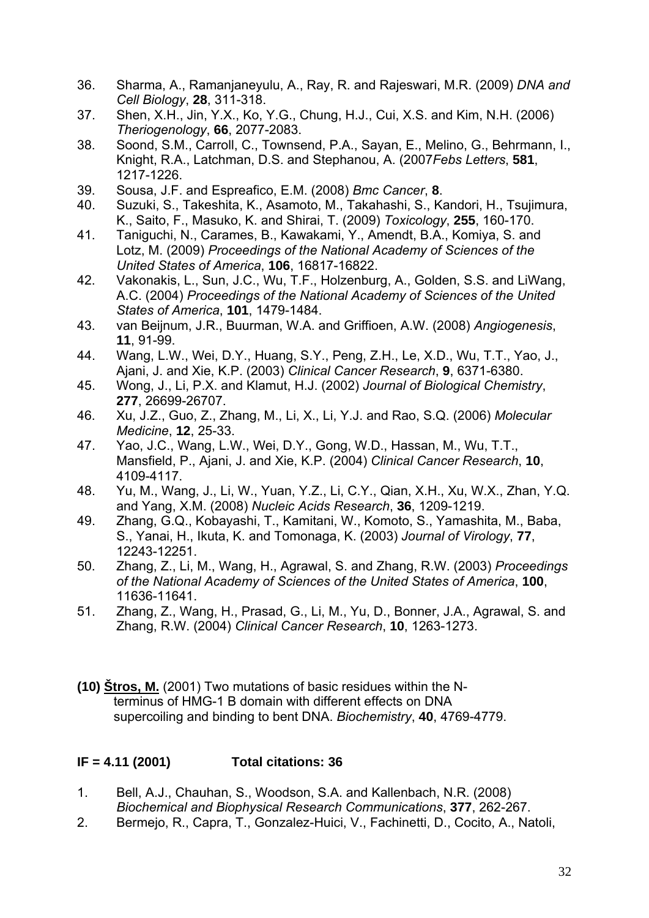36. Sharma, A., Ramanjaneyulu, A., Ray, R. and Rajeswari, M.R. (2009) *DNA and Cell Biology*, **28**, 311-318.
37. Shen, X.H., Jin, Y.X., Ko, Y.G., Chung, H.J., Cui, X.S. and Kim, N.H. (2006) *Theriogenology*, **66**, 2077-2083.
38. Soond, S.M., Carroll, C., Townsend, P.A., Sayan, E., Melino, G., Behrmann, I., Knight, R.A., Latchman, D.S. and Stephanou, A. (2007*Febs Letters*, **581**, 1217-1226.
39. Sousa, J.F. and Espreafico, E.M. (2008) *Bmc Cancer*, **8**.
40. Suzuki, S., Takeshita, K., Asamoto, M., Takahashi, S., Kandori, H., Tsujimura, K., Saito, F., Masuko, K. and Shirai, T. (2009) *Toxicology*, **255**, 160-170.
41. Taniguchi, N., Carames, B., Kawakami, Y., Amendt, B.A., Komiya, S. and Lotz, M. (2009) *Proceedings of the National Academy of Sciences of the United States of America*, **106**, 16817-16822.
42. Vakonakis, L., Sun, J.C., Wu, T.F., Holzenburg, A., Golden, S.S. and LiWang, A.C. (2004) *Proceedings of the National Academy of Sciences of the United States of America*, **101**, 1479-1484.
43. van Beijnum, J.R., Buurman, W.A. and Griffioen, A.W. (2008) *Angiogenesis*, **11**, 91-99.
44. Wang, L.W., Wei, D.Y., Huang, S.Y., Peng, Z.H., Le, X.D., Wu, T.T., Yao, J., Ajani, J. and Xie, K.P. (2003) *Clinical Cancer Research*, **9**, 6371-6380.
45. Wong, J., Li, P.X. and Klamut, H.J. (2002) *Journal of Biological Chemistry*, **277**, 26699-26707.
46. Xu, J.Z., Guo, Z., Zhang, M., Li, X., Li, Y.J. and Rao, S.Q. (2006) *Molecular Medicine*, **12**, 25-33.
47. Yao, J.C., Wang, L.W., Wei, D.Y., Gong, W.D., Hassan, M., Wu, T.T., Mansfield, P., Ajani, J. and Xie, K.P. (2004) *Clinical Cancer Research*, **10**, 4109-4117.
48. Yu, M., Wang, J., Li, W., Yuan, Y.Z., Li, C.Y., Qian, X.H., Xu, W.X., Zhan, Y.Q. and Yang, X.M. (2008) *Nucleic Acids Research*, **36**, 1209-1219.
49. Zhang, G.Q., Kobayashi, T., Kamitani, W., Komoto, S., Yamashita, M., Baba, S., Yanai, H., Ikuta, K. and Tomonaga, K. (2003) *Journal of Virology*, **77**, 12243-12251.
50. Zhang, Z., Li, M., Wang, H., Agrawal, S. and Zhang, R.W. (2003) *Proceedings of the National Academy of Sciences of the United States of America*, **100**, 11636-11641.
51. Zhang, Z., Wang, H., Prasad, G., Li, M., Yu, D., Bonner, J.A., Agrawal, S. and Zhang, R.W. (2004) *Clinical Cancer Research*, **10**, 1263-1273.

**(10) <u>Štros, M.</u>** (2001) Two mutations of basic residues within the N-terminus of HMG-1 B domain with different effects on DNA supercoiling and binding to bent DNA. *Biochemistry*, **40**, 4769-4779.

**IF = 4.11 (2001) Total citations: 36**

1. Bell, A.J., Chauhan, S., Woodson, S.A. and Kallenbach, N.R. (2008) *Biochemical and Biophysical Research Communications*, **377**, 262-267.
2. Bermejo, R., Capra, T., Gonzalez-Huici, V., Fachinetti, D., Cocito, A., Natoli,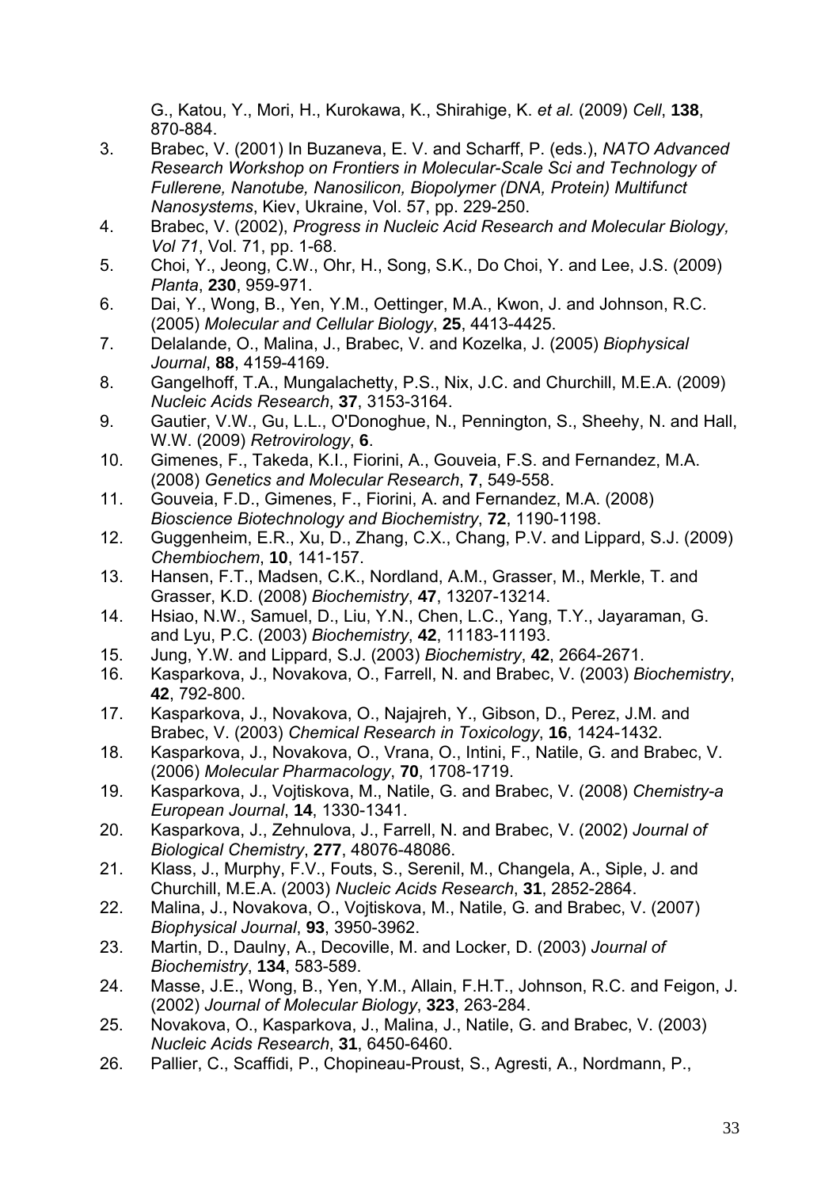G., Katou, Y., Mori, H., Kurokawa, K., Shirahige, K. *et al.* (2009) *Cell*, **138**, 870-884.

3. Brabec, V. (2001) In Buzaneva, E. V. and Scharff, P. (eds.), *NATO Advanced Research Workshop on Frontiers in Molecular-Scale Sci and Technology of Fullerene, Nanotube, Nanosilicon, Biopolymer (DNA, Protein) Multifunct Nanosystems*, Kiev, Ukraine, Vol. 57, pp. 229-250.
4. Brabec, V. (2002), *Progress in Nucleic Acid Research and Molecular Biology, Vol 71*, Vol. 71, pp. 1-68.
5. Choi, Y., Jeong, C.W., Ohr, H., Song, S.K., Do Choi, Y. and Lee, J.S. (2009) *Planta*, **230**, 959-971.
6. Dai, Y., Wong, B., Yen, Y.M., Oettinger, M.A., Kwon, J. and Johnson, R.C. (2005) *Molecular and Cellular Biology*, **25**, 4413-4425.
7. Delalande, O., Malina, J., Brabec, V. and Kozelka, J. (2005) *Biophysical Journal*, **88**, 4159-4169.
8. Gangelhoff, T.A., Mungalachetty, P.S., Nix, J.C. and Churchill, M.E.A. (2009) *Nucleic Acids Research*, **37**, 3153-3164.
9. Gautier, V.W., Gu, L.L., O'Donoghue, N., Pennington, S., Sheehy, N. and Hall, W.W. (2009) *Retrovirology*, **6**.
10. Gimenes, F., Takeda, K.I., Fiorini, A., Gouveia, F.S. and Fernandez, M.A. (2008) *Genetics and Molecular Research*, **7**, 549-558.
11. Gouveia, F.D., Gimenes, F., Fiorini, A. and Fernandez, M.A. (2008) *Bioscience Biotechnology and Biochemistry*, **72**, 1190-1198.
12. Guggenheim, E.R., Xu, D., Zhang, C.X., Chang, P.V. and Lippard, S.J. (2009) *Chembiochem*, **10**, 141-157.
13. Hansen, F.T., Madsen, C.K., Nordland, A.M., Grasser, M., Merkle, T. and Grasser, K.D. (2008) *Biochemistry*, **47**, 13207-13214.
14. Hsiao, N.W., Samuel, D., Liu, Y.N., Chen, L.C., Yang, T.Y., Jayaraman, G. and Lyu, P.C. (2003) *Biochemistry*, **42**, 11183-11193.
15. Jung, Y.W. and Lippard, S.J. (2003) *Biochemistry*, **42**, 2664-2671.
16. Kasparkova, J., Novakova, O., Farrell, N. and Brabec, V. (2003) *Biochemistry*, **42**, 792-800.
17. Kasparkova, J., Novakova, O., Najajreh, Y., Gibson, D., Perez, J.M. and Brabec, V. (2003) *Chemical Research in Toxicology*, **16**, 1424-1432.
18. Kasparkova, J., Novakova, O., Vrana, O., Intini, F., Natile, G. and Brabec, V. (2006) *Molecular Pharmacology*, **70**, 1708-1719.
19. Kasparkova, J., Vojtiskova, M., Natile, G. and Brabec, V. (2008) *Chemistry-a European Journal*, **14**, 1330-1341.
20. Kasparkova, J., Zehnulova, J., Farrell, N. and Brabec, V. (2002) *Journal of Biological Chemistry*, **277**, 48076-48086.
21. Klass, J., Murphy, F.V., Fouts, S., Serenil, M., Changela, A., Siple, J. and Churchill, M.E.A. (2003) *Nucleic Acids Research*, **31**, 2852-2864.
22. Malina, J., Novakova, O., Vojtiskova, M., Natile, G. and Brabec, V. (2007) *Biophysical Journal*, **93**, 3950-3962.
23. Martin, D., Daulny, A., Decoville, M. and Locker, D. (2003) *Journal of Biochemistry*, **134**, 583-589.
24. Masse, J.E., Wong, B., Yen, Y.M., Allain, F.H.T., Johnson, R.C. and Feigon, J. (2002) *Journal of Molecular Biology*, **323**, 263-284.
25. Novakova, O., Kasparkova, J., Malina, J., Natile, G. and Brabec, V. (2003) *Nucleic Acids Research*, **31**, 6450-6460.
26. Pallier, C., Scaffidi, P., Chopineau-Proust, S., Agresti, A., Nordmann, P.,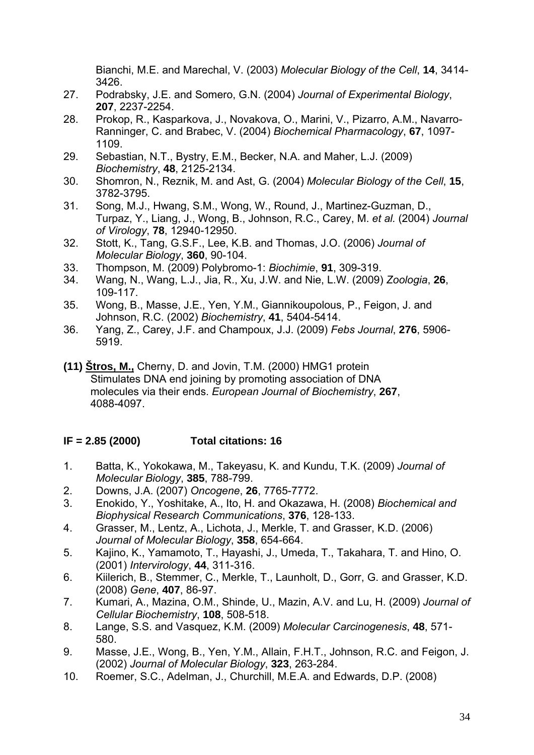Bianchi, M.E. and Marechal, V. (2003) *Molecular Biology of the Cell*, **14**, 3414-3426.

27. Podrabsky, J.E. and Somero, G.N. (2004) *Journal of Experimental Biology*, **207**, 2237-2254.
28. Prokop, R., Kasparkova, J., Novakova, O., Marini, V., Pizarro, A.M., Navarro-Ranninger, C. and Brabec, V. (2004) *Biochemical Pharmacology*, **67**, 1097-1109.
29. Sebastian, N.T., Bystry, E.M., Becker, N.A. and Maher, L.J. (2009) *Biochemistry*, **48**, 2125-2134.
30. Shomron, N., Reznik, M. and Ast, G. (2004) *Molecular Biology of the Cell*, **15**, 3782-3795.
31. Song, M.J., Hwang, S.M., Wong, W., Round, J., Martinez-Guzman, D., Turpaz, Y., Liang, J., Wong, B., Johnson, R.C., Carey, M. *et al.* (2004) *Journal of Virology*, **78**, 12940-12950.
32. Stott, K., Tang, G.S.F., Lee, K.B. and Thomas, J.O. (2006) *Journal of Molecular Biology*, **360**, 90-104.
33. Thompson, M. (2009) Polybromo-1: *Biochimie*, **91**, 309-319.
34. Wang, N., Wang, L.J., Jia, R., Xu, J.W. and Nie, L.W. (2009) *Zoologia*, **26**, 109-117.
35. Wong, B., Masse, J.E., Yen, Y.M., Giannikoupolous, P., Feigon, J. and Johnson, R.C. (2002) *Biochemistry*, **41**, 5404-5414.
36. Yang, Z., Carey, J.F. and Champoux, J.J. (2009) *Febs Journal*, **276**, 5906-5919.

**(11) Štros, M.,** Cherny, D. and Jovin, T.M. (2000) HMG1 protein Stimulates DNA end joining by promoting association of DNA molecules via their ends. *European Journal of Biochemistry*, **267**, 4088-4097.

**IF = 2.85 (2000) Total citations: 16**

1. Batta, K., Yokokawa, M., Takeyasu, K. and Kundu, T.K. (2009) *Journal of Molecular Biology*, **385**, 788-799.
2. Downs, J.A. (2007) *Oncogene*, **26**, 7765-7772.
3. Enokido, Y., Yoshitake, A., Ito, H. and Okazawa, H. (2008) *Biochemical and Biophysical Research Communications*, **376**, 128-133.
4. Grasser, M., Lentz, A., Lichota, J., Merkle, T. and Grasser, K.D. (2006) *Journal of Molecular Biology*, **358**, 654-664.
5. Kajino, K., Yamamoto, T., Hayashi, J., Umeda, T., Takahara, T. and Hino, O. (2001) *Intervirology*, **44**, 311-316.
6. Kiilerich, B., Stemmer, C., Merkle, T., Launholt, D., Gorr, G. and Grasser, K.D. (2008) *Gene*, **407**, 86-97.
7. Kumari, A., Mazina, O.M., Shinde, U., Mazin, A.V. and Lu, H. (2009) *Journal of Cellular Biochemistry*, **108**, 508-518.
8. Lange, S.S. and Vasquez, K.M. (2009) *Molecular Carcinogenesis*, **48**, 571-580.
9. Masse, J.E., Wong, B., Yen, Y.M., Allain, F.H.T., Johnson, R.C. and Feigon, J. (2002) *Journal of Molecular Biology*, **323**, 263-284.
10. Roemer, S.C., Adelman, J., Churchill, M.E.A. and Edwards, D.P. (2008)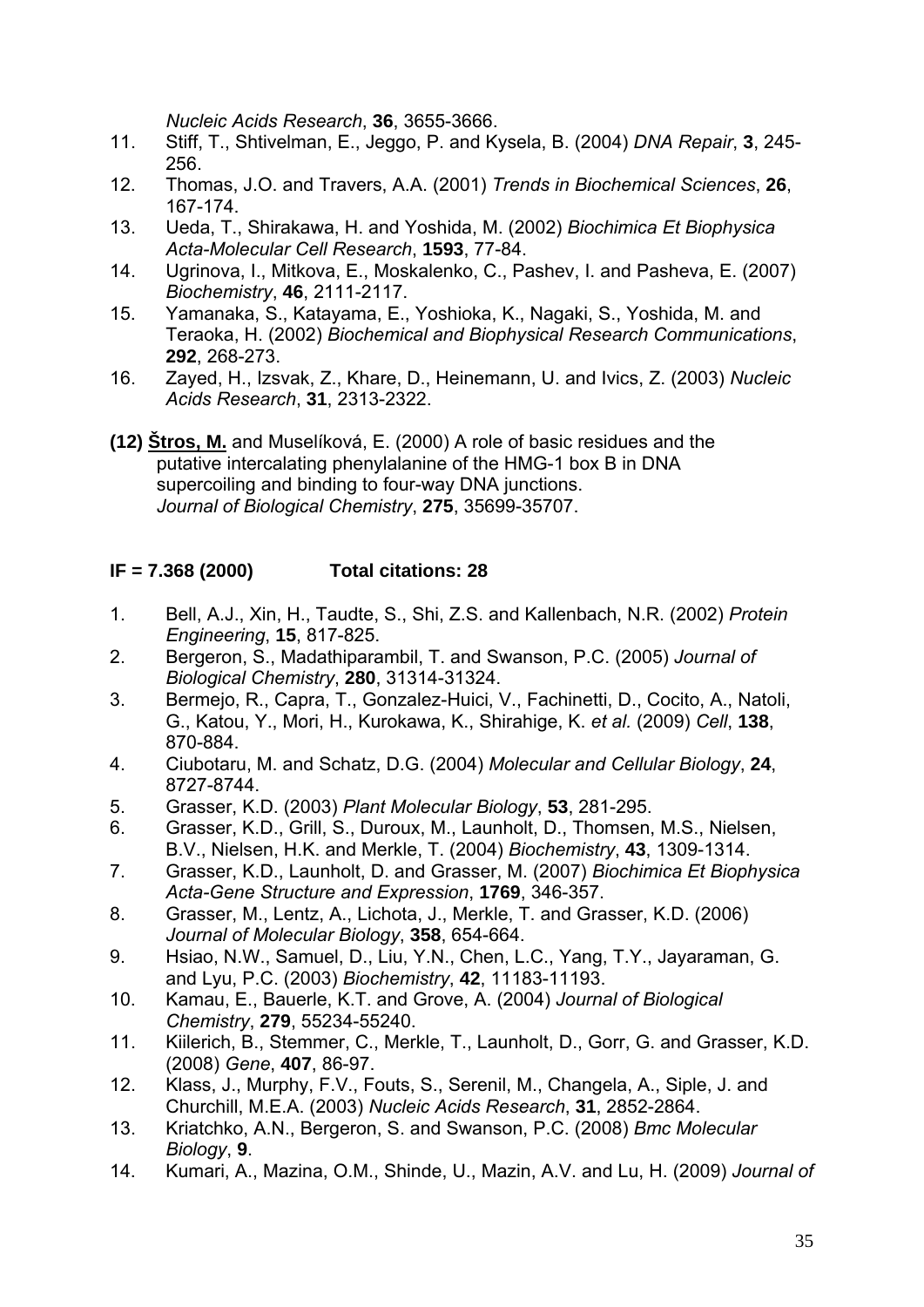*Nucleic Acids Research*, **36**, 3655-3666.

11. Stiff, T., Shtivelman, E., Jeggo, P. and Kysela, B. (2004) *DNA Repair*, **3**, 245-256.
12. Thomas, J.O. and Travers, A.A. (2001) *Trends in Biochemical Sciences*, **26**, 167-174.
13. Ueda, T., Shirakawa, H. and Yoshida, M. (2002) *Biochimica Et Biophysica Acta-Molecular Cell Research*, **1593**, 77-84.
14. Ugrinova, I., Mitkova, E., Moskalenko, C., Pashev, I. and Pasheva, E. (2007) *Biochemistry*, **46**, 2111-2117.
15. Yamanaka, S., Katayama, E., Yoshioka, K., Nagaki, S., Yoshida, M. and Teraoka, H. (2002) *Biochemical and Biophysical Research Communications*, **292**, 268-273.
16. Zayed, H., Izsvak, Z., Khare, D., Heinemann, U. and Ivics, Z. (2003) *Nucleic Acids Research*, **31**, 2313-2322.

**(12) <u>Štros, M.</u>** and Muselíková, E. (2000) A role of basic residues and the putative intercalating phenylalanine of the HMG-1 box B in DNA supercoiling and binding to four-way DNA junctions. *Journal of Biological Chemistry*, **275**, 35699-35707.

**IF = 7.368 (2000) Total citations: 28**

1. Bell, A.J., Xin, H., Taudte, S., Shi, Z.S. and Kallenbach, N.R. (2002) *Protein Engineering*, **15**, 817-825.
2. Bergeron, S., Madathiparambil, T. and Swanson, P.C. (2005) *Journal of Biological Chemistry*, **280**, 31314-31324.
3. Bermejo, R., Capra, T., Gonzalez-Huici, V., Fachinetti, D., Cocito, A., Natoli, G., Katou, Y., Mori, H., Kurokawa, K., Shirahige, K. *et al.* (2009) *Cell*, **138**, 870-884.
4. Ciubotaru, M. and Schatz, D.G. (2004) *Molecular and Cellular Biology*, **24**, 8727-8744.
5. Grasser, K.D. (2003) *Plant Molecular Biology*, **53**, 281-295.
6. Grasser, K.D., Grill, S., Duroux, M., Launholt, D., Thomsen, M.S., Nielsen, B.V., Nielsen, H.K. and Merkle, T. (2004) *Biochemistry*, **43**, 1309-1314.
7. Grasser, K.D., Launholt, D. and Grasser, M. (2007) *Biochimica Et Biophysica Acta-Gene Structure and Expression*, **1769**, 346-357.
8. Grasser, M., Lentz, A., Lichota, J., Merkle, T. and Grasser, K.D. (2006) *Journal of Molecular Biology*, **358**, 654-664.
9. Hsiao, N.W., Samuel, D., Liu, Y.N., Chen, L.C., Yang, T.Y., Jayaraman, G. and Lyu, P.C. (2003) *Biochemistry*, **42**, 11183-11193.
10. Kamau, E., Bauerle, K.T. and Grove, A. (2004) *Journal of Biological Chemistry*, **279**, 55234-55240.
11. Kiilerich, B., Stemmer, C., Merkle, T., Launholt, D., Gorr, G. and Grasser, K.D. (2008) *Gene*, **407**, 86-97.
12. Klass, J., Murphy, F.V., Fouts, S., Serenil, M., Changela, A., Siple, J. and Churchill, M.E.A. (2003) *Nucleic Acids Research*, **31**, 2852-2864.
13. Kriatchko, A.N., Bergeron, S. and Swanson, P.C. (2008) *Bmc Molecular Biology*, **9**.
14. Kumari, A., Mazina, O.M., Shinde, U., Mazin, A.V. and Lu, H. (2009) *Journal of*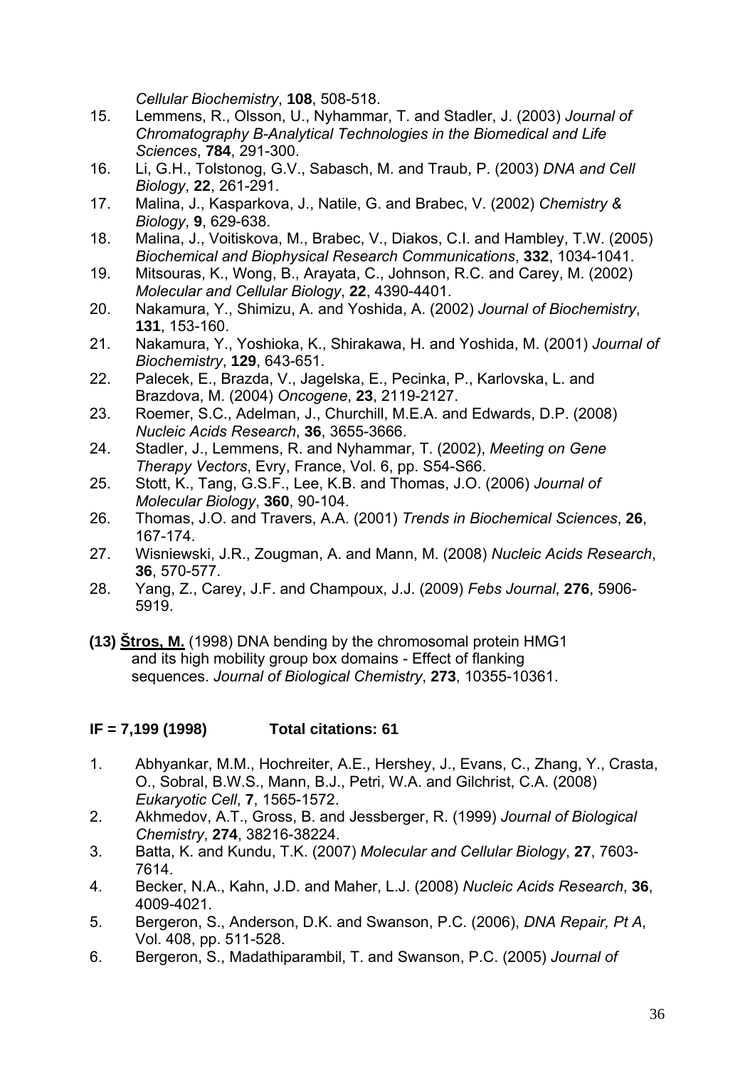*Cellular Biochemistry*, **108**, 508-518.

15. Lemmens, R., Olsson, U., Nyhammar, T. and Stadler, J. (2003) *Journal of Chromatography B-Analytical Technologies in the Biomedical and Life Sciences*, **784**, 291-300.
16. Li, G.H., Tolstonog, G.V., Sabasch, M. and Traub, P. (2003) *DNA and Cell Biology*, **22**, 261-291.
17. Malina, J., Kasparkova, J., Natile, G. and Brabec, V. (2002) *Chemistry & Biology*, **9**, 629-638.
18. Malina, J., Voitiskova, M., Brabec, V., Diakos, C.I. and Hambley, T.W. (2005) *Biochemical and Biophysical Research Communications*, **332**, 1034-1041.
19. Mitsouras, K., Wong, B., Arayata, C., Johnson, R.C. and Carey, M. (2002) *Molecular and Cellular Biology*, **22**, 4390-4401.
20. Nakamura, Y., Shimizu, A. and Yoshida, A. (2002) *Journal of Biochemistry*, **131**, 153-160.
21. Nakamura, Y., Yoshioka, K., Shirakawa, H. and Yoshida, M. (2001) *Journal of Biochemistry*, **129**, 643-651.
22. Palecek, E., Brazda, V., Jagelska, E., Pecinka, P., Karlovska, L. and Brazdova, M. (2004) *Oncogene*, **23**, 2119-2127.
23. Roemer, S.C., Adelman, J., Churchill, M.E.A. and Edwards, D.P. (2008) *Nucleic Acids Research*, **36**, 3655-3666.
24. Stadler, J., Lemmens, R. and Nyhammar, T. (2002), *Meeting on Gene Therapy Vectors*, Evry, France, Vol. 6, pp. S54-S66.
25. Stott, K., Tang, G.S.F., Lee, K.B. and Thomas, J.O. (2006) *Journal of Molecular Biology*, **360**, 90-104.
26. Thomas, J.O. and Travers, A.A. (2001) *Trends in Biochemical Sciences*, **26**, 167-174.
27. Wisniewski, J.R., Zougman, A. and Mann, M. (2008) *Nucleic Acids Research*, **36**, 570-577.
28. Yang, Z., Carey, J.F. and Champoux, J.J. (2009) *Febs Journal*, **276**, 5906-5919.

**(13) Štros, M.** (1998) DNA bending by the chromosomal protein HMG1 and its high mobility group box domains - Effect of flanking sequences. *Journal of Biological Chemistry*, **273**, 10355-10361.

**IF = 7,199 (1998) Total citations: 61**

1. Abhyankar, M.M., Hochreiter, A.E., Hershey, J., Evans, C., Zhang, Y., Crasta, O., Sobral, B.W.S., Mann, B.J., Petri, W.A. and Gilchrist, C.A. (2008) *Eukaryotic Cell*, **7**, 1565-1572.
2. Akhmedov, A.T., Gross, B. and Jessberger, R. (1999) *Journal of Biological Chemistry*, **274**, 38216-38224.
3. Batta, K. and Kundu, T.K. (2007) *Molecular and Cellular Biology*, **27**, 7603-7614.
4. Becker, N.A., Kahn, J.D. and Maher, L.J. (2008) *Nucleic Acids Research*, **36**, 4009-4021.
5. Bergeron, S., Anderson, D.K. and Swanson, P.C. (2006), *DNA Repair, Pt A*, Vol. 408, pp. 511-528.
6. Bergeron, S., Madathiparambil, T. and Swanson, P.C. (2005) *Journal of*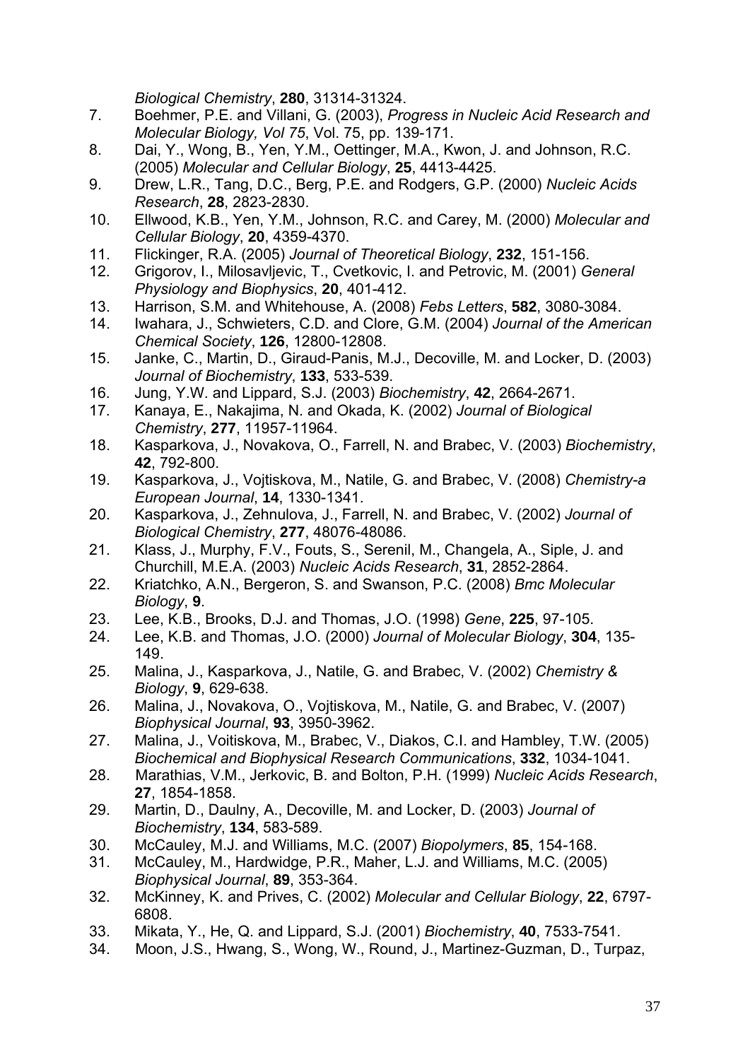*Biological Chemistry*, **280**, 31314-31324.

7. Boehmer, P.E. and Villani, G. (2003), *Progress in Nucleic Acid Research and Molecular Biology, Vol 75*, Vol. 75, pp. 139-171.
8. Dai, Y., Wong, B., Yen, Y.M., Oettinger, M.A., Kwon, J. and Johnson, R.C. (2005) *Molecular and Cellular Biology*, **25**, 4413-4425.
9. Drew, L.R., Tang, D.C., Berg, P.E. and Rodgers, G.P. (2000) *Nucleic Acids Research*, **28**, 2823-2830.
10. Ellwood, K.B., Yen, Y.M., Johnson, R.C. and Carey, M. (2000) *Molecular and Cellular Biology*, **20**, 4359-4370.
11. Flickinger, R.A. (2005) *Journal of Theoretical Biology*, **232**, 151-156.
12. Grigorov, I., Milosavljevic, T., Cvetkovic, I. and Petrovic, M. (2001) *General Physiology and Biophysics*, **20**, 401-412.
13. Harrison, S.M. and Whitehouse, A. (2008) *Febs Letters*, **582**, 3080-3084.
14. Iwahara, J., Schwieters, C.D. and Clore, G.M. (2004) *Journal of the American Chemical Society*, **126**, 12800-12808.
15. Janke, C., Martin, D., Giraud-Panis, M.J., Decoville, M. and Locker, D. (2003) *Journal of Biochemistry*, **133**, 533-539.
16. Jung, Y.W. and Lippard, S.J. (2003) *Biochemistry*, **42**, 2664-2671.
17. Kanaya, E., Nakajima, N. and Okada, K. (2002) *Journal of Biological Chemistry*, **277**, 11957-11964.
18. Kasparkova, J., Novakova, O., Farrell, N. and Brabec, V. (2003) *Biochemistry*, **42**, 792-800.
19. Kasparkova, J., Vojtiskova, M., Natile, G. and Brabec, V. (2008) *Chemistry-a European Journal*, **14**, 1330-1341.
20. Kasparkova, J., Zehnulova, J., Farrell, N. and Brabec, V. (2002) *Journal of Biological Chemistry*, **277**, 48076-48086.
21. Klass, J., Murphy, F.V., Fouts, S., Serenil, M., Changela, A., Siple, J. and Churchill, M.E.A. (2003) *Nucleic Acids Research*, **31**, 2852-2864.
22. Kriatchko, A.N., Bergeron, S. and Swanson, P.C. (2008) *Bmc Molecular Biology*, **9**.
23. Lee, K.B., Brooks, D.J. and Thomas, J.O. (1998) *Gene*, **225**, 97-105.
24. Lee, K.B. and Thomas, J.O. (2000) *Journal of Molecular Biology*, **304**, 135-149.
25. Malina, J., Kasparkova, J., Natile, G. and Brabec, V. (2002) *Chemistry & Biology*, **9**, 629-638.
26. Malina, J., Novakova, O., Vojtiskova, M., Natile, G. and Brabec, V. (2007) *Biophysical Journal*, **93**, 3950-3962.
27. Malina, J., Voitiskova, M., Brabec, V., Diakos, C.I. and Hambley, T.W. (2005) *Biochemical and Biophysical Research Communications*, **332**, 1034-1041.
28. Marathias, V.M., Jerkovic, B. and Bolton, P.H. (1999) *Nucleic Acids Research*, **27**, 1854-1858.
29. Martin, D., Daulny, A., Decoville, M. and Locker, D. (2003) *Journal of Biochemistry*, **134**, 583-589.
30. McCauley, M.J. and Williams, M.C. (2007) *Biopolymers*, **85**, 154-168.
31. McCauley, M., Hardwidge, P.R., Maher, L.J. and Williams, M.C. (2005) *Biophysical Journal*, **89**, 353-364.
32. McKinney, K. and Prives, C. (2002) *Molecular and Cellular Biology*, **22**, 6797-6808.
33. Mikata, Y., He, Q. and Lippard, S.J. (2001) *Biochemistry*, **40**, 7533-7541.
34. Moon, J.S., Hwang, S., Wong, W., Round, J., Martinez-Guzman, D., Turpaz,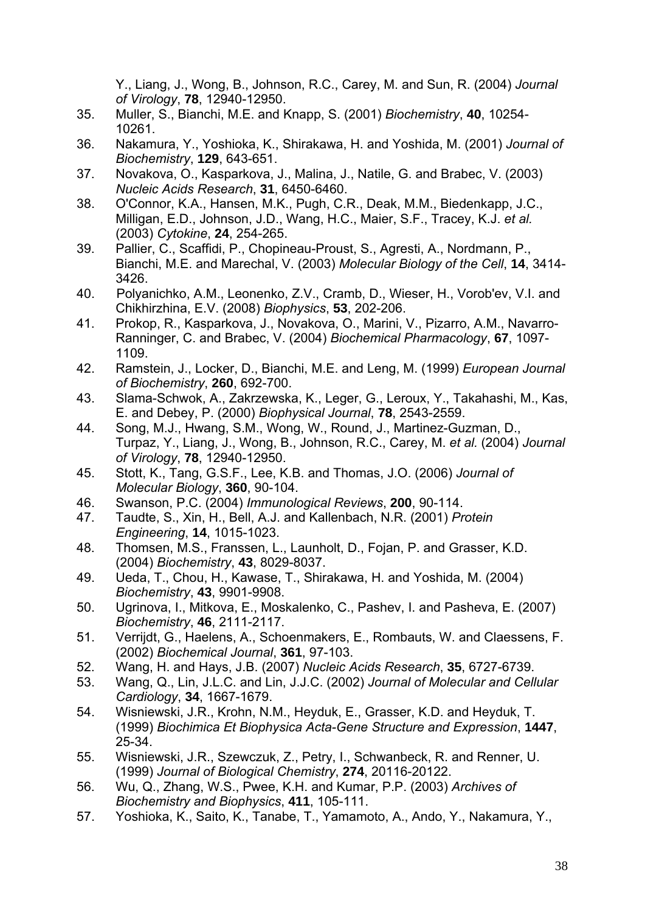Y., Liang, J., Wong, B., Johnson, R.C., Carey, M. and Sun, R. (2004) *Journal of Virology*, **78**, 12940-12950.

35. Muller, S., Bianchi, M.E. and Knapp, S. (2001) *Biochemistry*, **40**, 10254-10261.
36. Nakamura, Y., Yoshioka, K., Shirakawa, H. and Yoshida, M. (2001) *Journal of Biochemistry*, **129**, 643-651.
37. Novakova, O., Kasparkova, J., Malina, J., Natile, G. and Brabec, V. (2003) *Nucleic Acids Research*, **31**, 6450-6460.
38. O'Connor, K.A., Hansen, M.K., Pugh, C.R., Deak, M.M., Biedenkapp, J.C., Milligan, E.D., Johnson, J.D., Wang, H.C., Maier, S.F., Tracey, K.J. *et al.* (2003) *Cytokine*, **24**, 254-265.
39. Pallier, C., Scaffidi, P., Chopineau-Proust, S., Agresti, A., Nordmann, P., Bianchi, M.E. and Marechal, V. (2003) *Molecular Biology of the Cell*, **14**, 3414-3426.
40. Polyanichko, A.M., Leonenko, Z.V., Cramb, D., Wieser, H., Vorob'ev, V.I. and Chikhirzhina, E.V. (2008) *Biophysics*, **53**, 202-206.
41. Prokop, R., Kasparkova, J., Novakova, O., Marini, V., Pizarro, A.M., Navarro-Ranninger, C. and Brabec, V. (2004) *Biochemical Pharmacology*, **67**, 1097-1109.
42. Ramstein, J., Locker, D., Bianchi, M.E. and Leng, M. (1999) *European Journal of Biochemistry*, **260**, 692-700.
43. Slama-Schwok, A., Zakrzewska, K., Leger, G., Leroux, Y., Takahashi, M., Kas, E. and Debey, P. (2000) *Biophysical Journal*, **78**, 2543-2559.
44. Song, M.J., Hwang, S.M., Wong, W., Round, J., Martinez-Guzman, D., Turpaz, Y., Liang, J., Wong, B., Johnson, R.C., Carey, M. *et al.* (2004) *Journal of Virology*, **78**, 12940-12950.
45. Stott, K., Tang, G.S.F., Lee, K.B. and Thomas, J.O. (2006) *Journal of Molecular Biology*, **360**, 90-104.
46. Swanson, P.C. (2004) *Immunological Reviews*, **200**, 90-114.
47. Taudte, S., Xin, H., Bell, A.J. and Kallenbach, N.R. (2001) *Protein Engineering*, **14**, 1015-1023.
48. Thomsen, M.S., Franssen, L., Launholt, D., Fojan, P. and Grasser, K.D. (2004) *Biochemistry*, **43**, 8029-8037.
49. Ueda, T., Chou, H., Kawase, T., Shirakawa, H. and Yoshida, M. (2004) *Biochemistry*, **43**, 9901-9908.
50. Ugrinova, I., Mitkova, E., Moskalenko, C., Pashev, I. and Pasheva, E. (2007) *Biochemistry*, **46**, 2111-2117.
51. Verrijdt, G., Haelens, A., Schoenmakers, E., Rombauts, W. and Claessens, F. (2002) *Biochemical Journal*, **361**, 97-103.
52. Wang, H. and Hays, J.B. (2007) *Nucleic Acids Research*, **35**, 6727-6739.
53. Wang, Q., Lin, J.L.C. and Lin, J.J.C. (2002) *Journal of Molecular and Cellular Cardiology*, **34**, 1667-1679.
54. Wisniewski, J.R., Krohn, N.M., Heyduk, E., Grasser, K.D. and Heyduk, T. (1999) *Biochimica Et Biophysica Acta-Gene Structure and Expression*, **1447**, 25-34.
55. Wisniewski, J.R., Szewczuk, Z., Petry, I., Schwanbeck, R. and Renner, U. (1999) *Journal of Biological Chemistry*, **274**, 20116-20122.
56. Wu, Q., Zhang, W.S., Pwee, K.H. and Kumar, P.P. (2003) *Archives of Biochemistry and Biophysics*, **411**, 105-111.
57. Yoshioka, K., Saito, K., Tanabe, T., Yamamoto, A., Ando, Y., Nakamura, Y.,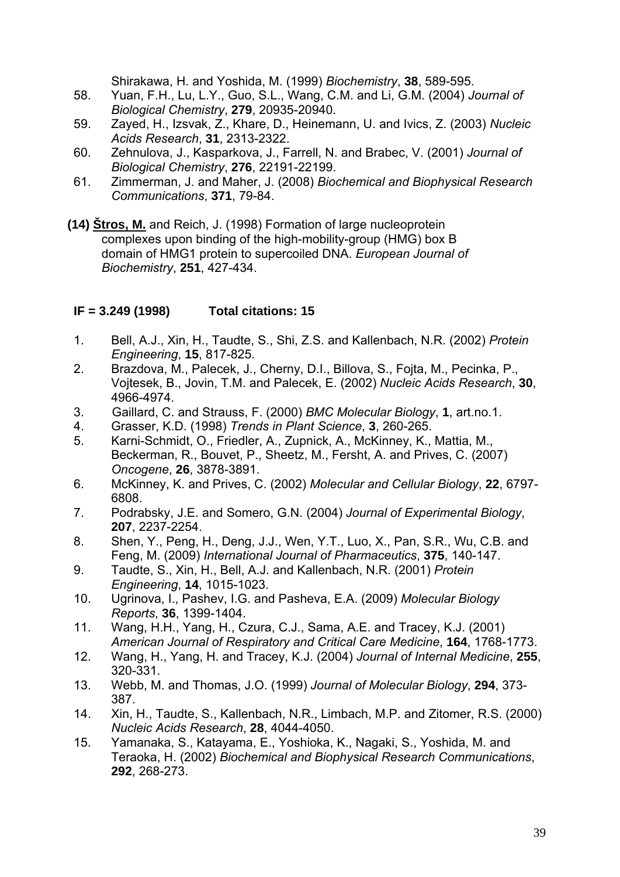Shirakawa, H. and Yoshida, M. (1999) *Biochemistry*, **38**, 589-595.

58. Yuan, F.H., Lu, L.Y., Guo, S.L., Wang, C.M. and Li, G.M. (2004) *Journal of Biological Chemistry*, **279**, 20935-20940.
59. Zayed, H., Izsvak, Z., Khare, D., Heinemann, U. and Ivics, Z. (2003) *Nucleic Acids Research*, **31**, 2313-2322.
60. Zehnulova, J., Kasparkova, J., Farrell, N. and Brabec, V. (2001) *Journal of Biological Chemistry*, **276**, 22191-22199.
61. Zimmerman, J. and Maher, J. (2008) *Biochemical and Biophysical Research Communications*, **371**, 79-84.

**(14) <u>Štros, M.</u>** and Reich, J. (1998) Formation of large nucleoprotein complexes upon binding of the high-mobility-group (HMG) box B domain of HMG1 protein to supercoiled DNA. *European Journal of Biochemistry*, **251**, 427-434.

**IF = 3.249 (1998) Total citations: 15**

1. Bell, A.J., Xin, H., Taudte, S., Shi, Z.S. and Kallenbach, N.R. (2002) *Protein Engineering*, **15**, 817-825.
2. Brazdova, M., Palecek, J., Cherny, D.I., Billova, S., Fojta, M., Pecinka, P., Vojtesek, B., Jovin, T.M. and Palecek, E. (2002) *Nucleic Acids Research*, **30**, 4966-4974.
3. Gaillard, C. and Strauss, F. (2000) *BMC Molecular Biology*, **1**, art.no.1.
4. Grasser, K.D. (1998) *Trends in Plant Science*, **3**, 260-265.
5. Karni-Schmidt, O., Friedler, A., Zupnick, A., McKinney, K., Mattia, M., Beckerman, R., Bouvet, P., Sheetz, M., Fersht, A. and Prives, C. (2007) *Oncogene*, **26**, 3878-3891.
6. McKinney, K. and Prives, C. (2002) *Molecular and Cellular Biology*, **22**, 6797-6808.
7. Podrabsky, J.E. and Somero, G.N. (2004) *Journal of Experimental Biology*, **207**, 2237-2254.
8. Shen, Y., Peng, H., Deng, J.J., Wen, Y.T., Luo, X., Pan, S.R., Wu, C.B. and Feng, M. (2009) *International Journal of Pharmaceutics*, **375**, 140-147.
9. Taudte, S., Xin, H., Bell, A.J. and Kallenbach, N.R. (2001) *Protein Engineering*, **14**, 1015-1023.
10. Ugrinova, I., Pashev, I.G. and Pasheva, E.A. (2009) *Molecular Biology Reports*, **36**, 1399-1404.
11. Wang, H.H., Yang, H., Czura, C.J., Sama, A.E. and Tracey, K.J. (2001) *American Journal of Respiratory and Critical Care Medicine*, **164**, 1768-1773.
12. Wang, H., Yang, H. and Tracey, K.J. (2004) *Journal of Internal Medicine*, **255**, 320-331.
13. Webb, M. and Thomas, J.O. (1999) *Journal of Molecular Biology*, **294**, 373-387.
14. Xin, H., Taudte, S., Kallenbach, N.R., Limbach, M.P. and Zitomer, R.S. (2000) *Nucleic Acids Research*, **28**, 4044-4050.
15. Yamanaka, S., Katayama, E., Yoshioka, K., Nagaki, S., Yoshida, M. and Teraoka, H. (2002) *Biochemical and Biophysical Research Communications*, **292**, 268-273.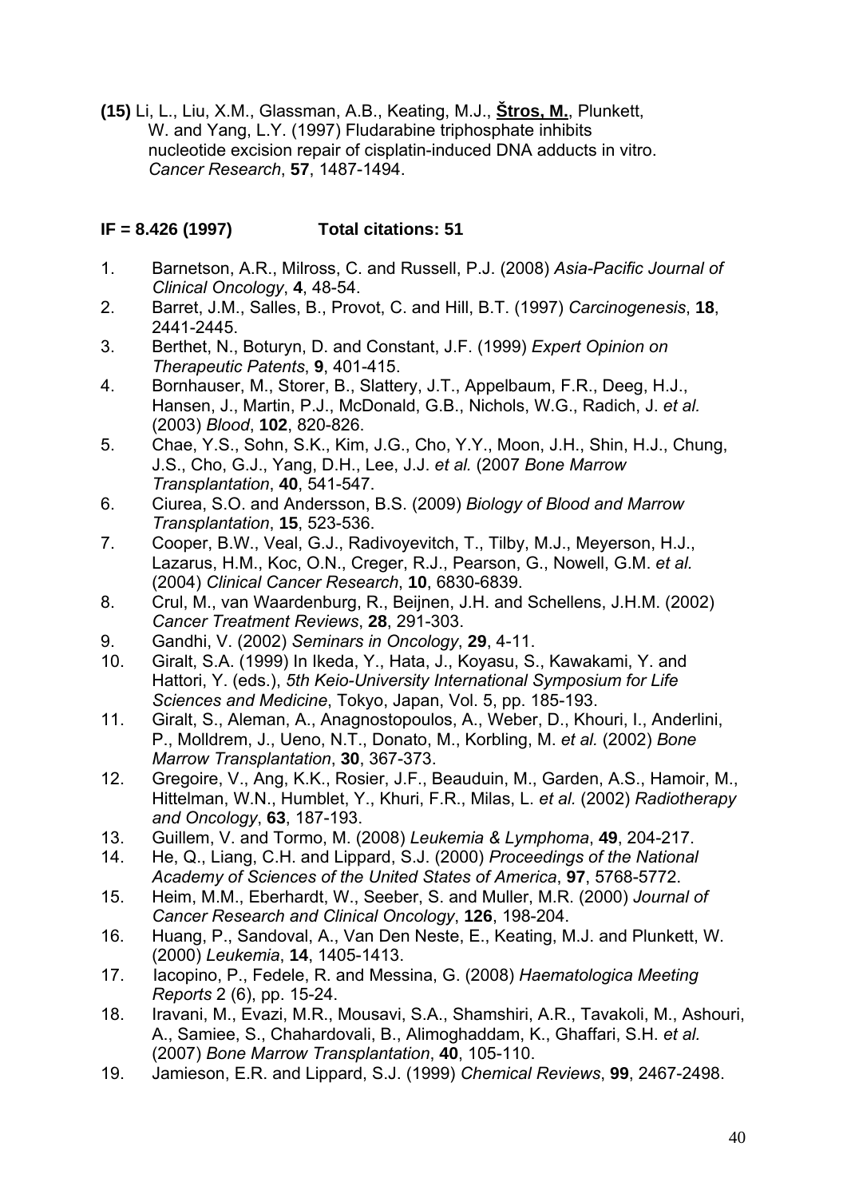**(15)** Li, L., Liu, X.M., Glassman, A.B., Keating, M.J., **<u>Štros, M.</u>**, Plunkett, W. and Yang, L.Y. (1997) Fludarabine triphosphate inhibits nucleotide excision repair of cisplatin-induced DNA adducts in vitro. *Cancer Research*, **57**, 1487-1494.

**IF = 8.426 (1997)  Total citations: 51**

1. Barnetson, A.R., Milross, C. and Russell, P.J. (2008) *Asia-Pacific Journal of Clinical Oncology*, **4**, 48-54.
2. Barret, J.M., Salles, B., Provot, C. and Hill, B.T. (1997) *Carcinogenesis*, **18**, 2441-2445.
3. Berthet, N., Boturyn, D. and Constant, J.F. (1999) *Expert Opinion on Therapeutic Patents*, **9**, 401-415.
4. Bornhauser, M., Storer, B., Slattery, J.T., Appelbaum, F.R., Deeg, H.J., Hansen, J., Martin, P.J., McDonald, G.B., Nichols, W.G., Radich, J. *et al.* (2003) *Blood*, **102**, 820-826.
5. Chae, Y.S., Sohn, S.K., Kim, J.G., Cho, Y.Y., Moon, J.H., Shin, H.J., Chung, J.S., Cho, G.J., Yang, D.H., Lee, J.J. *et al.* (2007 *Bone Marrow Transplantation*, **40**, 541-547.
6. Ciurea, S.O. and Andersson, B.S. (2009) *Biology of Blood and Marrow Transplantation*, **15**, 523-536.
7. Cooper, B.W., Veal, G.J., Radivoyevitch, T., Tilby, M.J., Meyerson, H.J., Lazarus, H.M., Koc, O.N., Creger, R.J., Pearson, G., Nowell, G.M. *et al.* (2004) *Clinical Cancer Research*, **10**, 6830-6839.
8. Crul, M., van Waardenburg, R., Beijnen, J.H. and Schellens, J.H.M. (2002) *Cancer Treatment Reviews*, **28**, 291-303.
9. Gandhi, V. (2002) *Seminars in Oncology*, **29**, 4-11.
10. Giralt, S.A. (1999) In Ikeda, Y., Hata, J., Koyasu, S., Kawakami, Y. and Hattori, Y. (eds.), *5th Keio-University International Symposium for Life Sciences and Medicine*, Tokyo, Japan, Vol. 5, pp. 185-193.
11. Giralt, S., Aleman, A., Anagnostopoulos, A., Weber, D., Khouri, I., Anderlini, P., Molldrem, J., Ueno, N.T., Donato, M., Korbling, M. *et al.* (2002) *Bone Marrow Transplantation*, **30**, 367-373.
12. Gregoire, V., Ang, K.K., Rosier, J.F., Beauduin, M., Garden, A.S., Hamoir, M., Hittelman, W.N., Humblet, Y., Khuri, F.R., Milas, L. *et al.* (2002) *Radiotherapy and Oncology*, **63**, 187-193.
13. Guillem, V. and Tormo, M. (2008) *Leukemia & Lymphoma*, **49**, 204-217.
14. He, Q., Liang, C.H. and Lippard, S.J. (2000) *Proceedings of the National Academy of Sciences of the United States of America*, **97**, 5768-5772.
15. Heim, M.M., Eberhardt, W., Seeber, S. and Muller, M.R. (2000) *Journal of Cancer Research and Clinical Oncology*, **126**, 198-204.
16. Huang, P., Sandoval, A., Van Den Neste, E., Keating, M.J. and Plunkett, W. (2000) *Leukemia*, **14**, 1405-1413.
17. Iacopino, P., Fedele, R. and Messina, G. (2008) *Haematologica Meeting Reports* 2 (6), pp. 15-24.
18. Iravani, M., Evazi, M.R., Mousavi, S.A., Shamshiri, A.R., Tavakoli, M., Ashouri, A., Samiee, S., Chahardovali, B., Alimoghaddam, K., Ghaffari, S.H. *et al.* (2007) *Bone Marrow Transplantation*, **40**, 105-110.
19. Jamieson, E.R. and Lippard, S.J. (1999) *Chemical Reviews*, **99**, 2467-2498.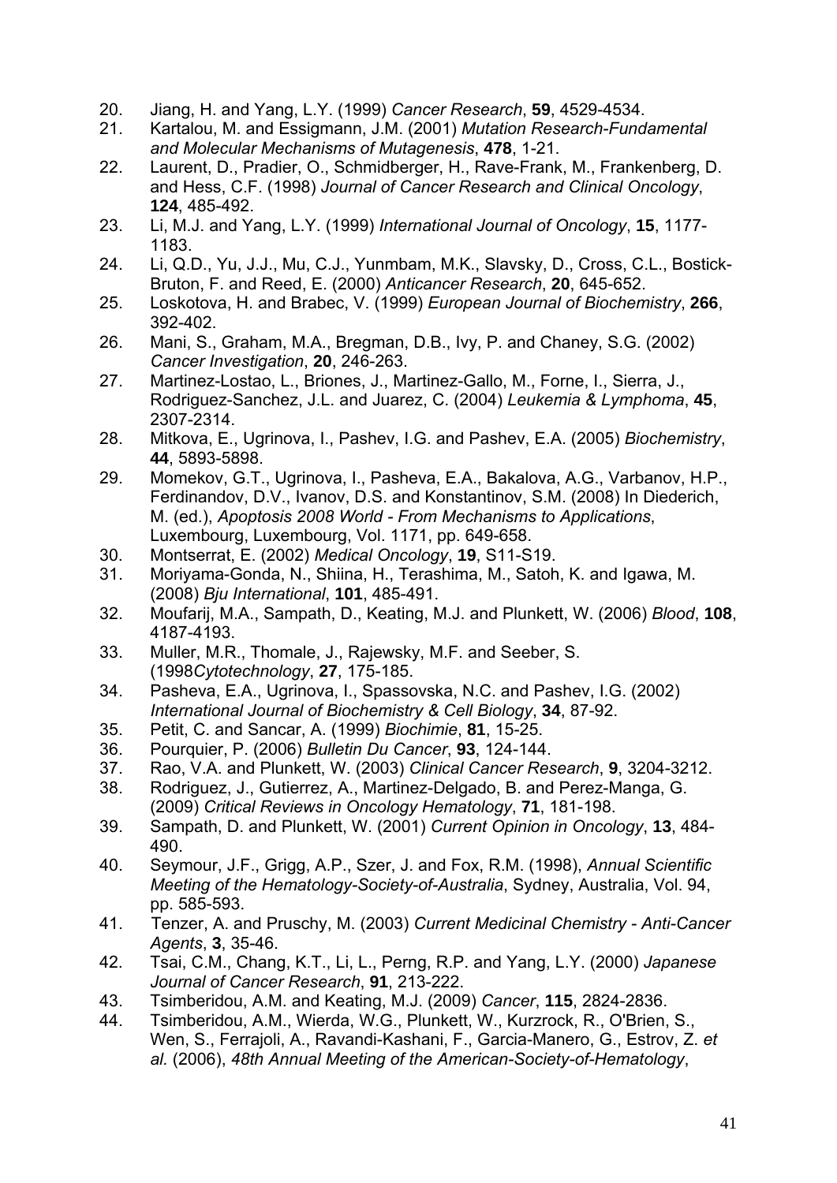20. Jiang, H. and Yang, L.Y. (1999) *Cancer Research*, **59**, 4529-4534.
21. Kartalou, M. and Essigmann, J.M. (2001) *Mutation Research-Fundamental and Molecular Mechanisms of Mutagenesis*, **478**, 1-21.
22. Laurent, D., Pradier, O., Schmidberger, H., Rave-Frank, M., Frankenberg, D. and Hess, C.F. (1998) *Journal of Cancer Research and Clinical Oncology*, **124**, 485-492.
23. Li, M.J. and Yang, L.Y. (1999) *International Journal of Oncology*, **15**, 1177-1183.
24. Li, Q.D., Yu, J.J., Mu, C.J., Yunmbam, M.K., Slavsky, D., Cross, C.L., Bostick-Bruton, F. and Reed, E. (2000) *Anticancer Research*, **20**, 645-652.
25. Loskotova, H. and Brabec, V. (1999) *European Journal of Biochemistry*, **266**, 392-402.
26. Mani, S., Graham, M.A., Bregman, D.B., Ivy, P. and Chaney, S.G. (2002) *Cancer Investigation*, **20**, 246-263.
27. Martinez-Lostao, L., Briones, J., Martinez-Gallo, M., Forne, I., Sierra, J., Rodriguez-Sanchez, J.L. and Juarez, C. (2004) *Leukemia & Lymphoma*, **45**, 2307-2314.
28. Mitkova, E., Ugrinova, I., Pashev, I.G. and Pashev, E.A. (2005) *Biochemistry*, **44**, 5893-5898.
29. Momekov, G.T., Ugrinova, I., Pasheva, E.A., Bakalova, A.G., Varbanov, H.P., Ferdinandov, D.V., Ivanov, D.S. and Konstantinov, S.M. (2008) In Diederich, M. (ed.), *Apoptosis 2008 World - From Mechanisms to Applications*, Luxembourg, Luxembourg, Vol. 1171, pp. 649-658.
30. Montserrat, E. (2002) *Medical Oncology*, **19**, S11-S19.
31. Moriyama-Gonda, N., Shiina, H., Terashima, M., Satoh, K. and Igawa, M. (2008) *Bju International*, **101**, 485-491.
32. Moufarij, M.A., Sampath, D., Keating, M.J. and Plunkett, W. (2006) *Blood*, **108**, 4187-4193.
33. Muller, M.R., Thomale, J., Rajewsky, M.F. and Seeber, S. (1998*Cytotechnology*, **27**, 175-185.
34. Pasheva, E.A., Ugrinova, I., Spassovska, N.C. and Pashev, I.G. (2002) *International Journal of Biochemistry & Cell Biology*, **34**, 87-92.
35. Petit, C. and Sancar, A. (1999) *Biochimie*, **81**, 15-25.
36. Pourquier, P. (2006) *Bulletin Du Cancer*, **93**, 124-144.
37. Rao, V.A. and Plunkett, W. (2003) *Clinical Cancer Research*, **9**, 3204-3212.
38. Rodriguez, J., Gutierrez, A., Martinez-Delgado, B. and Perez-Manga, G. (2009) *Critical Reviews in Oncology Hematology*, **71**, 181-198.
39. Sampath, D. and Plunkett, W. (2001) *Current Opinion in Oncology*, **13**, 484-490.
40. Seymour, J.F., Grigg, A.P., Szer, J. and Fox, R.M. (1998), *Annual Scientific Meeting of the Hematology-Society-of-Australia*, Sydney, Australia, Vol. 94, pp. 585-593.
41. Tenzer, A. and Pruschy, M. (2003) *Current Medicinal Chemistry - Anti-Cancer Agents*, **3**, 35-46.
42. Tsai, C.M., Chang, K.T., Li, L., Perng, R.P. and Yang, L.Y. (2000) *Japanese Journal of Cancer Research*, **91**, 213-222.
43. Tsimberidou, A.M. and Keating, M.J. (2009) *Cancer*, **115**, 2824-2836.
44. Tsimberidou, A.M., Wierda, W.G., Plunkett, W., Kurzrock, R., O'Brien, S., Wen, S., Ferrajoli, A., Ravandi-Kashani, F., Garcia-Manero, G., Estrov, Z. *et al.* (2006), *48th Annual Meeting of the American-Society-of-Hematology*,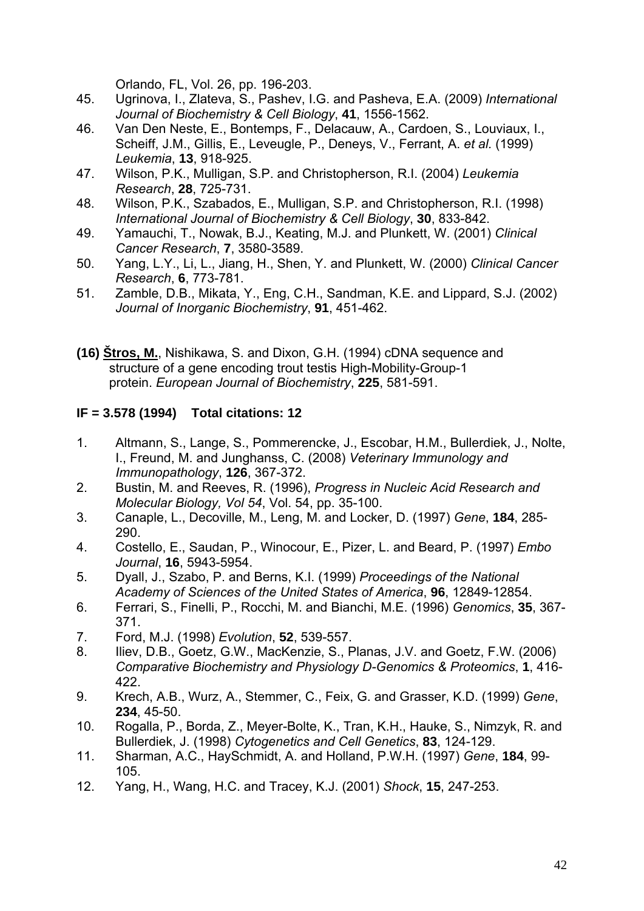Orlando, FL, Vol. 26, pp. 196-203.

45. Ugrinova, I., Zlateva, S., Pashev, I.G. and Pasheva, E.A. (2009) *International Journal of Biochemistry & Cell Biology*, **41**, 1556-1562.
46. Van Den Neste, E., Bontemps, F., Delacauw, A., Cardoen, S., Louviaux, I., Scheiff, J.M., Gillis, E., Leveugle, P., Deneys, V., Ferrant, A. *et al.* (1999) *Leukemia*, **13**, 918-925.
47. Wilson, P.K., Mulligan, S.P. and Christopherson, R.I. (2004) *Leukemia Research*, **28**, 725-731.
48. Wilson, P.K., Szabados, E., Mulligan, S.P. and Christopherson, R.I. (1998) *International Journal of Biochemistry & Cell Biology*, **30**, 833-842.
49. Yamauchi, T., Nowak, B.J., Keating, M.J. and Plunkett, W. (2001) *Clinical Cancer Research*, **7**, 3580-3589.
50. Yang, L.Y., Li, L., Jiang, H., Shen, Y. and Plunkett, W. (2000) *Clinical Cancer Research*, **6**, 773-781.
51. Zamble, D.B., Mikata, Y., Eng, C.H., Sandman, K.E. and Lippard, S.J. (2002) *Journal of Inorganic Biochemistry*, **91**, 451-462.

**(16) <u>Štros, M.</u>**, Nishikawa, S. and Dixon, G.H. (1994) cDNA sequence and structure of a gene encoding trout testis High-Mobility-Group-1 protein. *European Journal of Biochemistry*, **225**, 581-591.

**IF = 3.578 (1994) Total citations: 12**

1. Altmann, S., Lange, S., Pommerencke, J., Escobar, H.M., Bullerdiek, J., Nolte, I., Freund, M. and Junghanss, C. (2008) *Veterinary Immunology and Immunopathology*, **126**, 367-372.
2. Bustin, M. and Reeves, R. (1996), *Progress in Nucleic Acid Research and Molecular Biology, Vol 54*, Vol. 54, pp. 35-100.
3. Canaple, L., Decoville, M., Leng, M. and Locker, D. (1997) *Gene*, **184**, 285-290.
4. Costello, E., Saudan, P., Winocour, E., Pizer, L. and Beard, P. (1997) *Embo Journal*, **16**, 5943-5954.
5. Dyall, J., Szabo, P. and Berns, K.I. (1999) *Proceedings of the National Academy of Sciences of the United States of America*, **96**, 12849-12854.
6. Ferrari, S., Finelli, P., Rocchi, M. and Bianchi, M.E. (1996) *Genomics*, **35**, 367-371.
7. Ford, M.J. (1998) *Evolution*, **52**, 539-557.
8. Iliev, D.B., Goetz, G.W., MacKenzie, S., Planas, J.V. and Goetz, F.W. (2006) *Comparative Biochemistry and Physiology D-Genomics & Proteomics*, **1**, 416-422.
9. Krech, A.B., Wurz, A., Stemmer, C., Feix, G. and Grasser, K.D. (1999) *Gene*, **234**, 45-50.
10. Rogalla, P., Borda, Z., Meyer-Bolte, K., Tran, K.H., Hauke, S., Nimzyk, R. and Bullerdiek, J. (1998) *Cytogenetics and Cell Genetics*, **83**, 124-129.
11. Sharman, A.C., HaySchmidt, A. and Holland, P.W.H. (1997) *Gene*, **184**, 99-105.
12. Yang, H., Wang, H.C. and Tracey, K.J. (2001) *Shock*, **15**, 247-253.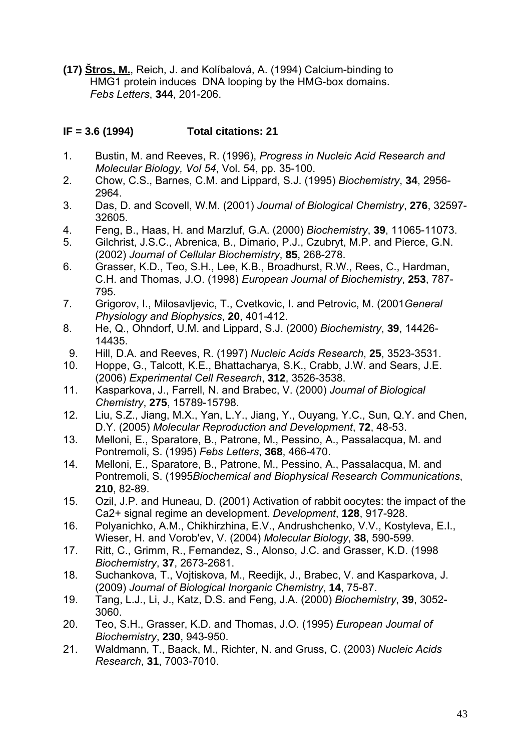**(17) <u>Štros, M.</u>**, Reich, J. and Kolíbalová, A. (1994) Calcium-binding to HMG1 protein induces DNA looping by the HMG-box domains. *Febs Letters*, **344**, 201-206.

**IF = 3.6 (1994) Total citations: 21**

1. Bustin, M. and Reeves, R. (1996), *Progress in Nucleic Acid Research and Molecular Biology, Vol 54*, Vol. 54, pp. 35-100.
2. Chow, C.S., Barnes, C.M. and Lippard, S.J. (1995) *Biochemistry*, **34**, 2956-2964.
3. Das, D. and Scovell, W.M. (2001) *Journal of Biological Chemistry*, **276**, 32597-32605.
4. Feng, B., Haas, H. and Marzluf, G.A. (2000) *Biochemistry*, **39**, 11065-11073.
5. Gilchrist, J.S.C., Abrenica, B., Dimario, P.J., Czubryt, M.P. and Pierce, G.N. (2002) *Journal of Cellular Biochemistry*, **85**, 268-278.
6. Grasser, K.D., Teo, S.H., Lee, K.B., Broadhurst, R.W., Rees, C., Hardman, C.H. and Thomas, J.O. (1998) *European Journal of Biochemistry*, **253**, 787-795.
7. Grigorov, I., Milosavljevic, T., Cvetkovic, I. and Petrovic, M. (2001*General Physiology and Biophysics*, **20**, 401-412.
8. He, Q., Ohndorf, U.M. and Lippard, S.J. (2000) *Biochemistry*, **39**, 14426-14435.
9. Hill, D.A. and Reeves, R. (1997) *Nucleic Acids Research*, **25**, 3523-3531.
10. Hoppe, G., Talcott, K.E., Bhattacharya, S.K., Crabb, J.W. and Sears, J.E. (2006) *Experimental Cell Research*, **312**, 3526-3538.
11. Kasparkova, J., Farrell, N. and Brabec, V. (2000) *Journal of Biological Chemistry*, **275**, 15789-15798.
12. Liu, S.Z., Jiang, M.X., Yan, L.Y., Jiang, Y., Ouyang, Y.C., Sun, Q.Y. and Chen, D.Y. (2005) *Molecular Reproduction and Development*, **72**, 48-53.
13. Melloni, E., Sparatore, B., Patrone, M., Pessino, A., Passalacqua, M. and Pontremoli, S. (1995) *Febs Letters*, **368**, 466-470.
14. Melloni, E., Sparatore, B., Patrone, M., Pessino, A., Passalacqua, M. and Pontremoli, S. (1995*Biochemical and Biophysical Research Communications*, **210**, 82-89.
15. Ozil, J.P. and Huneau, D. (2001) Activation of rabbit oocytes: the impact of the Ca2+ signal regime an development. *Development*, **128**, 917-928.
16. Polyanichko, A.M., Chikhirzhina, E.V., Andrushchenko, V.V., Kostyleva, E.I., Wieser, H. and Vorob'ev, V. (2004) *Molecular Biology*, **38**, 590-599.
17. Ritt, C., Grimm, R., Fernandez, S., Alonso, J.C. and Grasser, K.D. (1998 *Biochemistry*, **37**, 2673-2681.
18. Suchankova, T., Vojtiskova, M., Reedijk, J., Brabec, V. and Kasparkova, J. (2009) *Journal of Biological Inorganic Chemistry*, **14**, 75-87.
19. Tang, L.J., Li, J., Katz, D.S. and Feng, J.A. (2000) *Biochemistry*, **39**, 3052-3060.
20. Teo, S.H., Grasser, K.D. and Thomas, J.O. (1995) *European Journal of Biochemistry*, **230**, 943-950.
21. Waldmann, T., Baack, M., Richter, N. and Gruss, C. (2003) *Nucleic Acids Research*, **31**, 7003-7010.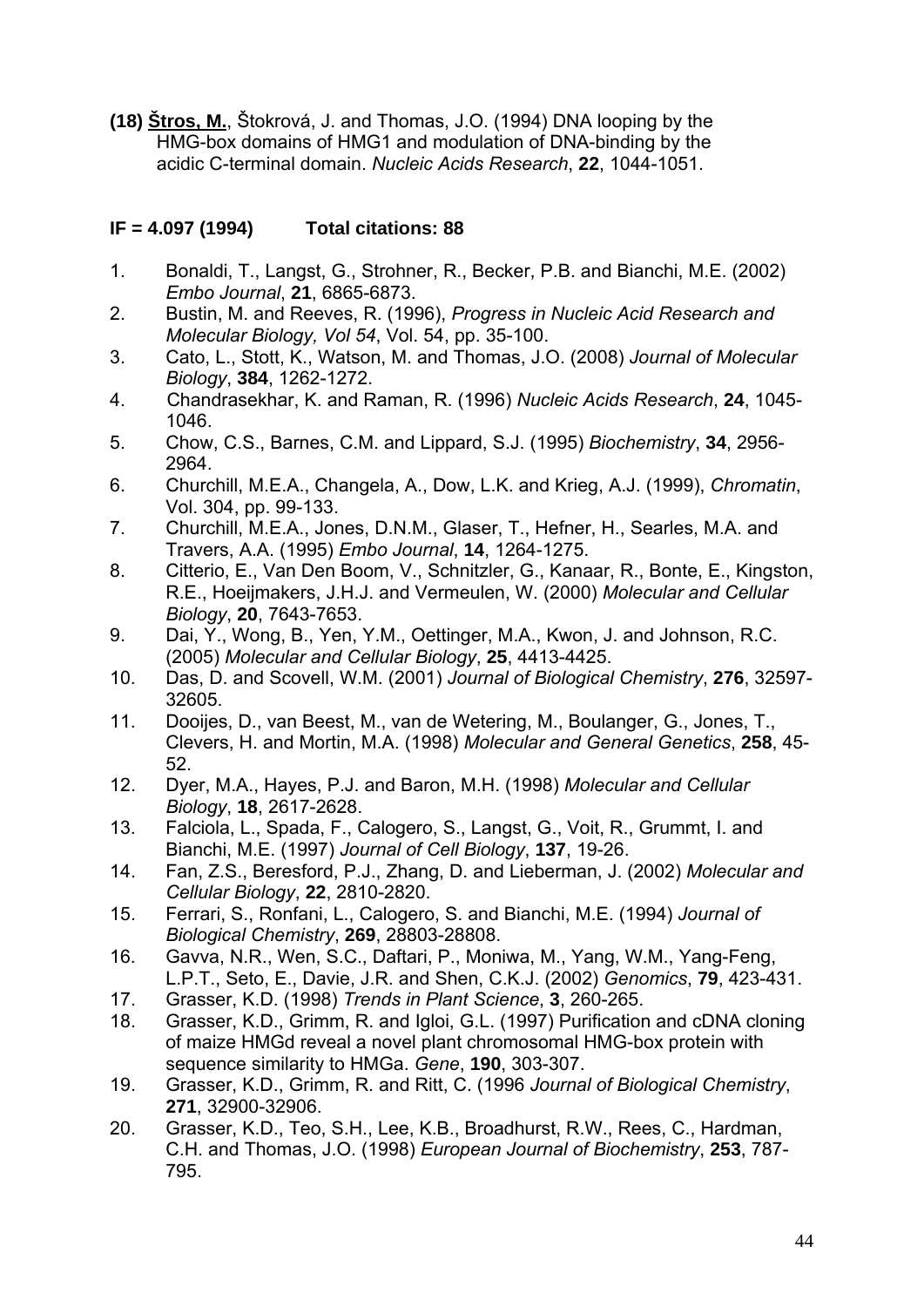**(18) <u>Štros, M.</u>**, Štokrová, J. and Thomas, J.O. (1994) DNA looping by the HMG-box domains of HMG1 and modulation of DNA-binding by the acidic C-terminal domain. *Nucleic Acids Research*, **22**, 1044-1051.

**IF = 4.097 (1994) Total citations: 88**

1. Bonaldi, T., Langst, G., Strohner, R., Becker, P.B. and Bianchi, M.E. (2002) *Embo Journal*, **21**, 6865-6873.
2. Bustin, M. and Reeves, R. (1996), *Progress in Nucleic Acid Research and Molecular Biology, Vol 54*, Vol. 54, pp. 35-100.
3. Cato, L., Stott, K., Watson, M. and Thomas, J.O. (2008) *Journal of Molecular Biology*, **384**, 1262-1272.
4. Chandrasekhar, K. and Raman, R. (1996) *Nucleic Acids Research*, **24**, 1045-1046.
5. Chow, C.S., Barnes, C.M. and Lippard, S.J. (1995) *Biochemistry*, **34**, 2956-2964.
6. Churchill, M.E.A., Changela, A., Dow, L.K. and Krieg, A.J. (1999), *Chromatin*, Vol. 304, pp. 99-133.
7. Churchill, M.E.A., Jones, D.N.M., Glaser, T., Hefner, H., Searles, M.A. and Travers, A.A. (1995) *Embo Journal*, **14**, 1264-1275.
8. Citterio, E., Van Den Boom, V., Schnitzler, G., Kanaar, R., Bonte, E., Kingston, R.E., Hoeijmakers, J.H.J. and Vermeulen, W. (2000) *Molecular and Cellular Biology*, **20**, 7643-7653.
9. Dai, Y., Wong, B., Yen, Y.M., Oettinger, M.A., Kwon, J. and Johnson, R.C. (2005) *Molecular and Cellular Biology*, **25**, 4413-4425.
10. Das, D. and Scovell, W.M. (2001) *Journal of Biological Chemistry*, **276**, 32597-32605.
11. Dooijes, D., van Beest, M., van de Wetering, M., Boulanger, G., Jones, T., Clevers, H. and Mortin, M.A. (1998) *Molecular and General Genetics*, **258**, 45-52.
12. Dyer, M.A., Hayes, P.J. and Baron, M.H. (1998) *Molecular and Cellular Biology*, **18**, 2617-2628.
13. Falciola, L., Spada, F., Calogero, S., Langst, G., Voit, R., Grummt, I. and Bianchi, M.E. (1997) *Journal of Cell Biology*, **137**, 19-26.
14. Fan, Z.S., Beresford, P.J., Zhang, D. and Lieberman, J. (2002) *Molecular and Cellular Biology*, **22**, 2810-2820.
15. Ferrari, S., Ronfani, L., Calogero, S. and Bianchi, M.E. (1994) *Journal of Biological Chemistry*, **269**, 28803-28808.
16. Gavva, N.R., Wen, S.C., Daftari, P., Moniwa, M., Yang, W.M., Yang-Feng, L.P.T., Seto, E., Davie, J.R. and Shen, C.K.J. (2002) *Genomics*, **79**, 423-431.
17. Grasser, K.D. (1998) *Trends in Plant Science*, **3**, 260-265.
18. Grasser, K.D., Grimm, R. and Igloi, G.L. (1997) Purification and cDNA cloning of maize HMGd reveal a novel plant chromosomal HMG-box protein with sequence similarity to HMGa. *Gene*, **190**, 303-307.
19. Grasser, K.D., Grimm, R. and Ritt, C. (1996 *Journal of Biological Chemistry*, **271**, 32900-32906.
20. Grasser, K.D., Teo, S.H., Lee, K.B., Broadhurst, R.W., Rees, C., Hardman, C.H. and Thomas, J.O. (1998) *European Journal of Biochemistry*, **253**, 787-795.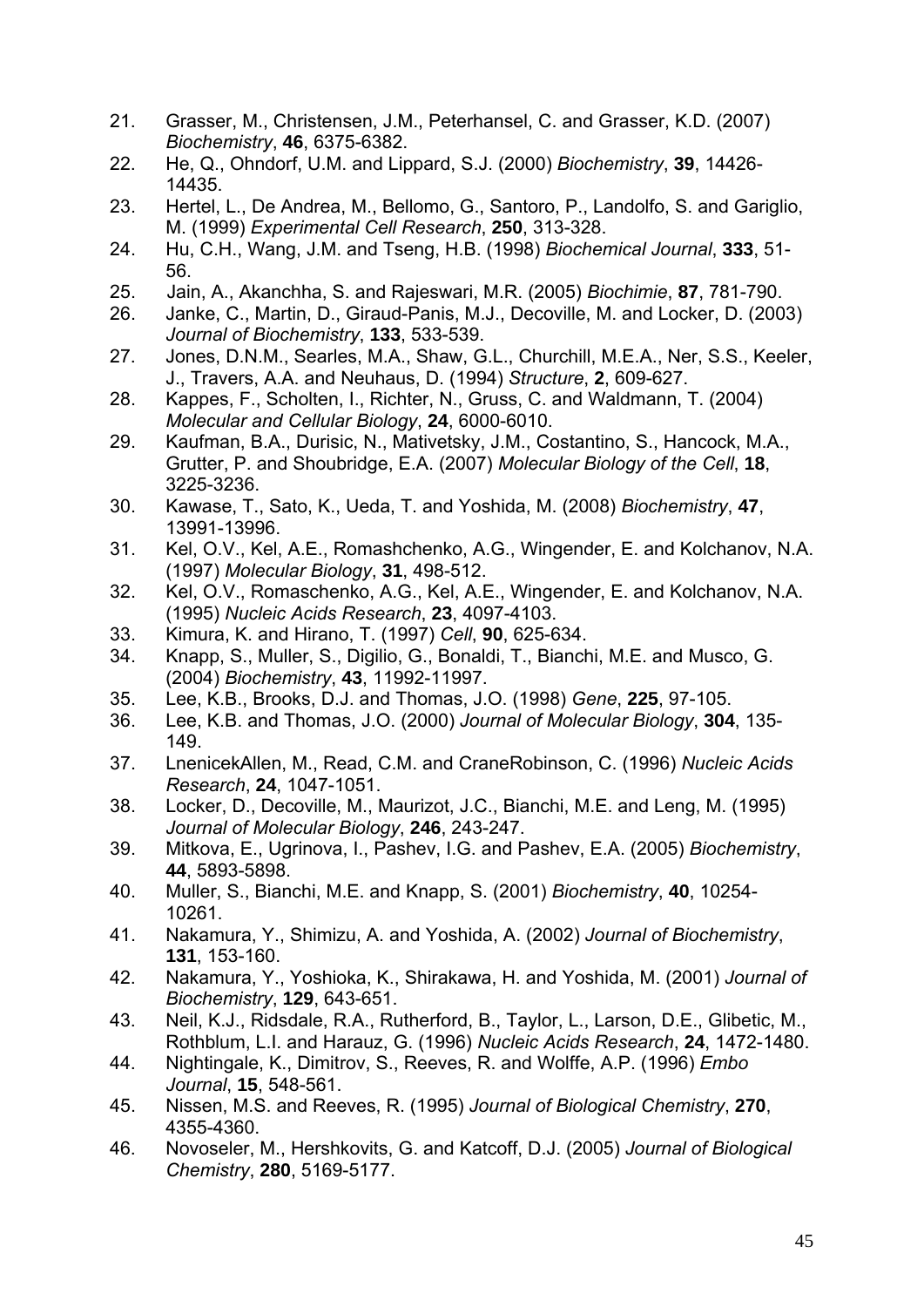21. Grasser, M., Christensen, J.M., Peterhansel, C. and Grasser, K.D. (2007) *Biochemistry*, **46**, 6375-6382.
22. He, Q., Ohndorf, U.M. and Lippard, S.J. (2000) *Biochemistry*, **39**, 14426-14435.
23. Hertel, L., De Andrea, M., Bellomo, G., Santoro, P., Landolfo, S. and Gariglio, M. (1999) *Experimental Cell Research*, **250**, 313-328.
24. Hu, C.H., Wang, J.M. and Tseng, H.B. (1998) *Biochemical Journal*, **333**, 51-56.
25. Jain, A., Akanchha, S. and Rajeswari, M.R. (2005) *Biochimie*, **87**, 781-790.
26. Janke, C., Martin, D., Giraud-Panis, M.J., Decoville, M. and Locker, D. (2003) *Journal of Biochemistry*, **133**, 533-539.
27. Jones, D.N.M., Searles, M.A., Shaw, G.L., Churchill, M.E.A., Ner, S.S., Keeler, J., Travers, A.A. and Neuhaus, D. (1994) *Structure*, **2**, 609-627.
28. Kappes, F., Scholten, I., Richter, N., Gruss, C. and Waldmann, T. (2004) *Molecular and Cellular Biology*, **24**, 6000-6010.
29. Kaufman, B.A., Durisic, N., Mativetsky, J.M., Costantino, S., Hancock, M.A., Grutter, P. and Shoubridge, E.A. (2007) *Molecular Biology of the Cell*, **18**, 3225-3236.
30. Kawase, T., Sato, K., Ueda, T. and Yoshida, M. (2008) *Biochemistry*, **47**, 13991-13996.
31. Kel, O.V., Kel, A.E., Romashchenko, A.G., Wingender, E. and Kolchanov, N.A. (1997) *Molecular Biology*, **31**, 498-512.
32. Kel, O.V., Romaschenko, A.G., Kel, A.E., Wingender, E. and Kolchanov, N.A. (1995) *Nucleic Acids Research*, **23**, 4097-4103.
33. Kimura, K. and Hirano, T. (1997) *Cell*, **90**, 625-634.
34. Knapp, S., Muller, S., Digilio, G., Bonaldi, T., Bianchi, M.E. and Musco, G. (2004) *Biochemistry*, **43**, 11992-11997.
35. Lee, K.B., Brooks, D.J. and Thomas, J.O. (1998) *Gene*, **225**, 97-105.
36. Lee, K.B. and Thomas, J.O. (2000) *Journal of Molecular Biology*, **304**, 135-149.
37. LnenicekAllen, M., Read, C.M. and CraneRobinson, C. (1996) *Nucleic Acids Research*, **24**, 1047-1051.
38. Locker, D., Decoville, M., Maurizot, J.C., Bianchi, M.E. and Leng, M. (1995) *Journal of Molecular Biology*, **246**, 243-247.
39. Mitkova, E., Ugrinova, I., Pashev, I.G. and Pashev, E.A. (2005) *Biochemistry*, **44**, 5893-5898.
40. Muller, S., Bianchi, M.E. and Knapp, S. (2001) *Biochemistry*, **40**, 10254-10261.
41. Nakamura, Y., Shimizu, A. and Yoshida, A. (2002) *Journal of Biochemistry*, **131**, 153-160.
42. Nakamura, Y., Yoshioka, K., Shirakawa, H. and Yoshida, M. (2001) *Journal of Biochemistry*, **129**, 643-651.
43. Neil, K.J., Ridsdale, R.A., Rutherford, B., Taylor, L., Larson, D.E., Glibetic, M., Rothblum, L.I. and Harauz, G. (1996) *Nucleic Acids Research*, **24**, 1472-1480.
44. Nightingale, K., Dimitrov, S., Reeves, R. and Wolffe, A.P. (1996) *Embo Journal*, **15**, 548-561.
45. Nissen, M.S. and Reeves, R. (1995) *Journal of Biological Chemistry*, **270**, 4355-4360.
46. Novoseler, M., Hershkovits, G. and Katcoff, D.J. (2005) *Journal of Biological Chemistry*, **280**, 5169-5177.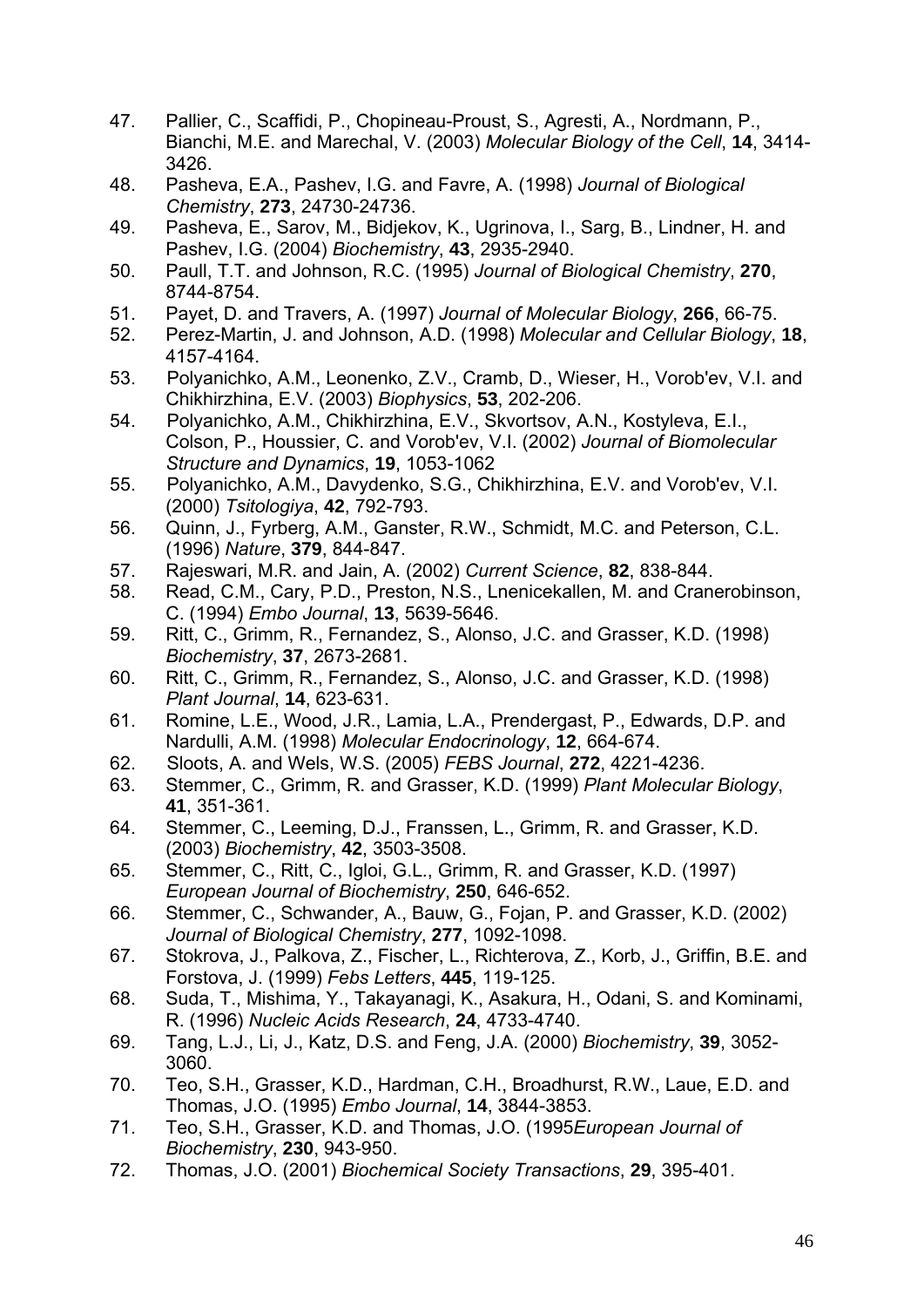47. Pallier, C., Scaffidi, P., Chopineau-Proust, S., Agresti, A., Nordmann, P., Bianchi, M.E. and Marechal, V. (2003) *Molecular Biology of the Cell*, **14**, 3414-3426.
48. Pasheva, E.A., Pashev, I.G. and Favre, A. (1998) *Journal of Biological Chemistry*, **273**, 24730-24736.
49. Pasheva, E., Sarov, M., Bidjekov, K., Ugrinova, I., Sarg, B., Lindner, H. and Pashev, I.G. (2004) *Biochemistry*, **43**, 2935-2940.
50. Paull, T.T. and Johnson, R.C. (1995) *Journal of Biological Chemistry*, **270**, 8744-8754.
51. Payet, D. and Travers, A. (1997) *Journal of Molecular Biology*, **266**, 66-75.
52. Perez-Martin, J. and Johnson, A.D. (1998) *Molecular and Cellular Biology*, **18**, 4157-4164.
53. Polyanichko, A.M., Leonenko, Z.V., Cramb, D., Wieser, H., Vorob'ev, V.I. and Chikhirzhina, E.V. (2003) *Biophysics*, **53**, 202-206.
54. Polyanichko, A.M., Chikhirzhina, E.V., Skvortsov, A.N., Kostyleva, E.I., Colson, P., Houssier, C. and Vorob'ev, V.I. (2002) *Journal of Biomolecular Structure and Dynamics*, **19**, 1053-1062
55. Polyanichko, A.M., Davydenko, S.G., Chikhirzhina, E.V. and Vorob'ev, V.I. (2000) *Tsitologiya*, **42**, 792-793.
56. Quinn, J., Fyrberg, A.M., Ganster, R.W., Schmidt, M.C. and Peterson, C.L. (1996) *Nature*, **379**, 844-847.
57. Rajeswari, M.R. and Jain, A. (2002) *Current Science*, **82**, 838-844.
58. Read, C.M., Cary, P.D., Preston, N.S., Lnenicekallen, M. and Cranerobinson, C. (1994) *Embo Journal*, **13**, 5639-5646.
59. Ritt, C., Grimm, R., Fernandez, S., Alonso, J.C. and Grasser, K.D. (1998) *Biochemistry*, **37**, 2673-2681.
60. Ritt, C., Grimm, R., Fernandez, S., Alonso, J.C. and Grasser, K.D. (1998) *Plant Journal*, **14**, 623-631.
61. Romine, L.E., Wood, J.R., Lamia, L.A., Prendergast, P., Edwards, D.P. and Nardulli, A.M. (1998) *Molecular Endocrinology*, **12**, 664-674.
62. Sloots, A. and Wels, W.S. (2005) *FEBS Journal*, **272**, 4221-4236.
63. Stemmer, C., Grimm, R. and Grasser, K.D. (1999) *Plant Molecular Biology*, **41**, 351-361.
64. Stemmer, C., Leeming, D.J., Franssen, L., Grimm, R. and Grasser, K.D. (2003) *Biochemistry*, **42**, 3503-3508.
65. Stemmer, C., Ritt, C., Igloi, G.L., Grimm, R. and Grasser, K.D. (1997) *European Journal of Biochemistry*, **250**, 646-652.
66. Stemmer, C., Schwander, A., Bauw, G., Fojan, P. and Grasser, K.D. (2002) *Journal of Biological Chemistry*, **277**, 1092-1098.
67. Stokrova, J., Palkova, Z., Fischer, L., Richterova, Z., Korb, J., Griffin, B.E. and Forstova, J. (1999) *Febs Letters*, **445**, 119-125.
68. Suda, T., Mishima, Y., Takayanagi, K., Asakura, H., Odani, S. and Kominami, R. (1996) *Nucleic Acids Research*, **24**, 4733-4740.
69. Tang, L.J., Li, J., Katz, D.S. and Feng, J.A. (2000) *Biochemistry*, **39**, 3052-3060.
70. Teo, S.H., Grasser, K.D., Hardman, C.H., Broadhurst, R.W., Laue, E.D. and Thomas, J.O. (1995) *Embo Journal*, **14**, 3844-3853.
71. Teo, S.H., Grasser, K.D. and Thomas, J.O. (1995*European Journal of Biochemistry*, **230**, 943-950.
72. Thomas, J.O. (2001) *Biochemical Society Transactions*, **29**, 395-401.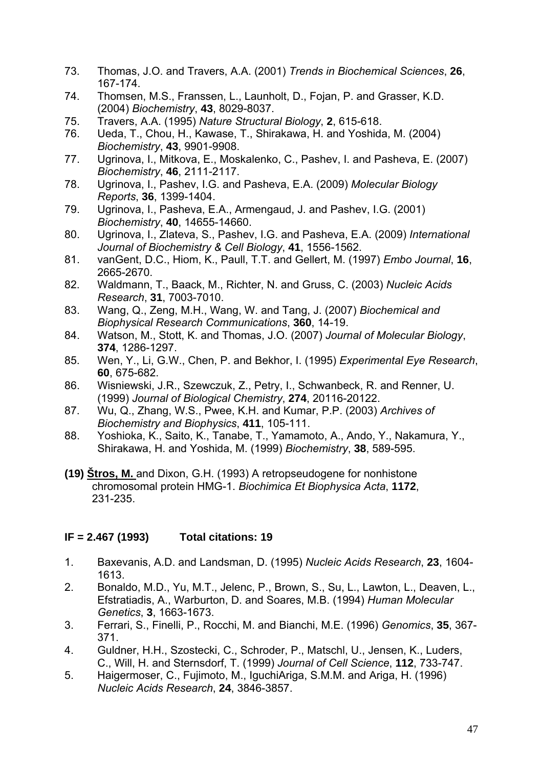73. Thomas, J.O. and Travers, A.A. (2001) *Trends in Biochemical Sciences*, **26**, 167-174.
74. Thomsen, M.S., Franssen, L., Launholt, D., Fojan, P. and Grasser, K.D. (2004) *Biochemistry*, **43**, 8029-8037.
75. Travers, A.A. (1995) *Nature Structural Biology*, **2**, 615-618.
76. Ueda, T., Chou, H., Kawase, T., Shirakawa, H. and Yoshida, M. (2004) *Biochemistry*, **43**, 9901-9908.
77. Ugrinova, I., Mitkova, E., Moskalenko, C., Pashev, I. and Pasheva, E. (2007) *Biochemistry*, **46**, 2111-2117.
78. Ugrinova, I., Pashev, I.G. and Pasheva, E.A. (2009) *Molecular Biology Reports*, **36**, 1399-1404.
79. Ugrinova, I., Pasheva, E.A., Armengaud, J. and Pashev, I.G. (2001) *Biochemistry*, **40**, 14655-14660.
80. Ugrinova, I., Zlateva, S., Pashev, I.G. and Pasheva, E.A. (2009) *International Journal of Biochemistry & Cell Biology*, **41**, 1556-1562.
81. vanGent, D.C., Hiom, K., Paull, T.T. and Gellert, M. (1997) *Embo Journal*, **16**, 2665-2670.
82. Waldmann, T., Baack, M., Richter, N. and Gruss, C. (2003) *Nucleic Acids Research*, **31**, 7003-7010.
83. Wang, Q., Zeng, M.H., Wang, W. and Tang, J. (2007) *Biochemical and Biophysical Research Communications*, **360**, 14-19.
84. Watson, M., Stott, K. and Thomas, J.O. (2007) *Journal of Molecular Biology*, **374**, 1286-1297.
85. Wen, Y., Li, G.W., Chen, P. and Bekhor, I. (1995) *Experimental Eye Research*, **60**, 675-682.
86. Wisniewski, J.R., Szewczuk, Z., Petry, I., Schwanbeck, R. and Renner, U. (1999) *Journal of Biological Chemistry*, **274**, 20116-20122.
87. Wu, Q., Zhang, W.S., Pwee, K.H. and Kumar, P.P. (2003) *Archives of Biochemistry and Biophysics*, **411**, 105-111.
88. Yoshioka, K., Saito, K., Tanabe, T., Yamamoto, A., Ando, Y., Nakamura, Y., Shirakawa, H. and Yoshida, M. (1999) *Biochemistry*, **38**, 589-595.

**(19)** **Štros, M.** and Dixon, G.H. (1993) A retropseudogene for nonhistone chromosomal protein HMG-1. *Biochimica Et Biophysica Acta*, **1172**, 231-235.

**IF = 2.467 (1993)  Total citations: 19**

1. Baxevanis, A.D. and Landsman, D. (1995) *Nucleic Acids Research*, **23**, 1604-1613.
2. Bonaldo, M.D., Yu, M.T., Jelenc, P., Brown, S., Su, L., Lawton, L., Deaven, L., Efstratiadis, A., Warburton, D. and Soares, M.B. (1994) *Human Molecular Genetics*, **3**, 1663-1673.
3. Ferrari, S., Finelli, P., Rocchi, M. and Bianchi, M.E. (1996) *Genomics*, **35**, 367-371.
4. Guldner, H.H., Szostecki, C., Schroder, P., Matschl, U., Jensen, K., Luders, C., Will, H. and Sternsdorf, T. (1999) *Journal of Cell Science*, **112**, 733-747.
5. Haigermoser, C., Fujimoto, M., IguchiAriga, S.M.M. and Ariga, H. (1996) *Nucleic Acids Research*, **24**, 3846-3857.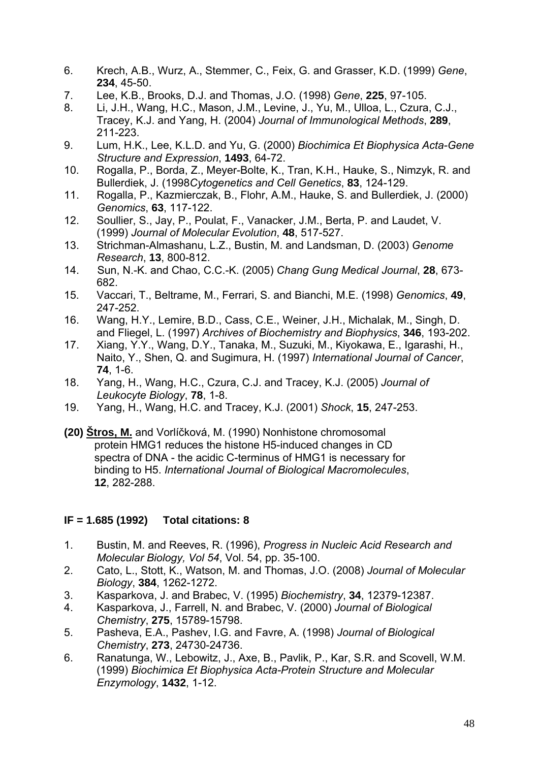6. Krech, A.B., Wurz, A., Stemmer, C., Feix, G. and Grasser, K.D. (1999) *Gene*, **234**, 45-50.
7. Lee, K.B., Brooks, D.J. and Thomas, J.O. (1998) *Gene*, **225**, 97-105.
8. Li, J.H., Wang, H.C., Mason, J.M., Levine, J., Yu, M., Ulloa, L., Czura, C.J., Tracey, K.J. and Yang, H. (2004) *Journal of Immunological Methods*, **289**, 211-223.
9. Lum, H.K., Lee, K.L.D. and Yu, G. (2000) *Biochimica Et Biophysica Acta-Gene Structure and Expression*, **1493**, 64-72.
10. Rogalla, P., Borda, Z., Meyer-Bolte, K., Tran, K.H., Hauke, S., Nimzyk, R. and Bullerdiek, J. (1998*Cytogenetics and Cell Genetics*, **83**, 124-129.
11. Rogalla, P., Kazmierczak, B., Flohr, A.M., Hauke, S. and Bullerdiek, J. (2000) *Genomics*, **63**, 117-122.
12. Soullier, S., Jay, P., Poulat, F., Vanacker, J.M., Berta, P. and Laudet, V. (1999) *Journal of Molecular Evolution*, **48**, 517-527.
13. Strichman-Almashanu, L.Z., Bustin, M. and Landsman, D. (2003) *Genome Research*, **13**, 800-812.
14. Sun, N.-K. and Chao, C.C.-K. (2005) *Chang Gung Medical Journal*, **28**, 673-682.
15. Vaccari, T., Beltrame, M., Ferrari, S. and Bianchi, M.E. (1998) *Genomics*, **49**, 247-252.
16. Wang, H.Y., Lemire, B.D., Cass, C.E., Weiner, J.H., Michalak, M., Singh, D. and Fliegel, L. (1997) *Archives of Biochemistry and Biophysics*, **346**, 193-202.
17. Xiang, Y.Y., Wang, D.Y., Tanaka, M., Suzuki, M., Kiyokawa, E., Igarashi, H., Naito, Y., Shen, Q. and Sugimura, H. (1997) *International Journal of Cancer*, **74**, 1-6.
18. Yang, H., Wang, H.C., Czura, C.J. and Tracey, K.J. (2005) *Journal of Leukocyte Biology*, **78**, 1-8.
19. Yang, H., Wang, H.C. and Tracey, K.J. (2001) *Shock*, **15**, 247-253.

**(20) <u>Štros, M.</u>** and Vorlíčková, M. (1990) Nonhistone chromosomal protein HMG1 reduces the histone H5-induced changes in CD spectra of DNA - the acidic C-terminus of HMG1 is necessary for binding to H5. *International Journal of Biological Macromolecules*, **12**, 282-288.

**IF = 1.685 (1992) Total citations: 8**

1. Bustin, M. and Reeves, R. (1996), *Progress in Nucleic Acid Research and Molecular Biology, Vol 54*, Vol. 54, pp. 35-100.
2. Cato, L., Stott, K., Watson, M. and Thomas, J.O. (2008) *Journal of Molecular Biology*, **384**, 1262-1272.
3. Kasparkova, J. and Brabec, V. (1995) *Biochemistry*, **34**, 12379-12387.
4. Kasparkova, J., Farrell, N. and Brabec, V. (2000) *Journal of Biological Chemistry*, **275**, 15789-15798.
5. Pasheva, E.A., Pashev, I.G. and Favre, A. (1998) *Journal of Biological Chemistry*, **273**, 24730-24736.
6. Ranatunga, W., Lebowitz, J., Axe, B., Pavlik, P., Kar, S.R. and Scovell, W.M. (1999) *Biochimica Et Biophysica Acta-Protein Structure and Molecular Enzymology*, **1432**, 1-12.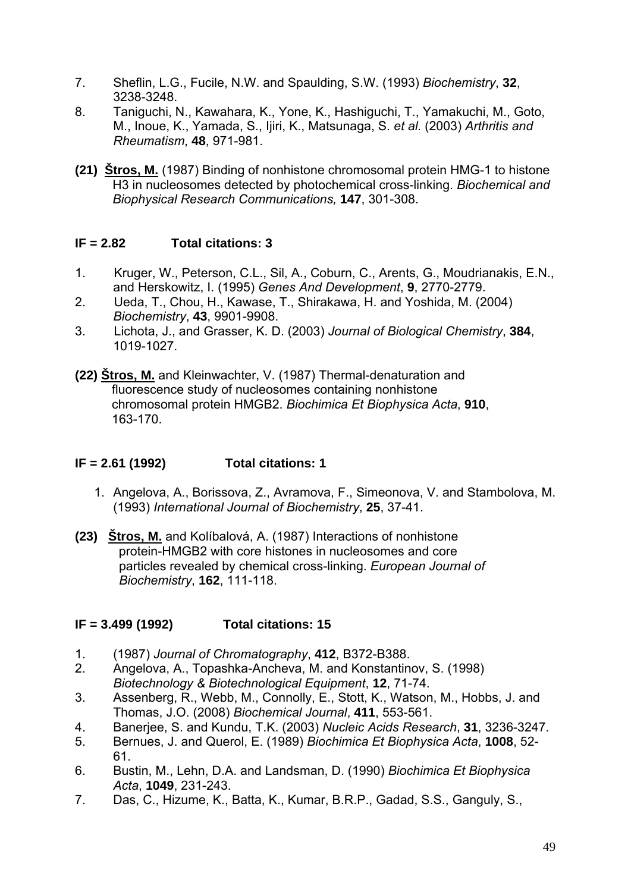7. Sheflin, L.G., Fucile, N.W. and Spaulding, S.W. (1993) *Biochemistry*, **32**, 3238-3248.
8. Taniguchi, N., Kawahara, K., Yone, K., Hashiguchi, T., Yamakuchi, M., Goto, M., Inoue, K., Yamada, S., Ijiri, K., Matsunaga, S. *et al*. (2003) *Arthritis and Rheumatism*, **48**, 971-981.

**(21)** **Štros, M.** (1987) Binding of nonhistone chromosomal protein HMG-1 to histone H3 in nucleosomes detected by photochemical cross-linking. *Biochemical and Biophysical Research Communications,* **147**, 301-308.

**IF = 2.82 Total citations: 3**

1. Kruger, W., Peterson, C.L., Sil, A., Coburn, C., Arents, G., Moudrianakis, E.N., and Herskowitz, I. (1995) *Genes And Development*, **9**, 2770-2779.
2. Ueda, T., Chou, H., Kawase, T., Shirakawa, H. and Yoshida, M. (2004) *Biochemistry*, **43**, 9901-9908.
3. Lichota, J., and Grasser, K. D. (2003) *Journal of Biological Chemistry*, **384**, 1019-1027.

**(22)** **Štros, M.** and Kleinwachter, V. (1987) Thermal-denaturation and fluorescence study of nucleosomes containing nonhistone chromosomal protein HMGB2. *Biochimica Et Biophysica Acta*, **910**, 163-170.

**IF = 2.61 (1992) Total citations: 1**

1. Angelova, A., Borissova, Z., Avramova, F., Simeonova, V. and Stambolova, M. (1993) *International Journal of Biochemistry*, **25**, 37-41.

**(23)** **Štros, M.** and Kolíbalová, A. (1987) Interactions of nonhistone protein-HMGB2 with core histones in nucleosomes and core particles revealed by chemical cross-linking. *European Journal of Biochemistry*, **162**, 111-118.

**IF = 3.499 (1992) Total citations: 15**

1. (1987) *Journal of Chromatography*, **412**, B372-B388.
2. Angelova, A., Topashka-Ancheva, M. and Konstantinov, S. (1998) *Biotechnology & Biotechnological Equipment*, **12**, 71-74.
3. Assenberg, R., Webb, M., Connolly, E., Stott, K., Watson, M., Hobbs, J. and Thomas, J.O. (2008) *Biochemical Journal*, **411**, 553-561.
4. Banerjee, S. and Kundu, T.K. (2003) *Nucleic Acids Research*, **31**, 3236-3247.
5. Bernues, J. and Querol, E. (1989) *Biochimica Et Biophysica Acta*, **1008**, 52-61.
6. Bustin, M., Lehn, D.A. and Landsman, D. (1990) *Biochimica Et Biophysica Acta*, **1049**, 231-243.
7. Das, C., Hizume, K., Batta, K., Kumar, B.R.P., Gadad, S.S., Ganguly, S.,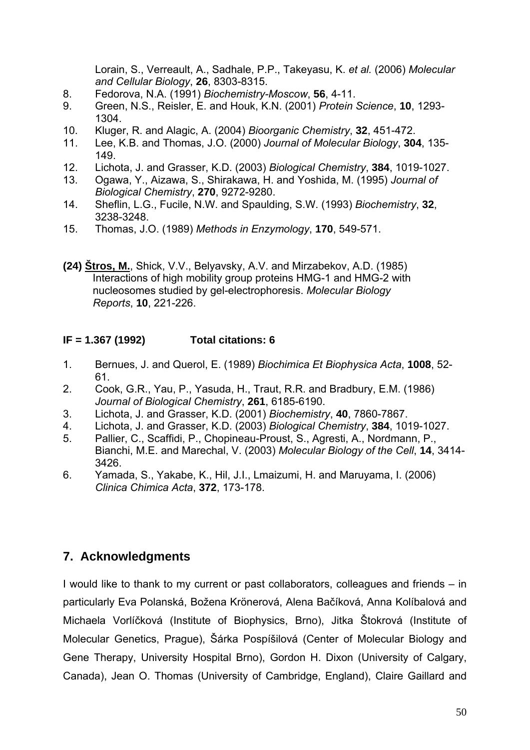Lorain, S., Verreault, A., Sadhale, P.P., Takeyasu, K. *et al.* (2006) *Molecular and Cellular Biology*, **26**, 8303-8315.

8. Fedorova, N.A. (1991) *Biochemistry-Moscow*, **56**, 4-11.
9. Green, N.S., Reisler, E. and Houk, K.N. (2001) *Protein Science*, **10**, 1293-1304.
10. Kluger, R. and Alagic, A. (2004) *Bioorganic Chemistry*, **32**, 451-472.
11. Lee, K.B. and Thomas, J.O. (2000) *Journal of Molecular Biology*, **304**, 135-149.
12. Lichota, J. and Grasser, K.D. (2003) *Biological Chemistry*, **384**, 1019-1027.
13. Ogawa, Y., Aizawa, S., Shirakawa, H. and Yoshida, M. (1995) *Journal of Biological Chemistry*, **270**, 9272-9280.
14. Sheflin, L.G., Fucile, N.W. and Spaulding, S.W. (1993) *Biochemistry*, **32**, 3238-3248.
15. Thomas, J.O. (1989) *Methods in Enzymology*, **170**, 549-571.

**(24) Štros, M.**, Shick, V.V., Belyavsky, A.V. and Mirzabekov, A.D. (1985) Interactions of high mobility group proteins HMG-1 and HMG-2 with nucleosomes studied by gel-electrophoresis. *Molecular Biology Reports*, **10**, 221-226.

**IF = 1.367 (1992) Total citations: 6**

1. Bernues, J. and Querol, E. (1989) *Biochimica Et Biophysica Acta*, **1008**, 52-61.
2. Cook, G.R., Yau, P., Yasuda, H., Traut, R.R. and Bradbury, E.M. (1986) *Journal of Biological Chemistry*, **261**, 6185-6190.
3. Lichota, J. and Grasser, K.D. (2001) *Biochemistry*, **40**, 7860-7867.
4. Lichota, J. and Grasser, K.D. (2003) *Biological Chemistry*, **384**, 1019-1027.
5. Pallier, C., Scaffidi, P., Chopineau-Proust, S., Agresti, A., Nordmann, P., Bianchi, M.E. and Marechal, V. (2003) *Molecular Biology of the Cell*, **14**, 3414-3426.
6. Yamada, S., Yakabe, K., Hil, J.I., Lmaizumi, H. and Maruyama, I. (2006) *Clinica Chimica Acta*, **372**, 173-178.

## 7. Acknowledgments

I would like to thank to my current or past collaborators, colleagues and friends – in particularly Eva Polanská, Božena Krönerová, Alena Bačíková, Anna Kolíbalová and Michaela Vorlíčková (Institute of Biophysics, Brno), Jitka Štokrová (Institute of Molecular Genetics, Prague), Šárka Pospíšilová (Center of Molecular Biology and Gene Therapy, University Hospital Brno), Gordon H. Dixon (University of Calgary, Canada), Jean O. Thomas (University of Cambridge, England), Claire Gaillard and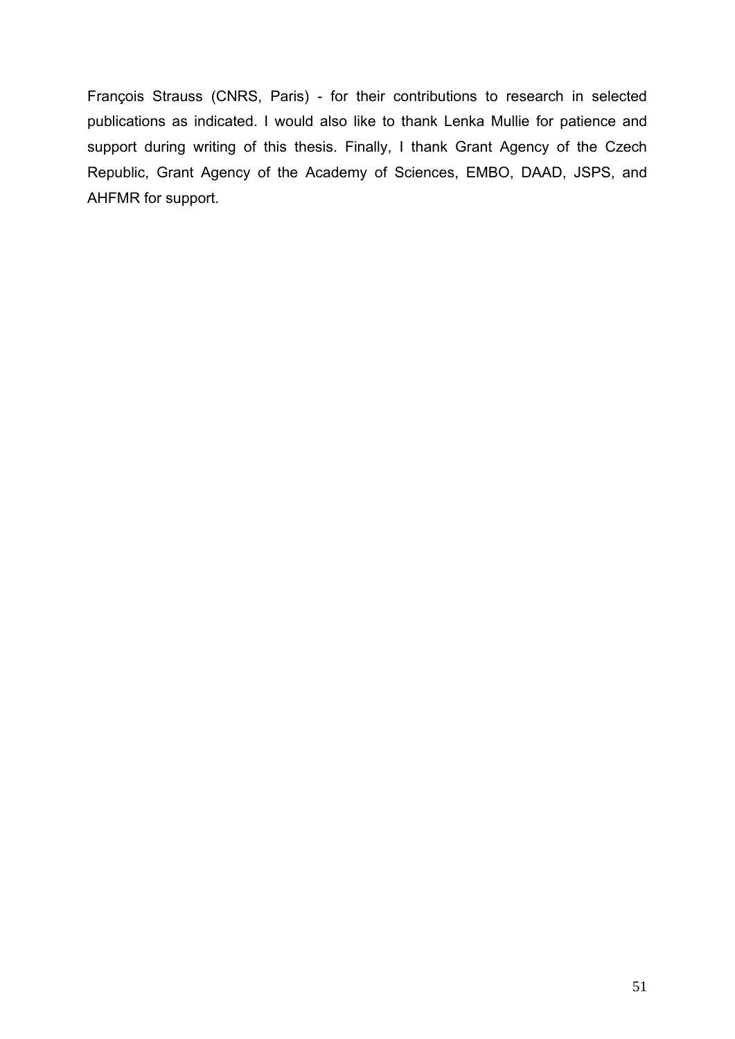François Strauss (CNRS, Paris) - for their contributions to research in selected publications as indicated. I would also like to thank Lenka Mullie for patience and support during writing of this thesis. Finally, I thank Grant Agency of the Czech Republic, Grant Agency of the Academy of Sciences, EMBO, DAAD, JSPS, and AHFMR for support.